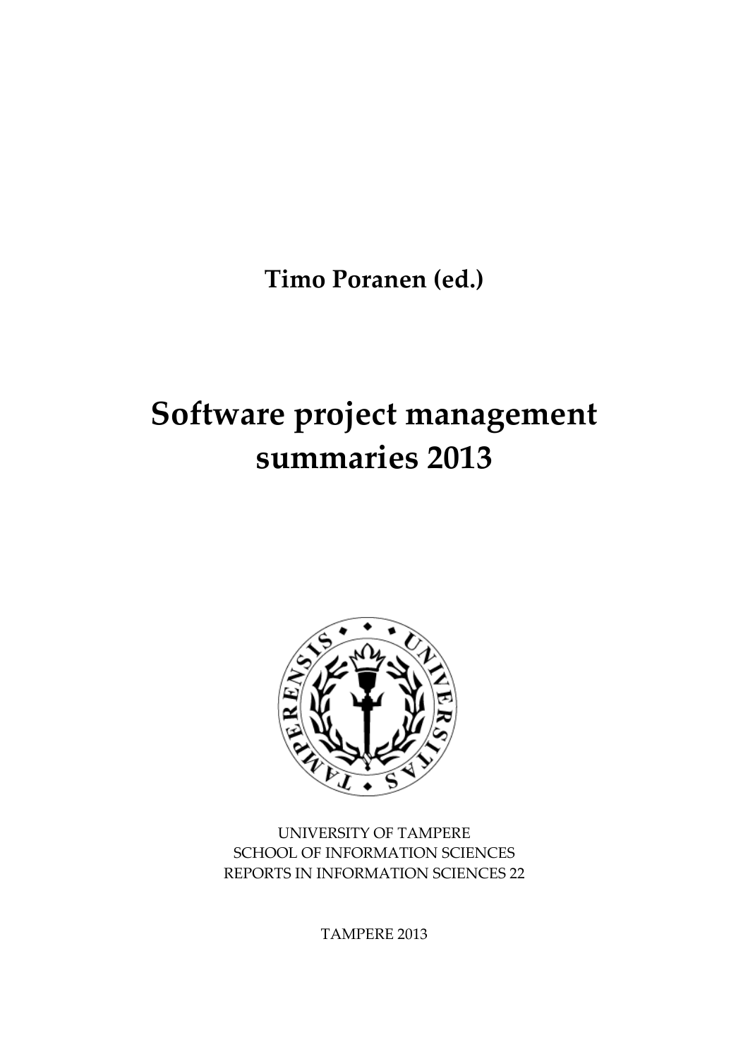**Timo Poranen (ed.)**

# Software project management summaries 2013

UNIVERSITY OF TAMPERE
SCHOOL OF INFORMATION SCIENCES
REPORTS IN INFORMATION SCIENCES 22

TAMPERE 2013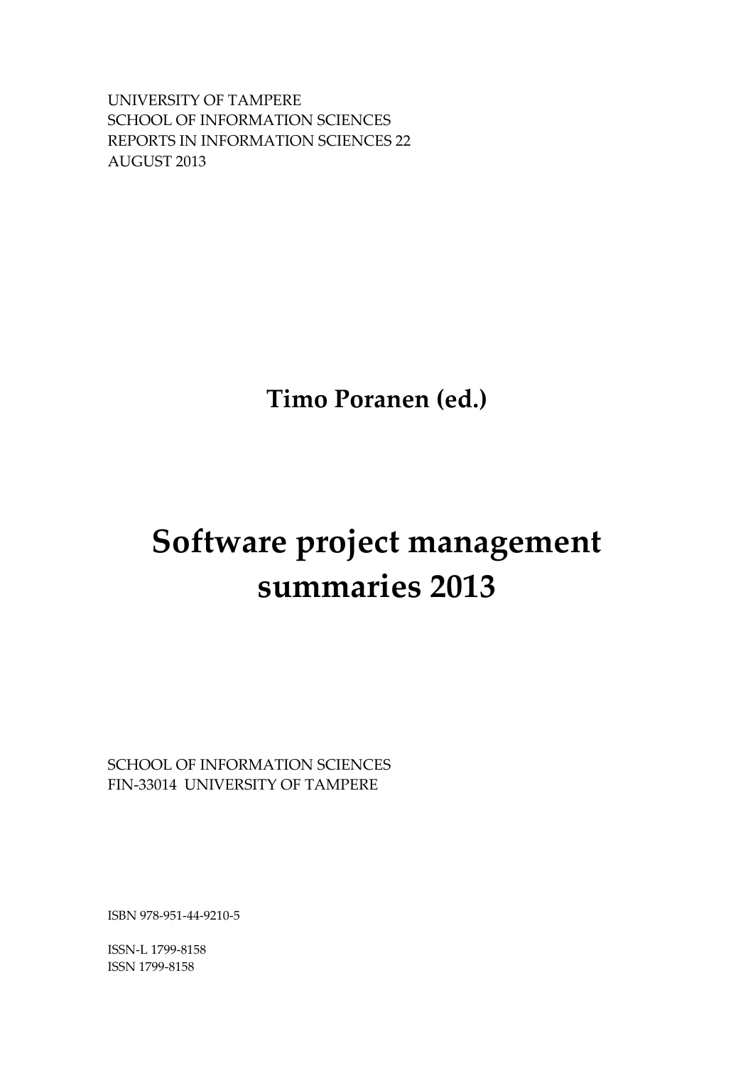UNIVERSITY OF TAMPERE
SCHOOL OF INFORMATION SCIENCES
REPORTS IN INFORMATION SCIENCES 22
AUGUST 2013

**Timo Poranen (ed.)**

# Software project management summaries 2013

SCHOOL OF INFORMATION SCIENCES
FIN-33014 UNIVERSITY OF TAMPERE

ISBN 978-951-44-9210-5

ISSN-L 1799-8158
ISSN 1799-8158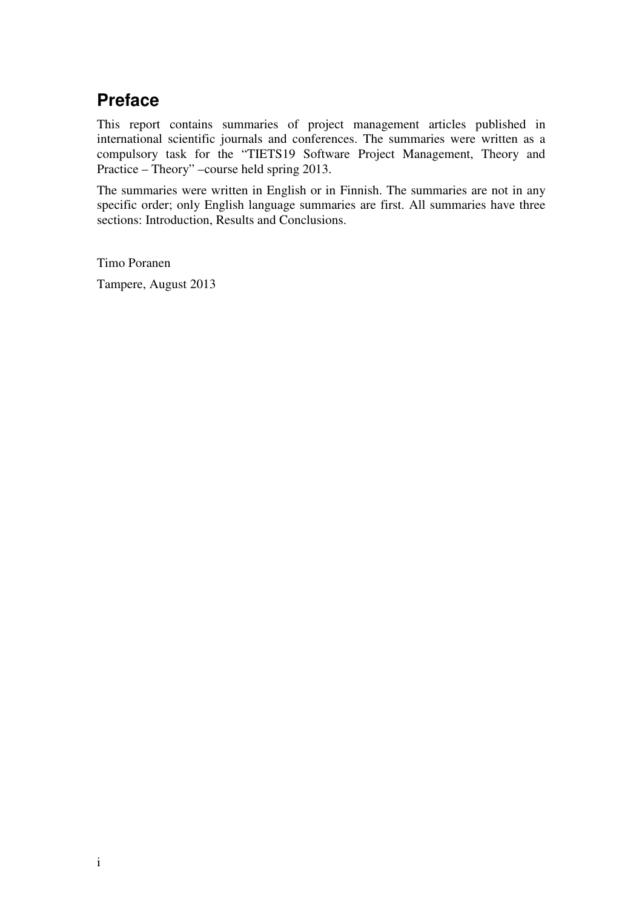## Preface

This report contains summaries of project management articles published in international scientific journals and conferences. The summaries were written as a compulsory task for the "TIETS19 Software Project Management, Theory and Practice – Theory" –course held spring 2013.

The summaries were written in English or in Finnish. The summaries are not in any specific order; only English language summaries are first. All summaries have three sections: Introduction, Results and Conclusions.

Timo Poranen

Tampere, August 2013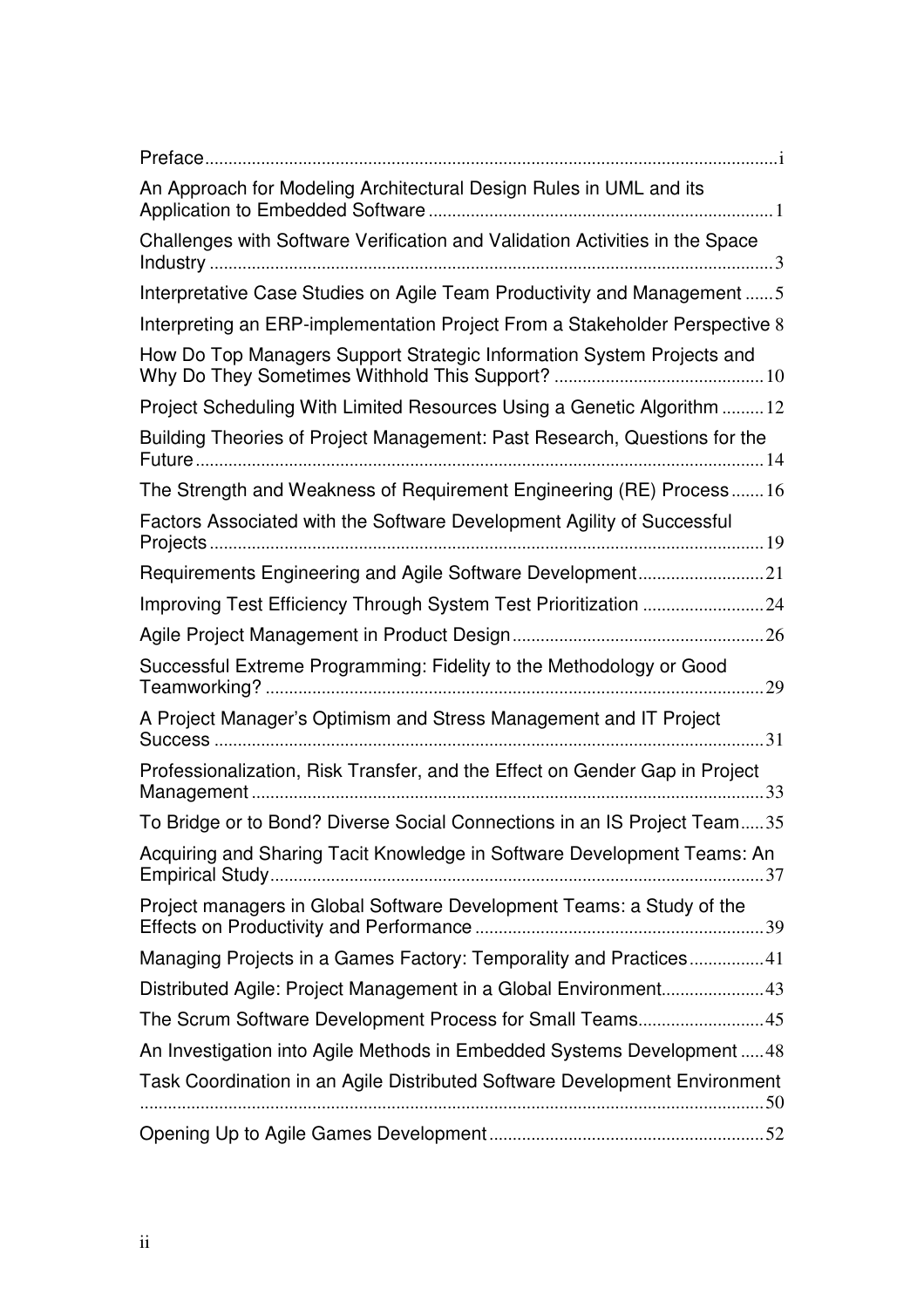| | |
|---|---|
| Preface | i |
| An Approach for Modeling Architectural Design Rules in UML and its Application to Embedded Software | 1 |
| Challenges with Software Verification and Validation Activities in the Space Industry | 3 |
| Interpretative Case Studies on Agile Team Productivity and Management | 5 |
| Interpreting an ERP-implementation Project From a Stakeholder Perspective | 8 |
| How Do Top Managers Support Strategic Information System Projects and Why Do They Sometimes Withhold This Support? | 10 |
| Project Scheduling With Limited Resources Using a Genetic Algorithm | 12 |
| Building Theories of Project Management: Past Research, Questions for the Future | 14 |
| The Strength and Weakness of Requirement Engineering (RE) Process | 16 |
| Factors Associated with the Software Development Agility of Successful Projects | 19 |
| Requirements Engineering and Agile Software Development | 21 |
| Improving Test Efficiency Through System Test Prioritization | 24 |
| Agile Project Management in Product Design | 26 |
| Successful Extreme Programming: Fidelity to the Methodology or Good Teamworking? | 29 |
| A Project Manager's Optimism and Stress Management and IT Project Success | 31 |
| Professionalization, Risk Transfer, and the Effect on Gender Gap in Project Management | 33 |
| To Bridge or to Bond? Diverse Social Connections in an IS Project Team | 35 |
| Acquiring and Sharing Tacit Knowledge in Software Development Teams: An Empirical Study | 37 |
| Project managers in Global Software Development Teams: a Study of the Effects on Productivity and Performance | 39 |
| Managing Projects in a Games Factory: Temporality and Practices | 41 |
| Distributed Agile: Project Management in a Global Environment | 43 |
| The Scrum Software Development Process for Small Teams | 45 |
| An Investigation into Agile Methods in Embedded Systems Development | 48 |
| Task Coordination in an Agile Distributed Software Development Environment | 50 |
| Opening Up to Agile Games Development | 52 |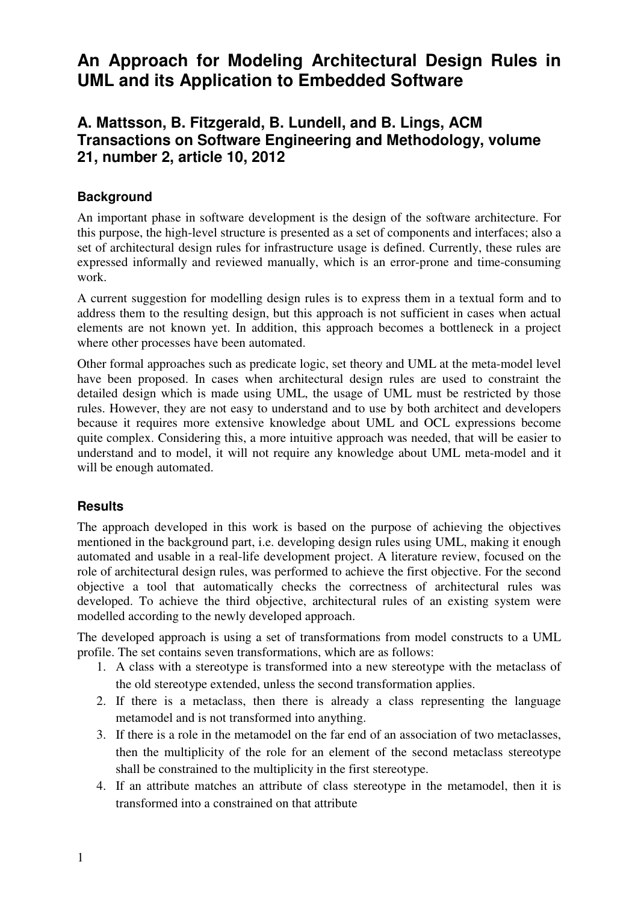# An Approach for Modeling Architectural Design Rules in UML and its Application to Embedded Software

## A. Mattsson, B. Fitzgerald, B. Lundell, and B. Lings, ACM Transactions on Software Engineering and Methodology, volume 21, number 2, article 10, 2012

### Background

An important phase in software development is the design of the software architecture. For this purpose, the high-level structure is presented as a set of components and interfaces; also a set of architectural design rules for infrastructure usage is defined. Currently, these rules are expressed informally and reviewed manually, which is an error-prone and time-consuming work.

A current suggestion for modelling design rules is to express them in a textual form and to address them to the resulting design, but this approach is not sufficient in cases when actual elements are not known yet. In addition, this approach becomes a bottleneck in a project where other processes have been automated.

Other formal approaches such as predicate logic, set theory and UML at the meta-model level have been proposed. In cases when architectural design rules are used to constraint the detailed design which is made using UML, the usage of UML must be restricted by those rules. However, they are not easy to understand and to use by both architect and developers because it requires more extensive knowledge about UML and OCL expressions become quite complex. Considering this, a more intuitive approach was needed, that will be easier to understand and to model, it will not require any knowledge about UML meta-model and it will be enough automated.

### Results

The approach developed in this work is based on the purpose of achieving the objectives mentioned in the background part, i.e. developing design rules using UML, making it enough automated and usable in a real-life development project. A literature review, focused on the role of architectural design rules, was performed to achieve the first objective. For the second objective a tool that automatically checks the correctness of architectural rules was developed. To achieve the third objective, architectural rules of an existing system were modelled according to the newly developed approach.

The developed approach is using a set of transformations from model constructs to a UML profile. The set contains seven transformations, which are as follows:

1. A class with a stereotype is transformed into a new stereotype with the metaclass of the old stereotype extended, unless the second transformation applies.
2. If there is a metaclass, then there is already a class representing the language metamodel and is not transformed into anything.
3. If there is a role in the metamodel on the far end of an association of two metaclasses, then the multiplicity of the role for an element of the second metaclass stereotype shall be constrained to the multiplicity in the first stereotype.
4. If an attribute matches an attribute of class stereotype in the metamodel, then it is transformed into a constrained on that attribute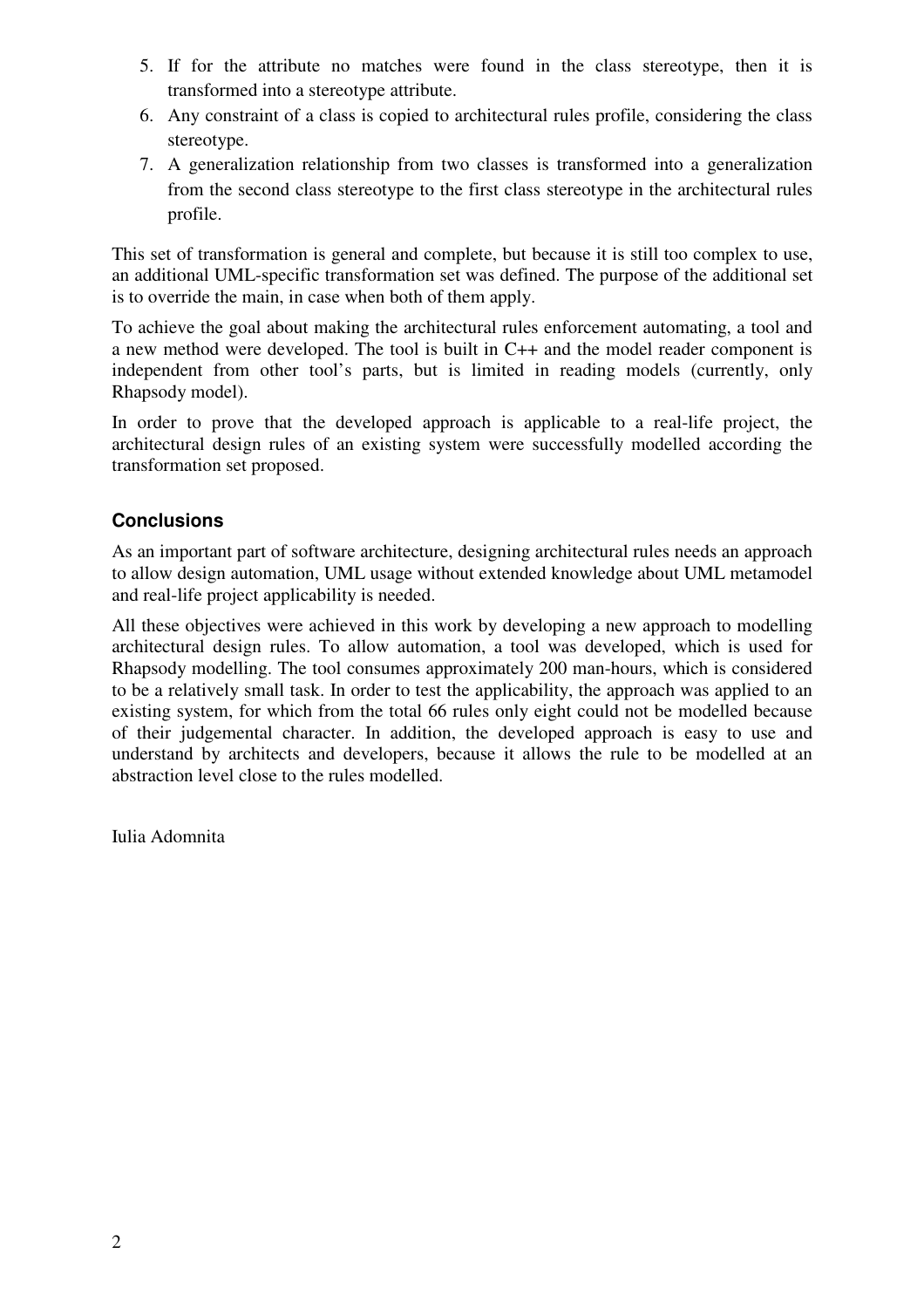5. If for the attribute no matches were found in the class stereotype, then it is transformed into a stereotype attribute.
6. Any constraint of a class is copied to architectural rules profile, considering the class stereotype.
7. A generalization relationship from two classes is transformed into a generalization from the second class stereotype to the first class stereotype in the architectural rules profile.

This set of transformation is general and complete, but because it is still too complex to use, an additional UML-specific transformation set was defined. The purpose of the additional set is to override the main, in case when both of them apply.

To achieve the goal about making the architectural rules enforcement automating, a tool and a new method were developed. The tool is built in C++ and the model reader component is independent from other tool's parts, but is limited in reading models (currently, only Rhapsody model).

In order to prove that the developed approach is applicable to a real-life project, the architectural design rules of an existing system were successfully modelled according the transformation set proposed.

### Conclusions

As an important part of software architecture, designing architectural rules needs an approach to allow design automation, UML usage without extended knowledge about UML metamodel and real-life project applicability is needed.

All these objectives were achieved in this work by developing a new approach to modelling architectural design rules. To allow automation, a tool was developed, which is used for Rhapsody modelling. The tool consumes approximately 200 man-hours, which is considered to be a relatively small task. In order to test the applicability, the approach was applied to an existing system, for which from the total 66 rules only eight could not be modelled because of their judgemental character. In addition, the developed approach is easy to use and understand by architects and developers, because it allows the rule to be modelled at an abstraction level close to the rules modelled.

Iulia Adomnita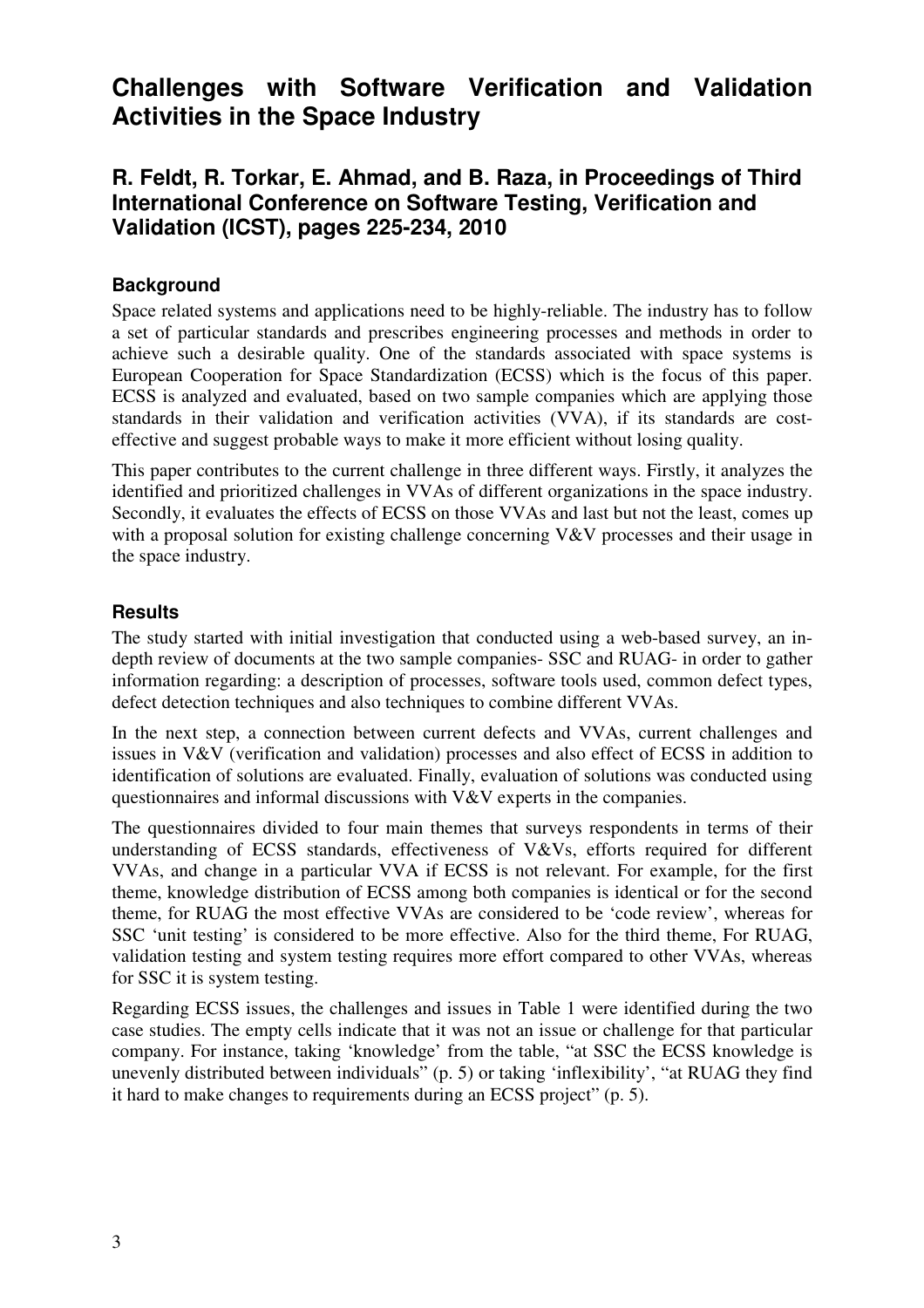## Challenges with Software Verification and Validation Activities in the Space Industry

### R. Feldt, R. Torkar, E. Ahmad, and B. Raza, in Proceedings of Third International Conference on Software Testing, Verification and Validation (ICST), pages 225-234, 2010

#### Background

Space related systems and applications need to be highly-reliable. The industry has to follow a set of particular standards and prescribes engineering processes and methods in order to achieve such a desirable quality. One of the standards associated with space systems is European Cooperation for Space Standardization (ECSS) which is the focus of this paper. ECSS is analyzed and evaluated, based on two sample companies which are applying those standards in their validation and verification activities (VVA), if its standards are cost-effective and suggest probable ways to make it more efficient without losing quality.

This paper contributes to the current challenge in three different ways. Firstly, it analyzes the identified and prioritized challenges in VVAs of different organizations in the space industry. Secondly, it evaluates the effects of ECSS on those VVAs and last but not the least, comes up with a proposal solution for existing challenge concerning V&V processes and their usage in the space industry.

#### Results

The study started with initial investigation that conducted using a web-based survey, an in-depth review of documents at the two sample companies- SSC and RUAG- in order to gather information regarding: a description of processes, software tools used, common defect types, defect detection techniques and also techniques to combine different VVAs.

In the next step, a connection between current defects and VVAs, current challenges and issues in V&V (verification and validation) processes and also effect of ECSS in addition to identification of solutions are evaluated. Finally, evaluation of solutions was conducted using questionnaires and informal discussions with V&V experts in the companies.

The questionnaires divided to four main themes that surveys respondents in terms of their understanding of ECSS standards, effectiveness of V&Vs, efforts required for different VVAs, and change in a particular VVA if ECSS is not relevant. For example, for the first theme, knowledge distribution of ECSS among both companies is identical or for the second theme, for RUAG the most effective VVAs are considered to be 'code review', whereas for SSC 'unit testing' is considered to be more effective. Also for the third theme, For RUAG, validation testing and system testing requires more effort compared to other VVAs, whereas for SSC it is system testing.

Regarding ECSS issues, the challenges and issues in Table 1 were identified during the two case studies. The empty cells indicate that it was not an issue or challenge for that particular company. For instance, taking 'knowledge' from the table, "at SSC the ECSS knowledge is unevenly distributed between individuals" (p. 5) or taking 'inflexibility', "at RUAG they find it hard to make changes to requirements during an ECSS project" (p. 5).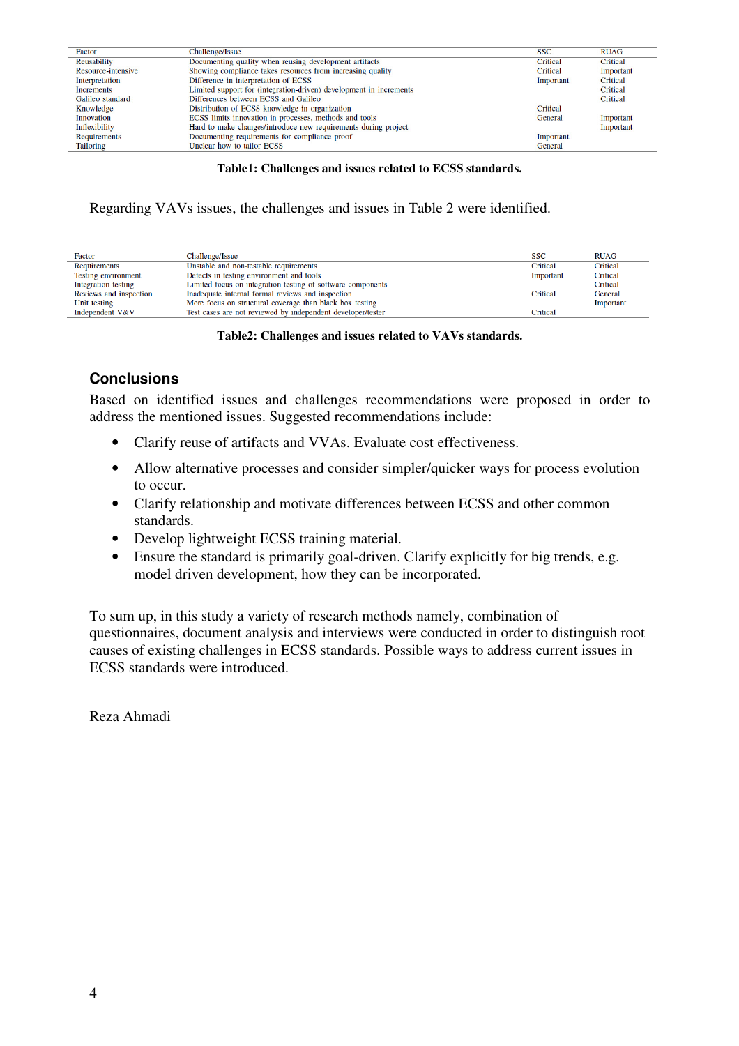| Factor | Challenge/Issue | SSC | RUAG |
|---|---|---|---|
| Reusability | Documenting quality when reusing development artifacts | Critical | Critical |
| Resource-intensive | Showing compliance takes resources from increasing quality | Critical | Important |
| Interpretation | Difference in interpretation of ECSS | Important | Critical |
| Increments | Limited support for (integration-driven) development in increments | | Critical |
| Galileo standard | Differences between ECSS and Galileo | | Critical |
| Knowledge | Distribution of ECSS knowledge in organization | Critical | |
| Innovation | ECSS limits innovation in processes, methods and tools | General | Important |
| Inflexibility | Hard to make changes/introduce new requirements during project | | Important |
| Requirements | Documenting requirements for compliance proof | Important | |
| Tailoring | Unclear how to tailor ECSS | General | |

**Table1: Challenges and issues related to ECSS standards.**

Regarding VAVs issues, the challenges and issues in Table 2 were identified.

| Factor | Challenge/Issue | SSC | RUAG |
|---|---|---|---|
| Requirements | Unstable and non-testable requirements | Critical | Critical |
| Testing environment | Defects in testing environment and tools | Important | Critical |
| Integration testing | Limited focus on integration testing of software components | | Critical |
| Reviews and inspection | Inadequate internal formal reviews and inspection | Critical | General |
| Unit testing | More focus on structural coverage than black box testing | | Important |
| Independent V&V | Test cases are not reviewed by independent developer/tester | Critical | |

**Table2: Challenges and issues related to VAVs standards.**

## Conclusions

Based on identified issues and challenges recommendations were proposed in order to address the mentioned issues. Suggested recommendations include:

- Clarify reuse of artifacts and VVAs. Evaluate cost effectiveness.
- Allow alternative processes and consider simpler/quicker ways for process evolution to occur.
- Clarify relationship and motivate differences between ECSS and other common standards.
- Develop lightweight ECSS training material.
- Ensure the standard is primarily goal-driven. Clarify explicitly for big trends, e.g. model driven development, how they can be incorporated.

To sum up, in this study a variety of research methods namely, combination of questionnaires, document analysis and interviews were conducted in order to distinguish root causes of existing challenges in ECSS standards. Possible ways to address current issues in ECSS standards were introduced.

Reza Ahmadi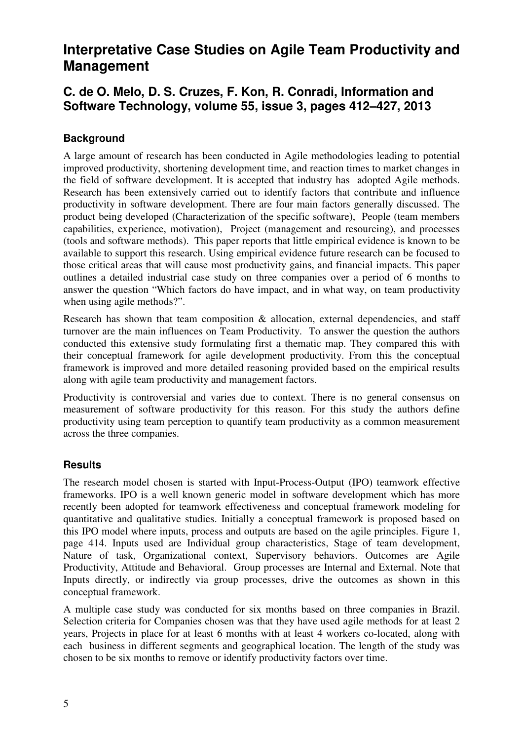# Interpretative Case Studies on Agile Team Productivity and Management

## C. de O. Melo, D. S. Cruzes, F. Kon, R. Conradi, Information and Software Technology, volume 55, issue 3, pages 412–427, 2013

### Background

A large amount of research has been conducted in Agile methodologies leading to potential improved productivity, shortening development time, and reaction times to market changes in the field of software development. It is accepted that industry has adopted Agile methods. Research has been extensively carried out to identify factors that contribute and influence productivity in software development. There are four main factors generally discussed. The product being developed (Characterization of the specific software), People (team members capabilities, experience, motivation), Project (management and resourcing), and processes (tools and software methods). This paper reports that little empirical evidence is known to be available to support this research. Using empirical evidence future research can be focused to those critical areas that will cause most productivity gains, and financial impacts. This paper outlines a detailed industrial case study on three companies over a period of 6 months to answer the question "Which factors do have impact, and in what way, on team productivity when using agile methods?".

Research has shown that team composition & allocation, external dependencies, and staff turnover are the main influences on Team Productivity. To answer the question the authors conducted this extensive study formulating first a thematic map. They compared this with their conceptual framework for agile development productivity. From this the conceptual framework is improved and more detailed reasoning provided based on the empirical results along with agile team productivity and management factors.

Productivity is controversial and varies due to context. There is no general consensus on measurement of software productivity for this reason. For this study the authors define productivity using team perception to quantify team productivity as a common measurement across the three companies.

### Results

The research model chosen is started with Input-Process-Output (IPO) teamwork effective frameworks. IPO is a well known generic model in software development which has more recently been adopted for teamwork effectiveness and conceptual framework modeling for quantitative and qualitative studies. Initially a conceptual framework is proposed based on this IPO model where inputs, process and outputs are based on the agile principles. Figure 1, page 414. Inputs used are Individual group characteristics, Stage of team development, Nature of task, Organizational context, Supervisory behaviors. Outcomes are Agile Productivity, Attitude and Behavioral. Group processes are Internal and External. Note that Inputs directly, or indirectly via group processes, drive the outcomes as shown in this conceptual framework.

A multiple case study was conducted for six months based on three companies in Brazil. Selection criteria for Companies chosen was that they have used agile methods for at least 2 years, Projects in place for at least 6 months with at least 4 workers co-located, along with each business in different segments and geographical location. The length of the study was chosen to be six months to remove or identify productivity factors over time.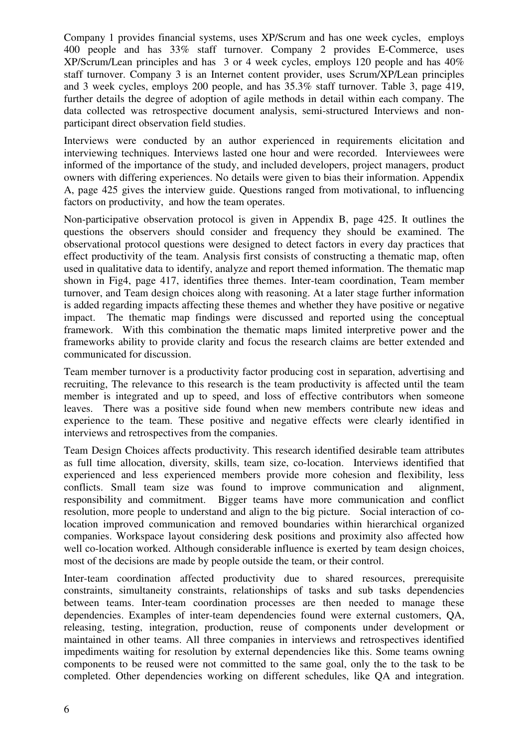Company 1 provides financial systems, uses XP/Scrum and has one week cycles, employs 400 people and has 33% staff turnover. Company 2 provides E-Commerce, uses XP/Scrum/Lean principles and has 3 or 4 week cycles, employs 120 people and has 40% staff turnover. Company 3 is an Internet content provider, uses Scrum/XP/Lean principles and 3 week cycles, employs 200 people, and has 35.3% staff turnover. Table 3, page 419, further details the degree of adoption of agile methods in detail within each company. The data collected was retrospective document analysis, semi-structured Interviews and non-participant direct observation field studies.

Interviews were conducted by an author experienced in requirements elicitation and interviewing techniques. Interviews lasted one hour and were recorded. Interviewees were informed of the importance of the study, and included developers, project managers, product owners with differing experiences. No details were given to bias their information. Appendix A, page 425 gives the interview guide. Questions ranged from motivational, to influencing factors on productivity, and how the team operates.

Non-participative observation protocol is given in Appendix B, page 425. It outlines the questions the observers should consider and frequency they should be examined. The observational protocol questions were designed to detect factors in every day practices that effect productivity of the team. Analysis first consists of constructing a thematic map, often used in qualitative data to identify, analyze and report themed information. The thematic map shown in Fig4, page 417, identifies three themes. Inter-team coordination, Team member turnover, and Team design choices along with reasoning. At a later stage further information is added regarding impacts affecting these themes and whether they have positive or negative impact. The thematic map findings were discussed and reported using the conceptual framework. With this combination the thematic maps limited interpretive power and the frameworks ability to provide clarity and focus the research claims are better extended and communicated for discussion.

Team member turnover is a productivity factor producing cost in separation, advertising and recruiting, The relevance to this research is the team productivity is affected until the team member is integrated and up to speed, and loss of effective contributors when someone leaves. There was a positive side found when new members contribute new ideas and experience to the team. These positive and negative effects were clearly identified in interviews and retrospectives from the companies.

Team Design Choices affects productivity. This research identified desirable team attributes as full time allocation, diversity, skills, team size, co-location. Interviews identified that experienced and less experienced members provide more cohesion and flexibility, less conflicts. Small team size was found to improve communication and alignment, responsibility and commitment. Bigger teams have more communication and conflict resolution, more people to understand and align to the big picture. Social interaction of co-location improved communication and removed boundaries within hierarchical organized companies. Workspace layout considering desk positions and proximity also affected how well co-location worked. Although considerable influence is exerted by team design choices, most of the decisions are made by people outside the team, or their control.

Inter-team coordination affected productivity due to shared resources, prerequisite constraints, simultaneity constraints, relationships of tasks and sub tasks dependencies between teams. Inter-team coordination processes are then needed to manage these dependencies. Examples of inter-team dependencies found were external customers, QA, releasing, testing, integration, production, reuse of components under development or maintained in other teams. All three companies in interviews and retrospectives identified impediments waiting for resolution by external dependencies like this. Some teams owning components to be reused were not committed to the same goal, only the to the task to be completed. Other dependencies working on different schedules, like QA and integration.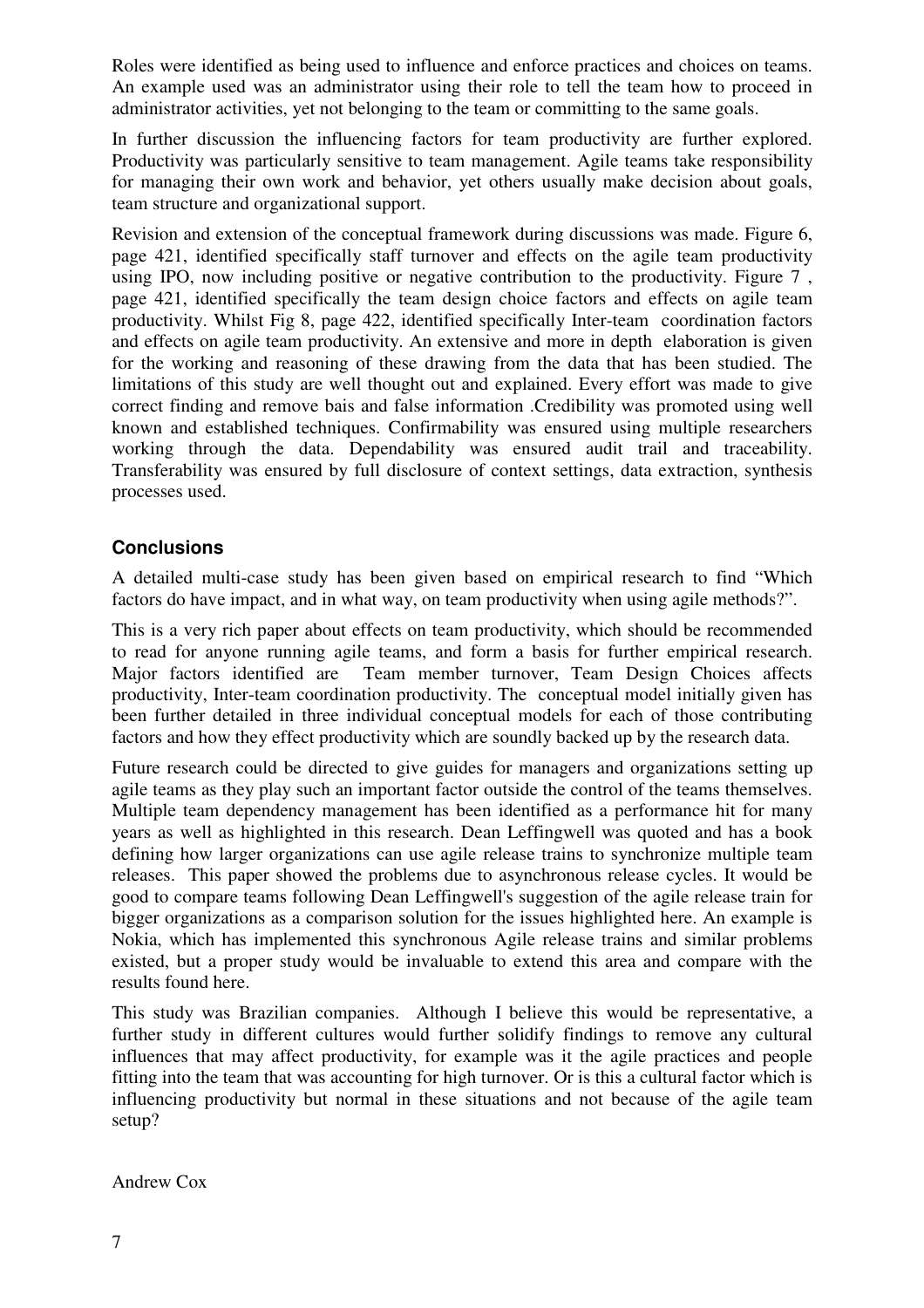Roles were identified as being used to influence and enforce practices and choices on teams. An example used was an administrator using their role to tell the team how to proceed in administrator activities, yet not belonging to the team or committing to the same goals.

In further discussion the influencing factors for team productivity are further explored. Productivity was particularly sensitive to team management. Agile teams take responsibility for managing their own work and behavior, yet others usually make decision about goals, team structure and organizational support.

Revision and extension of the conceptual framework during discussions was made. Figure 6, page 421, identified specifically staff turnover and effects on the agile team productivity using IPO, now including positive or negative contribution to the productivity. Figure 7 , page 421, identified specifically the team design choice factors and effects on agile team productivity. Whilst Fig 8, page 422, identified specifically Inter-team coordination factors and effects on agile team productivity. An extensive and more in depth elaboration is given for the working and reasoning of these drawing from the data that has been studied. The limitations of this study are well thought out and explained. Every effort was made to give correct finding and remove bais and false information .Credibility was promoted using well known and established techniques. Confirmability was ensured using multiple researchers working through the data. Dependability was ensured audit trail and traceability. Transferability was ensured by full disclosure of context settings, data extraction, synthesis processes used.

## Conclusions

A detailed multi-case study has been given based on empirical research to find “Which factors do have impact, and in what way, on team productivity when using agile methods?”.

This is a very rich paper about effects on team productivity, which should be recommended to read for anyone running agile teams, and form a basis for further empirical research. Major factors identified are Team member turnover, Team Design Choices affects productivity, Inter-team coordination productivity. The conceptual model initially given has been further detailed in three individual conceptual models for each of those contributing factors and how they effect productivity which are soundly backed up by the research data.

Future research could be directed to give guides for managers and organizations setting up agile teams as they play such an important factor outside the control of the teams themselves. Multiple team dependency management has been identified as a performance hit for many years as well as highlighted in this research. Dean Leffingwell was quoted and has a book defining how larger organizations can use agile release trains to synchronize multiple team releases. This paper showed the problems due to asynchronous release cycles. It would be good to compare teams following Dean Leffingwell's suggestion of the agile release train for bigger organizations as a comparison solution for the issues highlighted here. An example is Nokia, which has implemented this synchronous Agile release trains and similar problems existed, but a proper study would be invaluable to extend this area and compare with the results found here.

This study was Brazilian companies. Although I believe this would be representative, a further study in different cultures would further solidify findings to remove any cultural influences that may affect productivity, for example was it the agile practices and people fitting into the team that was accounting for high turnover. Or is this a cultural factor which is influencing productivity but normal in these situations and not because of the agile team setup?

Andrew Cox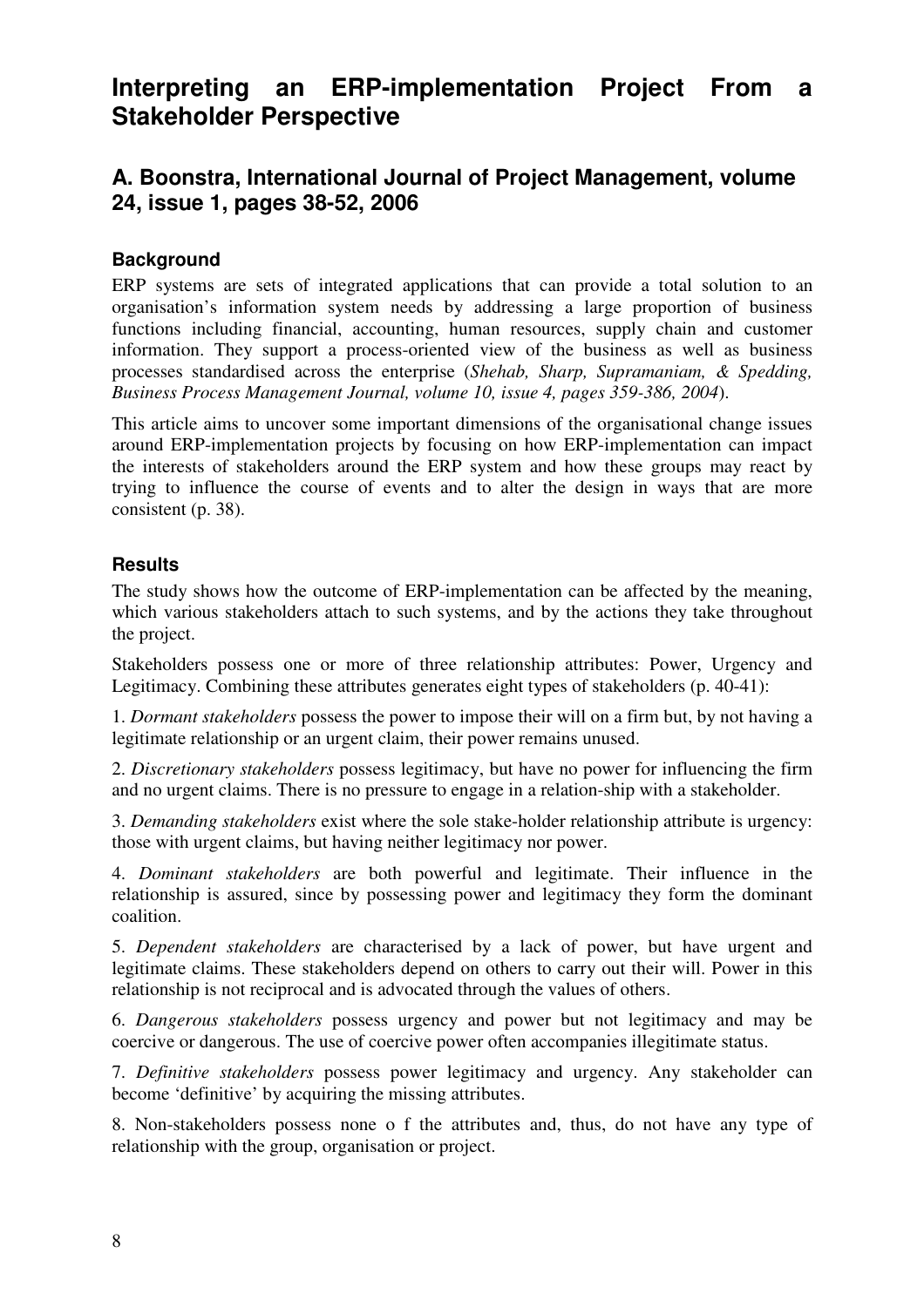# Interpreting an ERP-implementation Project From a Stakeholder Perspective

## A. Boonstra, International Journal of Project Management, volume 24, issue 1, pages 38-52, 2006

### Background

ERP systems are sets of integrated applications that can provide a total solution to an organisation's information system needs by addressing a large proportion of business functions including financial, accounting, human resources, supply chain and customer information. They support a process-oriented view of the business as well as business processes standardised across the enterprise (*Shehab, Sharp, Supramaniam, & Spedding, Business Process Management Journal, volume 10, issue 4, pages 359-386, 2004*).

This article aims to uncover some important dimensions of the organisational change issues around ERP-implementation projects by focusing on how ERP-implementation can impact the interests of stakeholders around the ERP system and how these groups may react by trying to influence the course of events and to alter the design in ways that are more consistent (p. 38).

### Results

The study shows how the outcome of ERP-implementation can be affected by the meaning, which various stakeholders attach to such systems, and by the actions they take throughout the project.

Stakeholders possess one or more of three relationship attributes: Power, Urgency and Legitimacy. Combining these attributes generates eight types of stakeholders (p. 40-41):

1. *Dormant stakeholders* possess the power to impose their will on a firm but, by not having a legitimate relationship or an urgent claim, their power remains unused.

2. *Discretionary stakeholders* possess legitimacy, but have no power for influencing the firm and no urgent claims. There is no pressure to engage in a relation-ship with a stakeholder.

3. *Demanding stakeholders* exist where the sole stake-holder relationship attribute is urgency: those with urgent claims, but having neither legitimacy nor power.

4. *Dominant stakeholders* are both powerful and legitimate. Their influence in the relationship is assured, since by possessing power and legitimacy they form the dominant coalition.

5. *Dependent stakeholders* are characterised by a lack of power, but have urgent and legitimate claims. These stakeholders depend on others to carry out their will. Power in this relationship is not reciprocal and is advocated through the values of others.

6. *Dangerous stakeholders* possess urgency and power but not legitimacy and may be coercive or dangerous. The use of coercive power often accompanies illegitimate status.

7. *Definitive stakeholders* possess power legitimacy and urgency. Any stakeholder can become 'definitive' by acquiring the missing attributes.

8. Non-stakeholders possess none o f the attributes and, thus, do not have any type of relationship with the group, organisation or project.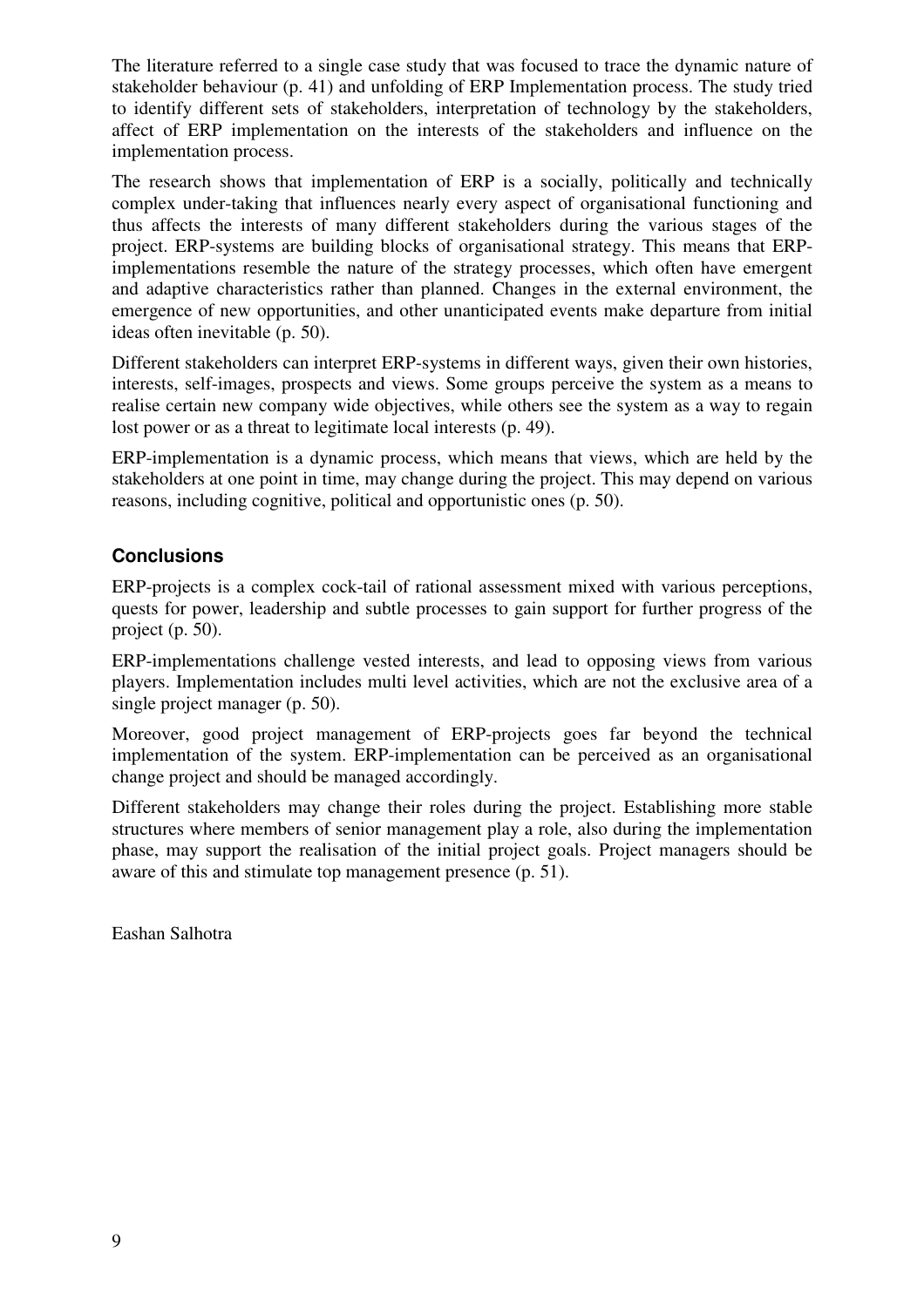The literature referred to a single case study that was focused to trace the dynamic nature of stakeholder behaviour (p. 41) and unfolding of ERP Implementation process. The study tried to identify different sets of stakeholders, interpretation of technology by the stakeholders, affect of ERP implementation on the interests of the stakeholders and influence on the implementation process.

The research shows that implementation of ERP is a socially, politically and technically complex under-taking that influences nearly every aspect of organisational functioning and thus affects the interests of many different stakeholders during the various stages of the project. ERP-systems are building blocks of organisational strategy. This means that ERP-implementations resemble the nature of the strategy processes, which often have emergent and adaptive characteristics rather than planned. Changes in the external environment, the emergence of new opportunities, and other unanticipated events make departure from initial ideas often inevitable (p. 50).

Different stakeholders can interpret ERP-systems in different ways, given their own histories, interests, self-images, prospects and views. Some groups perceive the system as a means to realise certain new company wide objectives, while others see the system as a way to regain lost power or as a threat to legitimate local interests (p. 49).

ERP-implementation is a dynamic process, which means that views, which are held by the stakeholders at one point in time, may change during the project. This may depend on various reasons, including cognitive, political and opportunistic ones (p. 50).

### Conclusions

ERP-projects is a complex cock-tail of rational assessment mixed with various perceptions, quests for power, leadership and subtle processes to gain support for further progress of the project (p. 50).

ERP-implementations challenge vested interests, and lead to opposing views from various players. Implementation includes multi level activities, which are not the exclusive area of a single project manager (p. 50).

Moreover, good project management of ERP-projects goes far beyond the technical implementation of the system. ERP-implementation can be perceived as an organisational change project and should be managed accordingly.

Different stakeholders may change their roles during the project. Establishing more stable structures where members of senior management play a role, also during the implementation phase, may support the realisation of the initial project goals. Project managers should be aware of this and stimulate top management presence (p. 51).

Eashan Salhotra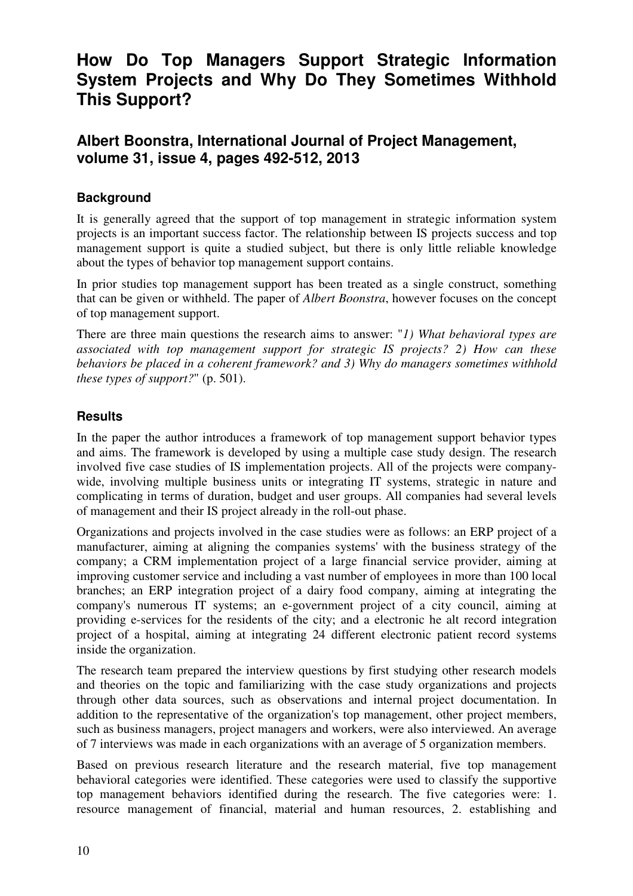# How Do Top Managers Support Strategic Information System Projects and Why Do They Sometimes Withhold This Support?

## Albert Boonstra, International Journal of Project Management, volume 31, issue 4, pages 492-512, 2013

### Background

It is generally agreed that the support of top management in strategic information system projects is an important success factor. The relationship between IS projects success and top management support is quite a studied subject, but there is only little reliable knowledge about the types of behavior top management support contains.

In prior studies top management support has been treated as a single construct, something that can be given or withheld. The paper of *Albert Boonstra*, however focuses on the concept of top management support.

There are three main questions the research aims to answer: "*1) What behavioral types are associated with top management support for strategic IS projects? 2) How can these behaviors be placed in a coherent framework? and 3) Why do managers sometimes withhold these types of support?*" (p. 501).

### Results

In the paper the author introduces a framework of top management support behavior types and aims. The framework is developed by using a multiple case study design. The research involved five case studies of IS implementation projects. All of the projects were company-wide, involving multiple business units or integrating IT systems, strategic in nature and complicating in terms of duration, budget and user groups. All companies had several levels of management and their IS project already in the roll-out phase.

Organizations and projects involved in the case studies were as follows: an ERP project of a manufacturer, aiming at aligning the companies systems' with the business strategy of the company; a CRM implementation project of a large financial service provider, aiming at improving customer service and including a vast number of employees in more than 100 local branches; an ERP integration project of a dairy food company, aiming at integrating the company's numerous IT systems; an e-government project of a city council, aiming at providing e-services for the residents of the city; and a electronic he alt record integration project of a hospital, aiming at integrating 24 different electronic patient record systems inside the organization.

The research team prepared the interview questions by first studying other research models and theories on the topic and familiarizing with the case study organizations and projects through other data sources, such as observations and internal project documentation. In addition to the representative of the organization's top management, other project members, such as business managers, project managers and workers, were also interviewed. An average of 7 interviews was made in each organizations with an average of 5 organization members.

Based on previous research literature and the research material, five top management behavioral categories were identified. These categories were used to classify the supportive top management behaviors identified during the research. The five categories were: 1. resource management of financial, material and human resources, 2. establishing and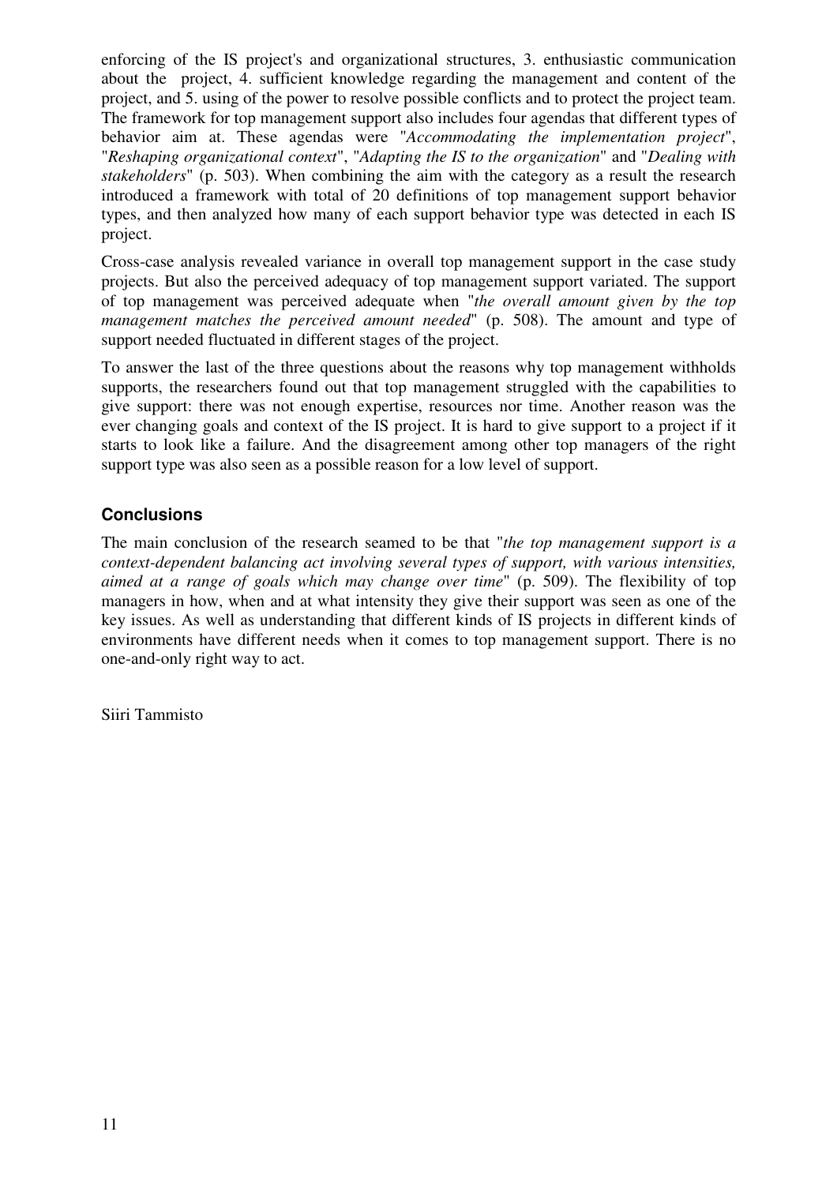enforcing of the IS project's and organizational structures, 3. enthusiastic communication about the project, 4. sufficient knowledge regarding the management and content of the project, and 5. using of the power to resolve possible conflicts and to protect the project team. The framework for top management support also includes four agendas that different types of behavior aim at. These agendas were "*Accommodating the implementation project*", "*Reshaping organizational context*", "*Adapting the IS to the organization*" and "*Dealing with stakeholders*" (p. 503). When combining the aim with the category as a result the research introduced a framework with total of 20 definitions of top management support behavior types, and then analyzed how many of each support behavior type was detected in each IS project.

Cross-case analysis revealed variance in overall top management support in the case study projects. But also the perceived adequacy of top management support variated. The support of top management was perceived adequate when "*the overall amount given by the top management matches the perceived amount needed*" (p. 508). The amount and type of support needed fluctuated in different stages of the project.

To answer the last of the three questions about the reasons why top management withholds supports, the researchers found out that top management struggled with the capabilities to give support: there was not enough expertise, resources nor time. Another reason was the ever changing goals and context of the IS project. It is hard to give support to a project if it starts to look like a failure. And the disagreement among other top managers of the right support type was also seen as a possible reason for a low level of support.

### Conclusions

The main conclusion of the research seamed to be that "*the top management support is a context-dependent balancing act involving several types of support, with various intensities, aimed at a range of goals which may change over time*" (p. 509). The flexibility of top managers in how, when and at what intensity they give their support was seen as one of the key issues. As well as understanding that different kinds of IS projects in different kinds of environments have different needs when it comes to top management support. There is no one-and-only right way to act.

Siiri Tammisto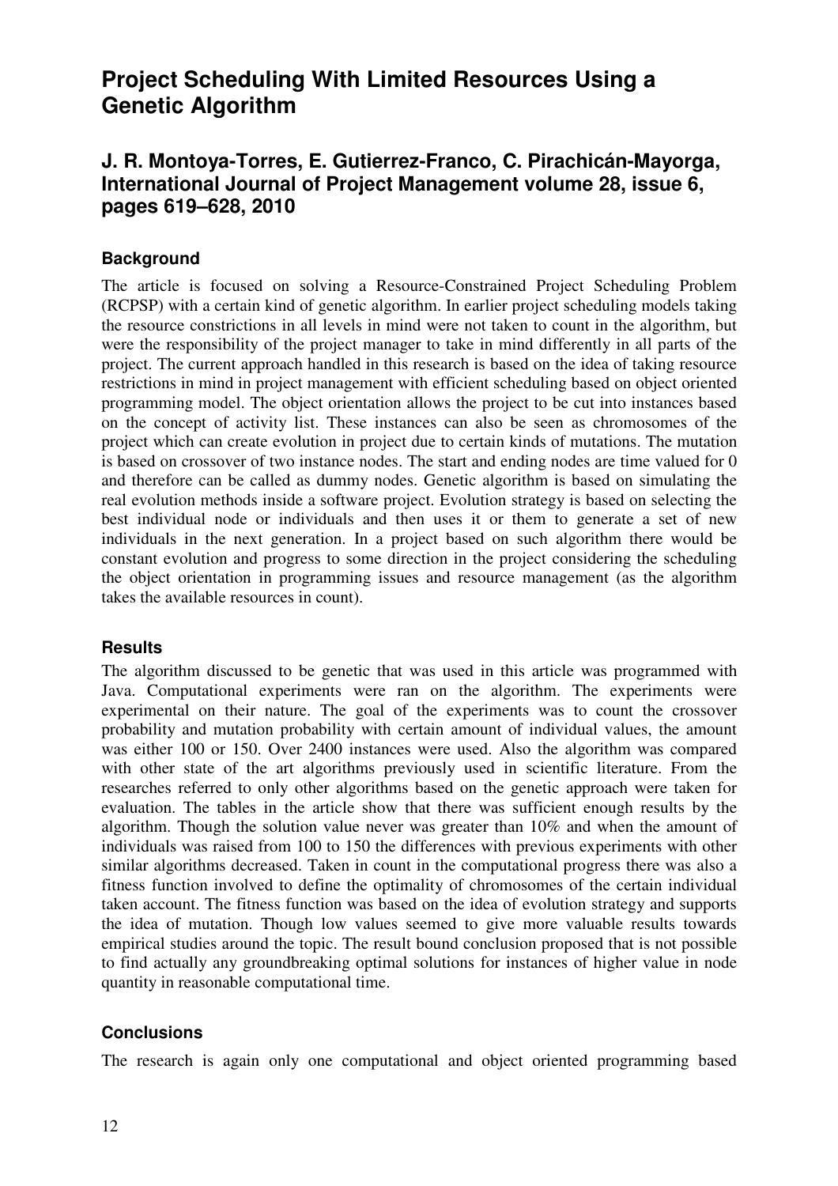# Project Scheduling With Limited Resources Using a Genetic Algorithm

## J. R. Montoya-Torres, E. Gutierrez-Franco, C. Pirachicán-Mayorga, International Journal of Project Management volume 28, issue 6, pages 619–628, 2010

### Background

The article is focused on solving a Resource-Constrained Project Scheduling Problem (RCPSP) with a certain kind of genetic algorithm. In earlier project scheduling models taking the resource constrictions in all levels in mind were not taken to count in the algorithm, but were the responsibility of the project manager to take in mind differently in all parts of the project. The current approach handled in this research is based on the idea of taking resource restrictions in mind in project management with efficient scheduling based on object oriented programming model. The object orientation allows the project to be cut into instances based on the concept of activity list. These instances can also be seen as chromosomes of the project which can create evolution in project due to certain kinds of mutations. The mutation is based on crossover of two instance nodes. The start and ending nodes are time valued for 0 and therefore can be called as dummy nodes. Genetic algorithm is based on simulating the real evolution methods inside a software project. Evolution strategy is based on selecting the best individual node or individuals and then uses it or them to generate a set of new individuals in the next generation. In a project based on such algorithm there would be constant evolution and progress to some direction in the project considering the scheduling the object orientation in programming issues and resource management (as the algorithm takes the available resources in count).

### Results

The algorithm discussed to be genetic that was used in this article was programmed with Java. Computational experiments were ran on the algorithm. The experiments were experimental on their nature. The goal of the experiments was to count the crossover probability and mutation probability with certain amount of individual values, the amount was either 100 or 150. Over 2400 instances were used. Also the algorithm was compared with other state of the art algorithms previously used in scientific literature. From the researches referred to only other algorithms based on the genetic approach were taken for evaluation. The tables in the article show that there was sufficient enough results by the algorithm. Though the solution value never was greater than 10% and when the amount of individuals was raised from 100 to 150 the differences with previous experiments with other similar algorithms decreased. Taken in count in the computational progress there was also a fitness function involved to define the optimality of chromosomes of the certain individual taken account. The fitness function was based on the idea of evolution strategy and supports the idea of mutation. Though low values seemed to give more valuable results towards empirical studies around the topic. The result bound conclusion proposed that is not possible to find actually any groundbreaking optimal solutions for instances of higher value in node quantity in reasonable computational time.

### Conclusions

The research is again only one computational and object oriented programming based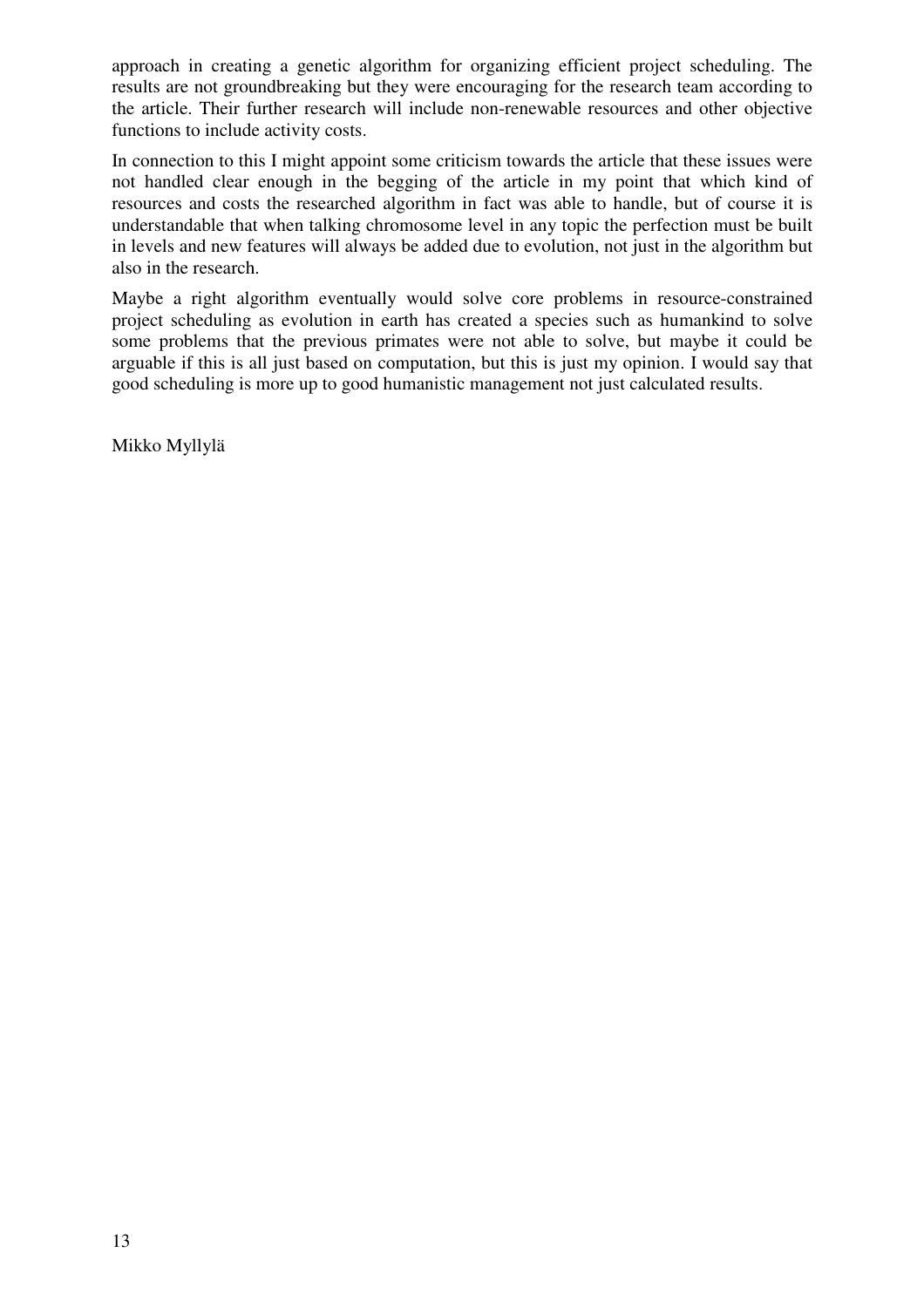approach in creating a genetic algorithm for organizing efficient project scheduling. The results are not groundbreaking but they were encouraging for the research team according to the article. Their further research will include non-renewable resources and other objective functions to include activity costs.

In connection to this I might appoint some criticism towards the article that these issues were not handled clear enough in the begging of the article in my point that which kind of resources and costs the researched algorithm in fact was able to handle, but of course it is understandable that when talking chromosome level in any topic the perfection must be built in levels and new features will always be added due to evolution, not just in the algorithm but also in the research.

Maybe a right algorithm eventually would solve core problems in resource-constrained project scheduling as evolution in earth has created a species such as humankind to solve some problems that the previous primates were not able to solve, but maybe it could be arguable if this is all just based on computation, but this is just my opinion. I would say that good scheduling is more up to good humanistic management not just calculated results.

Mikko Myllylä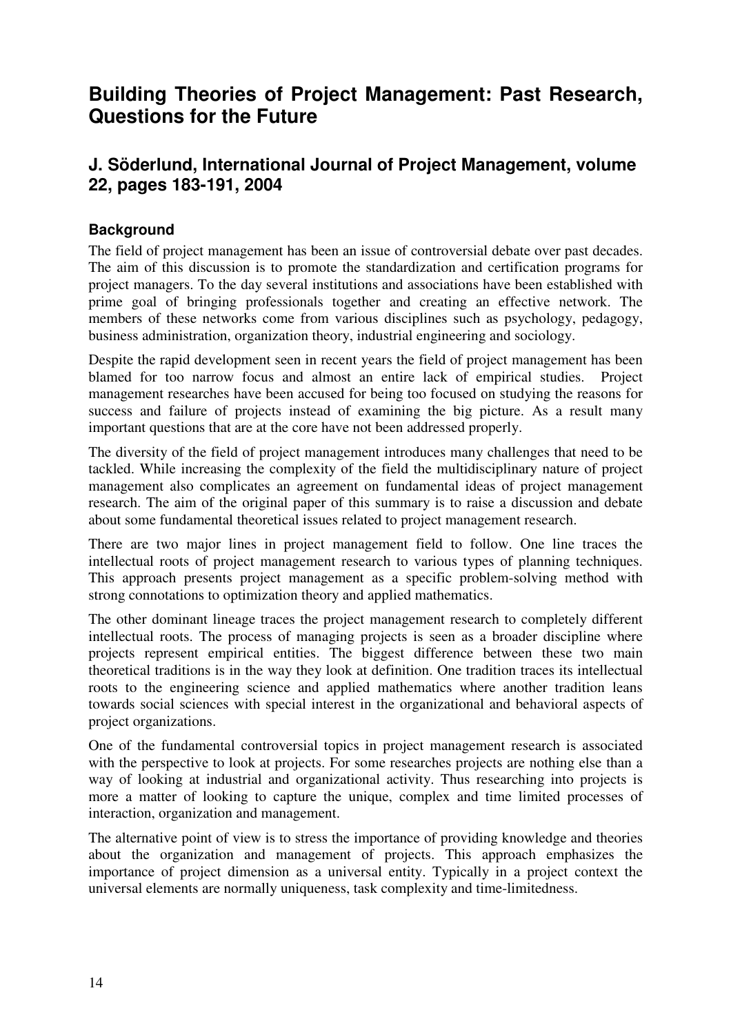# Building Theories of Project Management: Past Research, Questions for the Future

## J. Söderlund, International Journal of Project Management, volume 22, pages 183-191, 2004

### Background

The field of project management has been an issue of controversial debate over past decades. The aim of this discussion is to promote the standardization and certification programs for project managers. To the day several institutions and associations have been established with prime goal of bringing professionals together and creating an effective network. The members of these networks come from various disciplines such as psychology, pedagogy, business administration, organization theory, industrial engineering and sociology.

Despite the rapid development seen in recent years the field of project management has been blamed for too narrow focus and almost an entire lack of empirical studies. Project management researches have been accused for being too focused on studying the reasons for success and failure of projects instead of examining the big picture. As a result many important questions that are at the core have not been addressed properly.

The diversity of the field of project management introduces many challenges that need to be tackled. While increasing the complexity of the field the multidisciplinary nature of project management also complicates an agreement on fundamental ideas of project management research. The aim of the original paper of this summary is to raise a discussion and debate about some fundamental theoretical issues related to project management research.

There are two major lines in project management field to follow. One line traces the intellectual roots of project management research to various types of planning techniques. This approach presents project management as a specific problem-solving method with strong connotations to optimization theory and applied mathematics.

The other dominant lineage traces the project management research to completely different intellectual roots. The process of managing projects is seen as a broader discipline where projects represent empirical entities. The biggest difference between these two main theoretical traditions is in the way they look at definition. One tradition traces its intellectual roots to the engineering science and applied mathematics where another tradition leans towards social sciences with special interest in the organizational and behavioral aspects of project organizations.

One of the fundamental controversial topics in project management research is associated with the perspective to look at projects. For some researches projects are nothing else than a way of looking at industrial and organizational activity. Thus researching into projects is more a matter of looking to capture the unique, complex and time limited processes of interaction, organization and management.

The alternative point of view is to stress the importance of providing knowledge and theories about the organization and management of projects. This approach emphasizes the importance of project dimension as a universal entity. Typically in a project context the universal elements are normally uniqueness, task complexity and time-limitedness.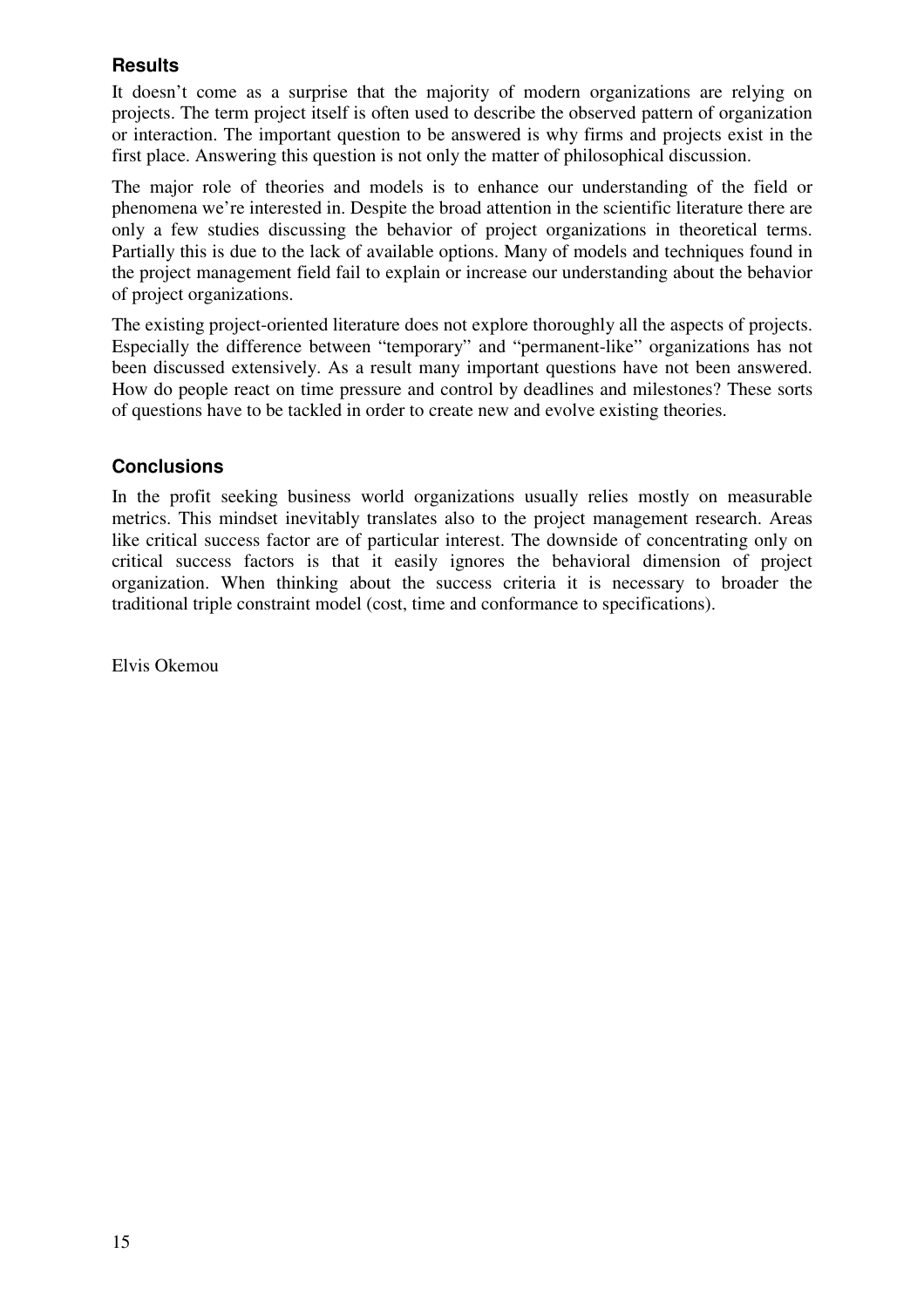### Results

It doesn't come as a surprise that the majority of modern organizations are relying on projects. The term project itself is often used to describe the observed pattern of organization or interaction. The important question to be answered is why firms and projects exist in the first place. Answering this question is not only the matter of philosophical discussion.

The major role of theories and models is to enhance our understanding of the field or phenomena we're interested in. Despite the broad attention in the scientific literature there are only a few studies discussing the behavior of project organizations in theoretical terms. Partially this is due to the lack of available options. Many of models and techniques found in the project management field fail to explain or increase our understanding about the behavior of project organizations.

The existing project-oriented literature does not explore thoroughly all the aspects of projects. Especially the difference between "temporary" and "permanent-like" organizations has not been discussed extensively. As a result many important questions have not been answered. How do people react on time pressure and control by deadlines and milestones? These sorts of questions have to be tackled in order to create new and evolve existing theories.

### Conclusions

In the profit seeking business world organizations usually relies mostly on measurable metrics. This mindset inevitably translates also to the project management research. Areas like critical success factor are of particular interest. The downside of concentrating only on critical success factors is that it easily ignores the behavioral dimension of project organization. When thinking about the success criteria it is necessary to broader the traditional triple constraint model (cost, time and conformance to specifications).

Elvis Okemou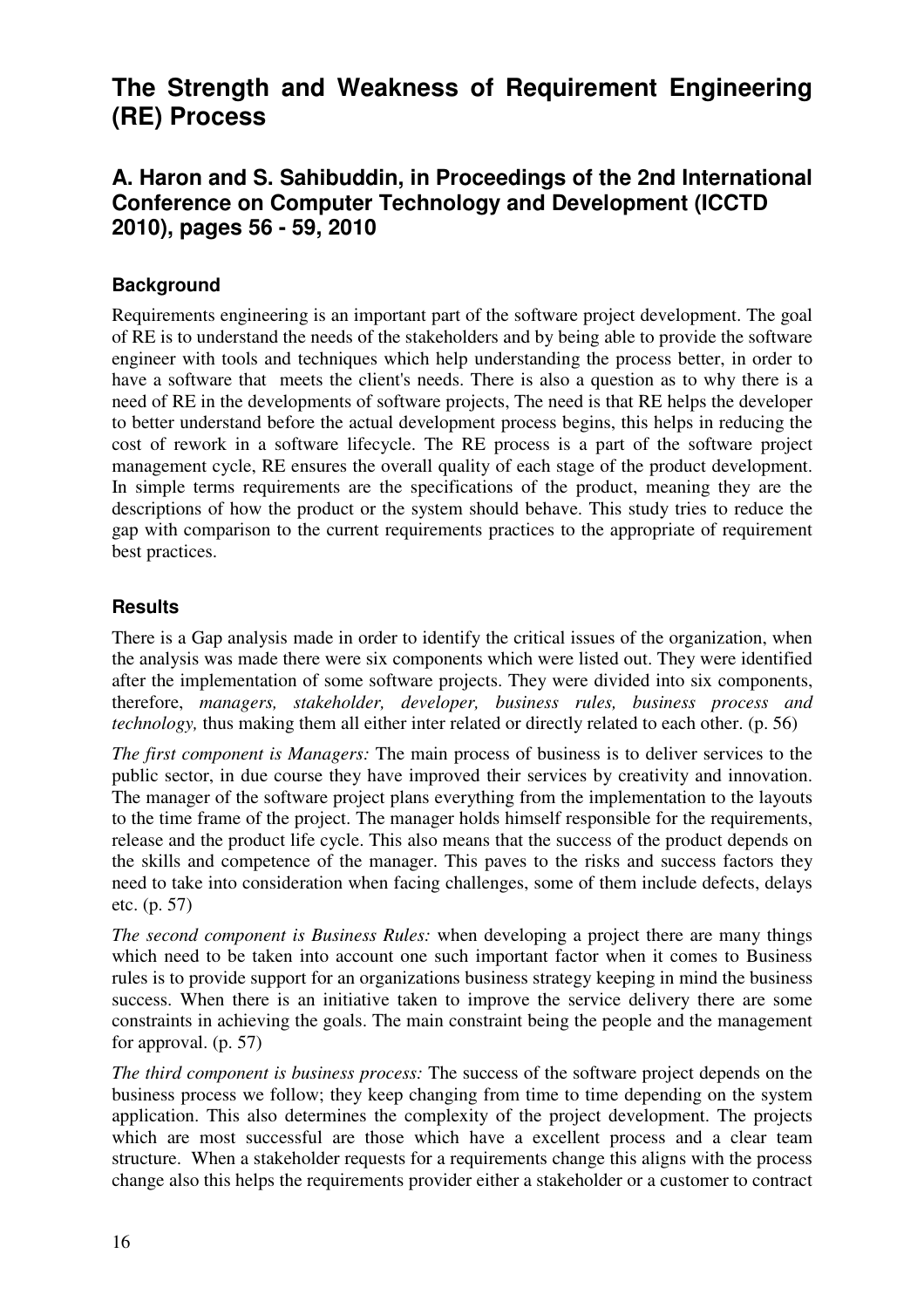# The Strength and Weakness of Requirement Engineering (RE) Process

## A. Haron and S. Sahibuddin, in Proceedings of the 2nd International Conference on Computer Technology and Development (ICCTD 2010), pages 56 - 59, 2010

### Background

Requirements engineering is an important part of the software project development. The goal of RE is to understand the needs of the stakeholders and by being able to provide the software engineer with tools and techniques which help understanding the process better, in order to have a software that meets the client's needs. There is also a question as to why there is a need of RE in the developments of software projects, The need is that RE helps the developer to better understand before the actual development process begins, this helps in reducing the cost of rework in a software lifecycle. The RE process is a part of the software project management cycle, RE ensures the overall quality of each stage of the product development. In simple terms requirements are the specifications of the product, meaning they are the descriptions of how the product or the system should behave. This study tries to reduce the gap with comparison to the current requirements practices to the appropriate of requirement best practices.

### Results

There is a Gap analysis made in order to identify the critical issues of the organization, when the analysis was made there were six components which were listed out. They were identified after the implementation of some software projects. They were divided into six components, therefore, *managers, stakeholder, developer, business rules, business process and technology,* thus making them all either inter related or directly related to each other. (p. 56)

*The first component is Managers:* The main process of business is to deliver services to the public sector, in due course they have improved their services by creativity and innovation. The manager of the software project plans everything from the implementation to the layouts to the time frame of the project. The manager holds himself responsible for the requirements, release and the product life cycle. This also means that the success of the product depends on the skills and competence of the manager. This paves to the risks and success factors they need to take into consideration when facing challenges, some of them include defects, delays etc. (p. 57)

*The second component is Business Rules:* when developing a project there are many things which need to be taken into account one such important factor when it comes to Business rules is to provide support for an organizations business strategy keeping in mind the business success. When there is an initiative taken to improve the service delivery there are some constraints in achieving the goals. The main constraint being the people and the management for approval. (p. 57)

*The third component is business process:* The success of the software project depends on the business process we follow; they keep changing from time to time depending on the system application. This also determines the complexity of the project development. The projects which are most successful are those which have a excellent process and a clear team structure. When a stakeholder requests for a requirements change this aligns with the process change also this helps the requirements provider either a stakeholder or a customer to contract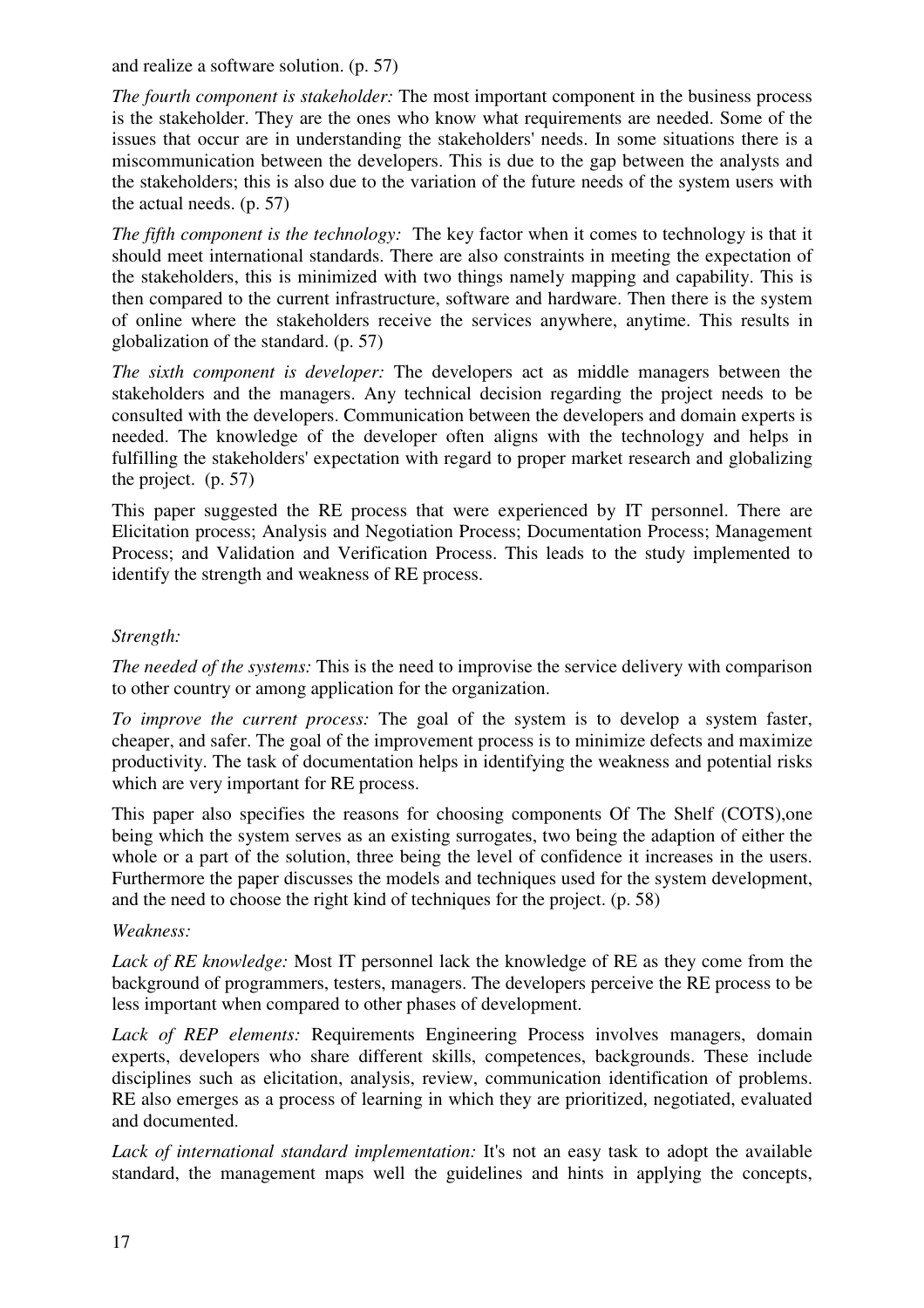and realize a software solution. (p. 57)

*The fourth component is stakeholder:* The most important component in the business process is the stakeholder. They are the ones who know what requirements are needed. Some of the issues that occur are in understanding the stakeholders' needs. In some situations there is a miscommunication between the developers. This is due to the gap between the analysts and the stakeholders; this is also due to the variation of the future needs of the system users with the actual needs. (p. 57)

*The fifth component is the technology:* The key factor when it comes to technology is that it should meet international standards. There are also constraints in meeting the expectation of the stakeholders, this is minimized with two things namely mapping and capability. This is then compared to the current infrastructure, software and hardware. Then there is the system of online where the stakeholders receive the services anywhere, anytime. This results in globalization of the standard. (p. 57)

*The sixth component is developer:* The developers act as middle managers between the stakeholders and the managers. Any technical decision regarding the project needs to be consulted with the developers. Communication between the developers and domain experts is needed. The knowledge of the developer often aligns with the technology and helps in fulfilling the stakeholders' expectation with regard to proper market research and globalizing the project. (p. 57)

This paper suggested the RE process that were experienced by IT personnel. There are Elicitation process; Analysis and Negotiation Process; Documentation Process; Management Process; and Validation and Verification Process. This leads to the study implemented to identify the strength and weakness of RE process.

*Strength:*

*The needed of the systems:* This is the need to improvise the service delivery with comparison to other country or among application for the organization.

*To improve the current process:* The goal of the system is to develop a system faster, cheaper, and safer. The goal of the improvement process is to minimize defects and maximize productivity. The task of documentation helps in identifying the weakness and potential risks which are very important for RE process.

This paper also specifies the reasons for choosing components Of The Shelf (COTS),one being which the system serves as an existing surrogates, two being the adaption of either the whole or a part of the solution, three being the level of confidence it increases in the users. Furthermore the paper discusses the models and techniques used for the system development, and the need to choose the right kind of techniques for the project. (p. 58)

*Weakness:*

*Lack of RE knowledge:* Most IT personnel lack the knowledge of RE as they come from the background of programmers, testers, managers. The developers perceive the RE process to be less important when compared to other phases of development.

*Lack of REP elements:* Requirements Engineering Process involves managers, domain experts, developers who share different skills, competences, backgrounds. These include disciplines such as elicitation, analysis, review, communication identification of problems. RE also emerges as a process of learning in which they are prioritized, negotiated, evaluated and documented.

*Lack of international standard implementation:* It's not an easy task to adopt the available standard, the management maps well the guidelines and hints in applying the concepts,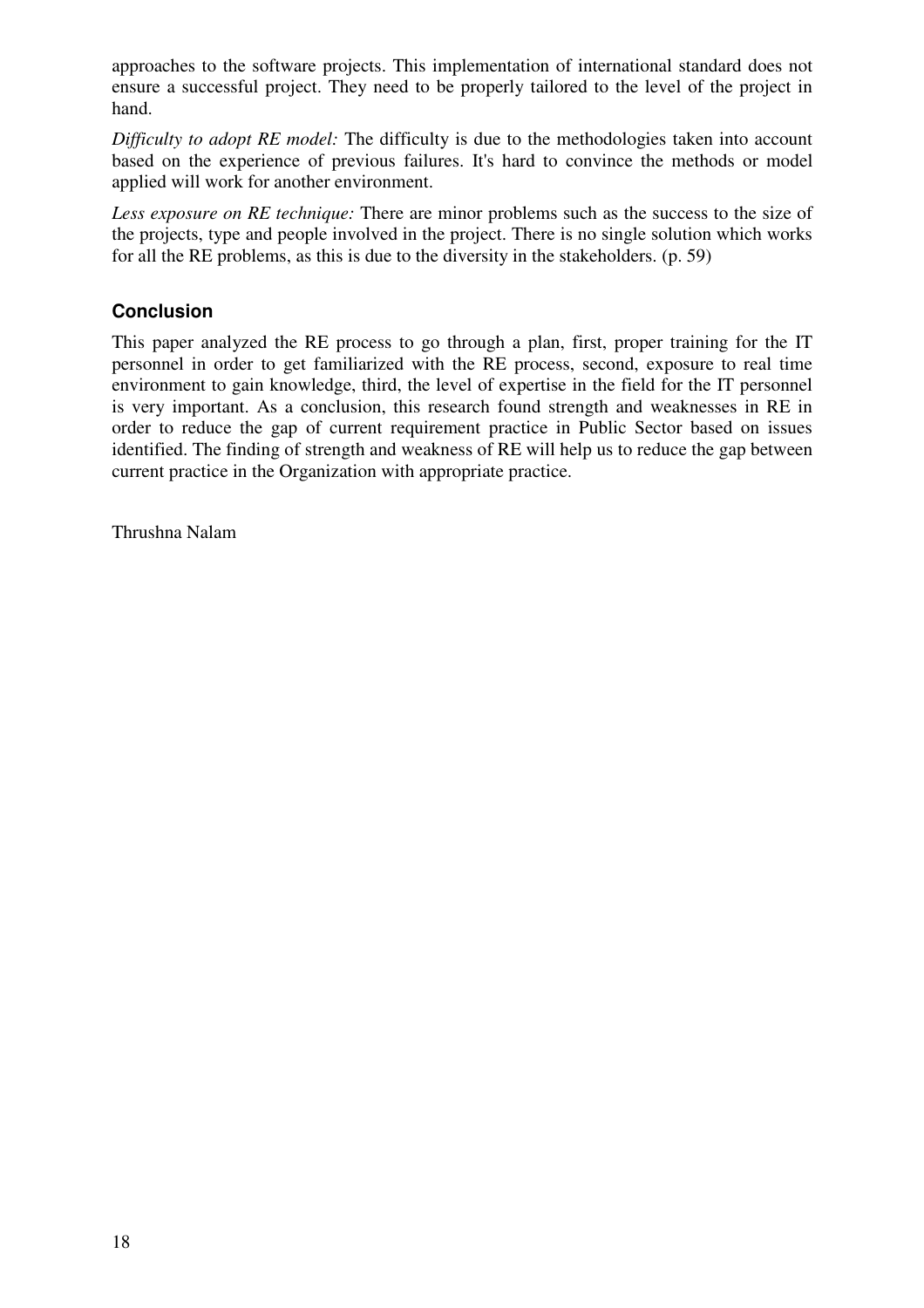approaches to the software projects. This implementation of international standard does not ensure a successful project. They need to be properly tailored to the level of the project in hand.

*Difficulty to adopt RE model:* The difficulty is due to the methodologies taken into account based on the experience of previous failures. It's hard to convince the methods or model applied will work for another environment.

*Less exposure on RE technique:* There are minor problems such as the success to the size of the projects, type and people involved in the project. There is no single solution which works for all the RE problems, as this is due to the diversity in the stakeholders. (p. 59)

## Conclusion

This paper analyzed the RE process to go through a plan, first, proper training for the IT personnel in order to get familiarized with the RE process, second, exposure to real time environment to gain knowledge, third, the level of expertise in the field for the IT personnel is very important. As a conclusion, this research found strength and weaknesses in RE in order to reduce the gap of current requirement practice in Public Sector based on issues identified. The finding of strength and weakness of RE will help us to reduce the gap between current practice in the Organization with appropriate practice.

Thrushna Nalam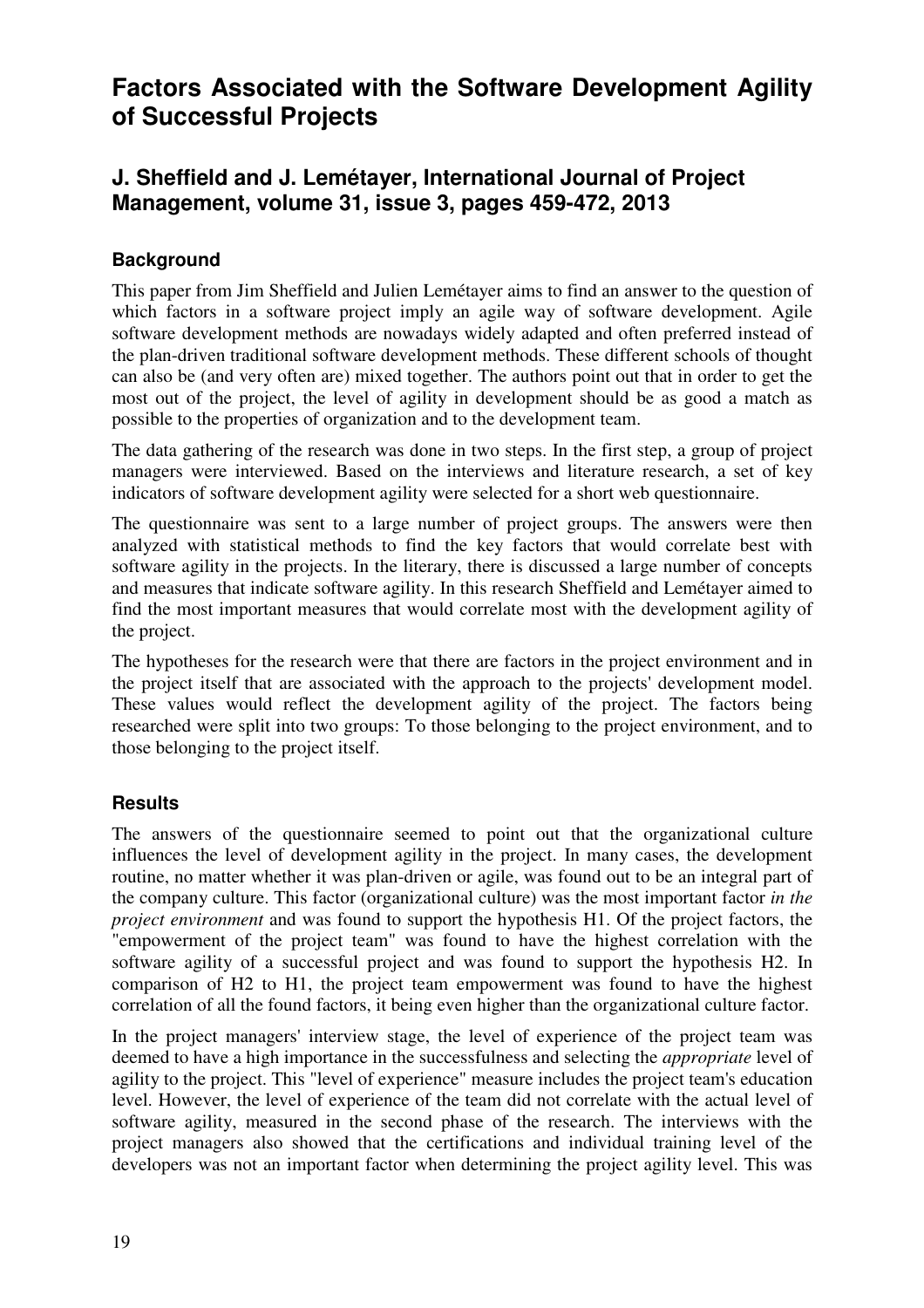# Factors Associated with the Software Development Agility of Successful Projects

## J. Sheffield and J. Lemétayer, International Journal of Project Management, volume 31, issue 3, pages 459-472, 2013

### Background

This paper from Jim Sheffield and Julien Lemétayer aims to find an answer to the question of which factors in a software project imply an agile way of software development. Agile software development methods are nowadays widely adapted and often preferred instead of the plan-driven traditional software development methods. These different schools of thought can also be (and very often are) mixed together. The authors point out that in order to get the most out of the project, the level of agility in development should be as good a match as possible to the properties of organization and to the development team.

The data gathering of the research was done in two steps. In the first step, a group of project managers were interviewed. Based on the interviews and literature research, a set of key indicators of software development agility were selected for a short web questionnaire.

The questionnaire was sent to a large number of project groups. The answers were then analyzed with statistical methods to find the key factors that would correlate best with software agility in the projects. In the literary, there is discussed a large number of concepts and measures that indicate software agility. In this research Sheffield and Lemétayer aimed to find the most important measures that would correlate most with the development agility of the project.

The hypotheses for the research were that there are factors in the project environment and in the project itself that are associated with the approach to the projects' development model. These values would reflect the development agility of the project. The factors being researched were split into two groups: To those belonging to the project environment, and to those belonging to the project itself.

### Results

The answers of the questionnaire seemed to point out that the organizational culture influences the level of development agility in the project. In many cases, the development routine, no matter whether it was plan-driven or agile, was found out to be an integral part of the company culture. This factor (organizational culture) was the most important factor *in the project environment* and was found to support the hypothesis H1. Of the project factors, the "empowerment of the project team" was found to have the highest correlation with the software agility of a successful project and was found to support the hypothesis H2. In comparison of H2 to H1, the project team empowerment was found to have the highest correlation of all the found factors, it being even higher than the organizational culture factor.

In the project managers' interview stage, the level of experience of the project team was deemed to have a high importance in the successfulness and selecting the *appropriate* level of agility to the project. This "level of experience" measure includes the project team's education level. However, the level of experience of the team did not correlate with the actual level of software agility, measured in the second phase of the research. The interviews with the project managers also showed that the certifications and individual training level of the developers was not an important factor when determining the project agility level. This was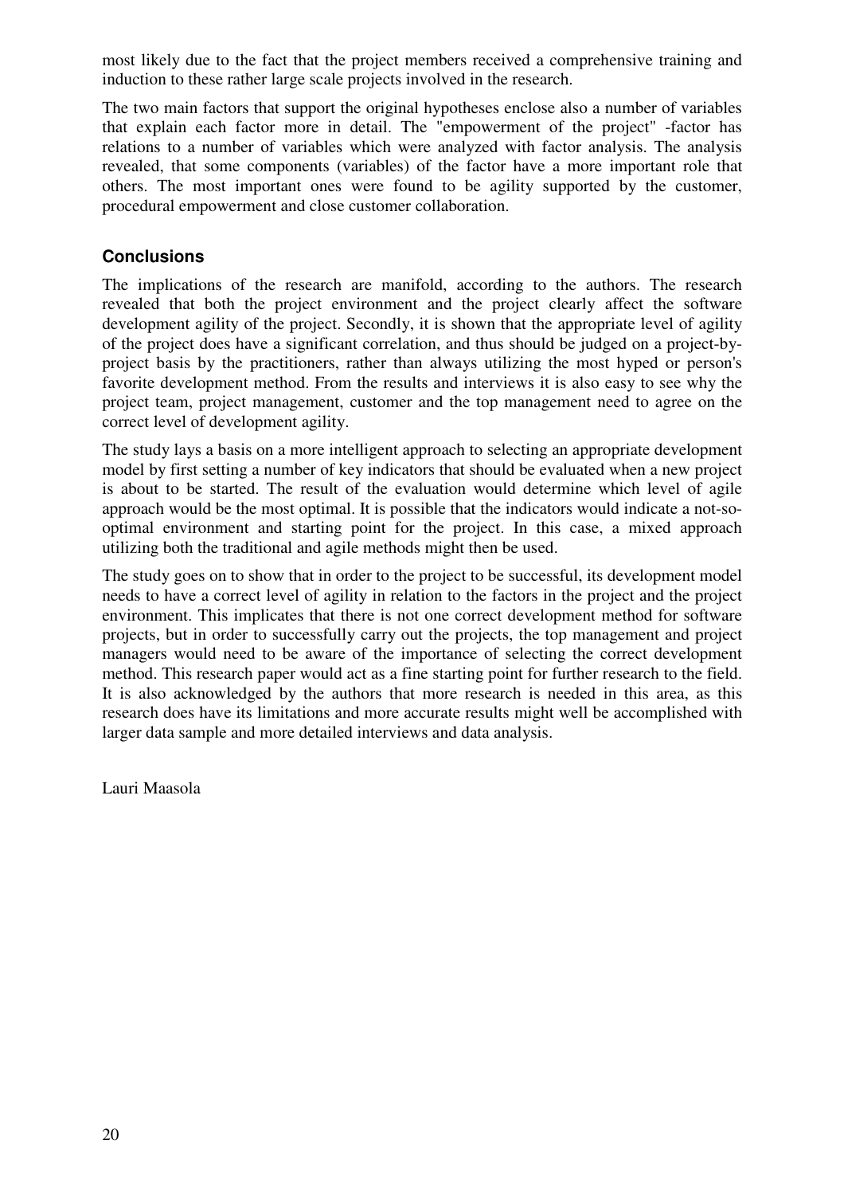most likely due to the fact that the project members received a comprehensive training and induction to these rather large scale projects involved in the research.

The two main factors that support the original hypotheses enclose also a number of variables that explain each factor more in detail. The "empowerment of the project" -factor has relations to a number of variables which were analyzed with factor analysis. The analysis revealed, that some components (variables) of the factor have a more important role that others. The most important ones were found to be agility supported by the customer, procedural empowerment and close customer collaboration.

## Conclusions

The implications of the research are manifold, according to the authors. The research revealed that both the project environment and the project clearly affect the software development agility of the project. Secondly, it is shown that the appropriate level of agility of the project does have a significant correlation, and thus should be judged on a project-by-project basis by the practitioners, rather than always utilizing the most hyped or person's favorite development method. From the results and interviews it is also easy to see why the project team, project management, customer and the top management need to agree on the correct level of development agility.

The study lays a basis on a more intelligent approach to selecting an appropriate development model by first setting a number of key indicators that should be evaluated when a new project is about to be started. The result of the evaluation would determine which level of agile approach would be the most optimal. It is possible that the indicators would indicate a not-so-optimal environment and starting point for the project. In this case, a mixed approach utilizing both the traditional and agile methods might then be used.

The study goes on to show that in order to the project to be successful, its development model needs to have a correct level of agility in relation to the factors in the project and the project environment. This implicates that there is not one correct development method for software projects, but in order to successfully carry out the projects, the top management and project managers would need to be aware of the importance of selecting the correct development method. This research paper would act as a fine starting point for further research to the field. It is also acknowledged by the authors that more research is needed in this area, as this research does have its limitations and more accurate results might well be accomplished with larger data sample and more detailed interviews and data analysis.

Lauri Maasola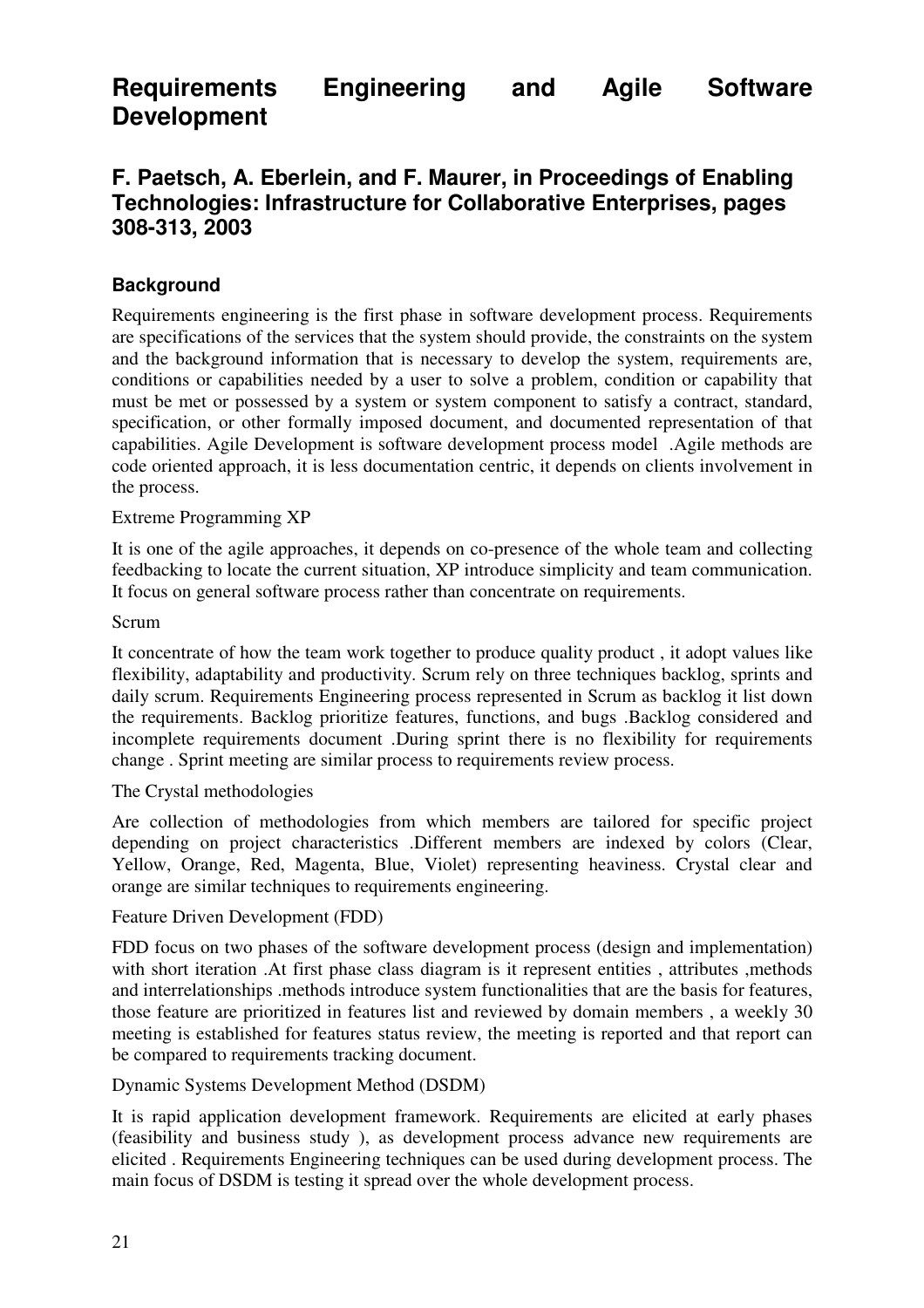# Requirements Engineering and Agile Software Development

## F. Paetsch, A. Eberlein, and F. Maurer, in Proceedings of Enabling Technologies: Infrastructure for Collaborative Enterprises, pages 308-313, 2003

### Background

Requirements engineering is the first phase in software development process. Requirements are specifications of the services that the system should provide, the constraints on the system and the background information that is necessary to develop the system, requirements are, conditions or capabilities needed by a user to solve a problem, condition or capability that must be met or possessed by a system or system component to satisfy a contract, standard, specification, or other formally imposed document, and documented representation of that capabilities. Agile Development is software development process model .Agile methods are code oriented approach, it is less documentation centric, it depends on clients involvement in the process.

Extreme Programming XP

It is one of the agile approaches, it depends on co-presence of the whole team and collecting feedbacking to locate the current situation, XP introduce simplicity and team communication. It focus on general software process rather than concentrate on requirements.

Scrum

It concentrate of how the team work together to produce quality product , it adopt values like flexibility, adaptability and productivity. Scrum rely on three techniques backlog, sprints and daily scrum. Requirements Engineering process represented in Scrum as backlog it list down the requirements. Backlog prioritize features, functions, and bugs .Backlog considered and incomplete requirements document .During sprint there is no flexibility for requirements change . Sprint meeting are similar process to requirements review process.

The Crystal methodologies

Are collection of methodologies from which members are tailored for specific project depending on project characteristics .Different members are indexed by colors (Clear, Yellow, Orange, Red, Magenta, Blue, Violet) representing heaviness. Crystal clear and orange are similar techniques to requirements engineering.

Feature Driven Development (FDD)

FDD focus on two phases of the software development process (design and implementation) with short iteration .At first phase class diagram is it represent entities , attributes ,methods and interrelationships .methods introduce system functionalities that are the basis for features, those feature are prioritized in features list and reviewed by domain members , a weekly 30 meeting is established for features status review, the meeting is reported and that report can be compared to requirements tracking document.

Dynamic Systems Development Method (DSDM)

It is rapid application development framework. Requirements are elicited at early phases (feasibility and business study ), as development process advance new requirements are elicited . Requirements Engineering techniques can be used during development process. The main focus of DSDM is testing it spread over the whole development process.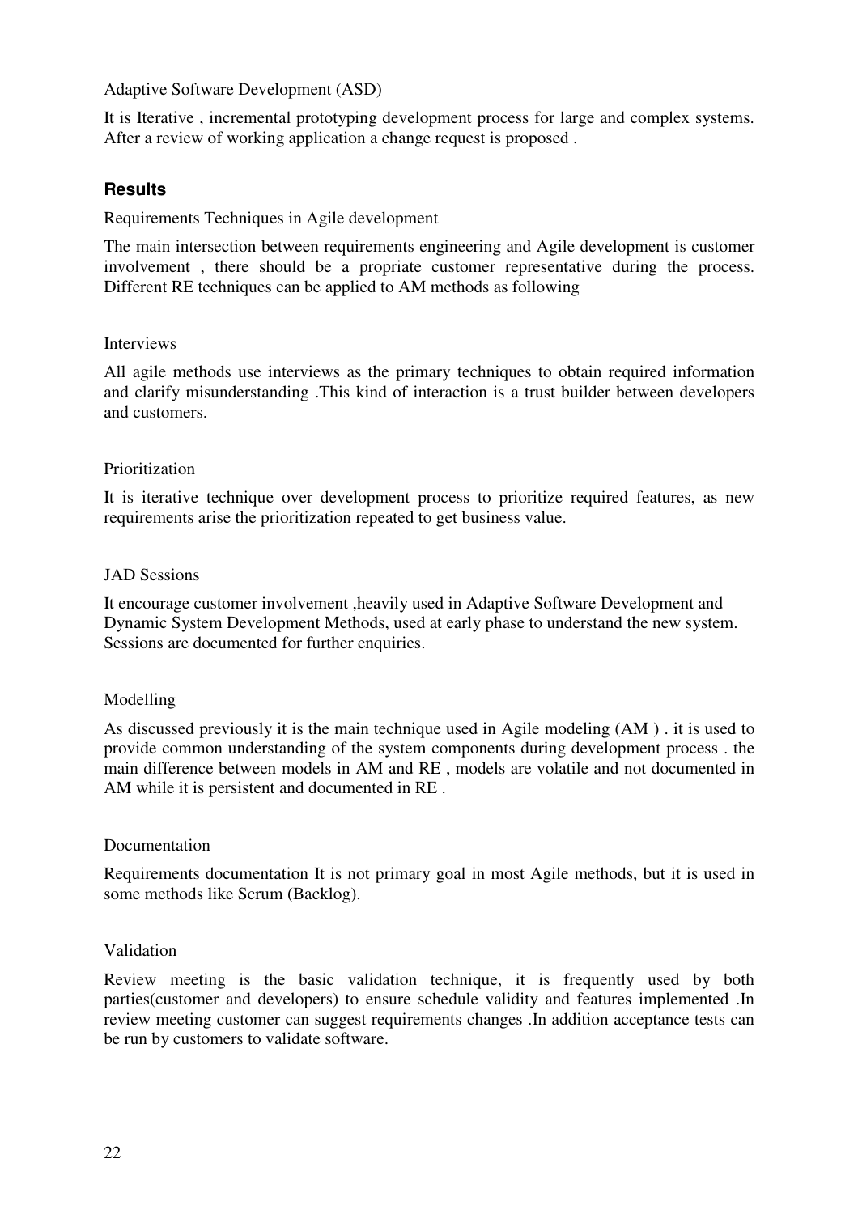Adaptive Software Development (ASD)

It is Iterative , incremental prototyping development process for large and complex systems. After a review of working application a change request is proposed .

## Results

Requirements Techniques in Agile development

The main intersection between requirements engineering and Agile development is customer involvement , there should be a propriate customer representative during the process. Different RE techniques can be applied to AM methods as following

Interviews

All agile methods use interviews as the primary techniques to obtain required information and clarify misunderstanding .This kind of interaction is a trust builder between developers and customers.

Prioritization

It is iterative technique over development process to prioritize required features, as new requirements arise the prioritization repeated to get business value.

JAD Sessions

It encourage customer involvement ,heavily used in Adaptive Software Development and Dynamic System Development Methods, used at early phase to understand the new system. Sessions are documented for further enquiries.

Modelling

As discussed previously it is the main technique used in Agile modeling (AM ) . it is used to provide common understanding of the system components during development process . the main difference between models in AM and RE , models are volatile and not documented in AM while it is persistent and documented in RE .

Documentation

Requirements documentation It is not primary goal in most Agile methods, but it is used in some methods like Scrum (Backlog).

Validation

Review meeting is the basic validation technique, it is frequently used by both parties(customer and developers) to ensure schedule validity and features implemented .In review meeting customer can suggest requirements changes .In addition acceptance tests can be run by customers to validate software.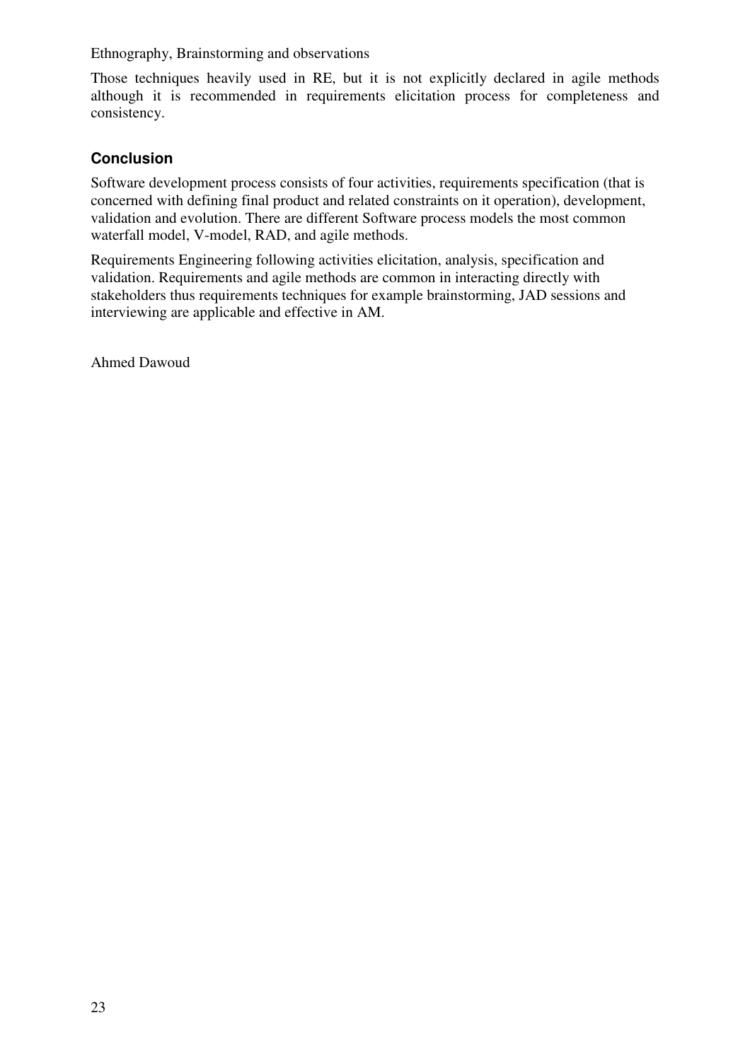Ethnography, Brainstorming and observations

Those techniques heavily used in RE, but it is not explicitly declared in agile methods although it is recommended in requirements elicitation process for completeness and consistency.

## Conclusion

Software development process consists of four activities, requirements specification (that is concerned with defining final product and related constraints on it operation), development, validation and evolution. There are different Software process models the most common waterfall model, V-model, RAD, and agile methods.

Requirements Engineering following activities elicitation, analysis, specification and validation. Requirements and agile methods are common in interacting directly with stakeholders thus requirements techniques for example brainstorming, JAD sessions and interviewing are applicable and effective in AM.

Ahmed Dawoud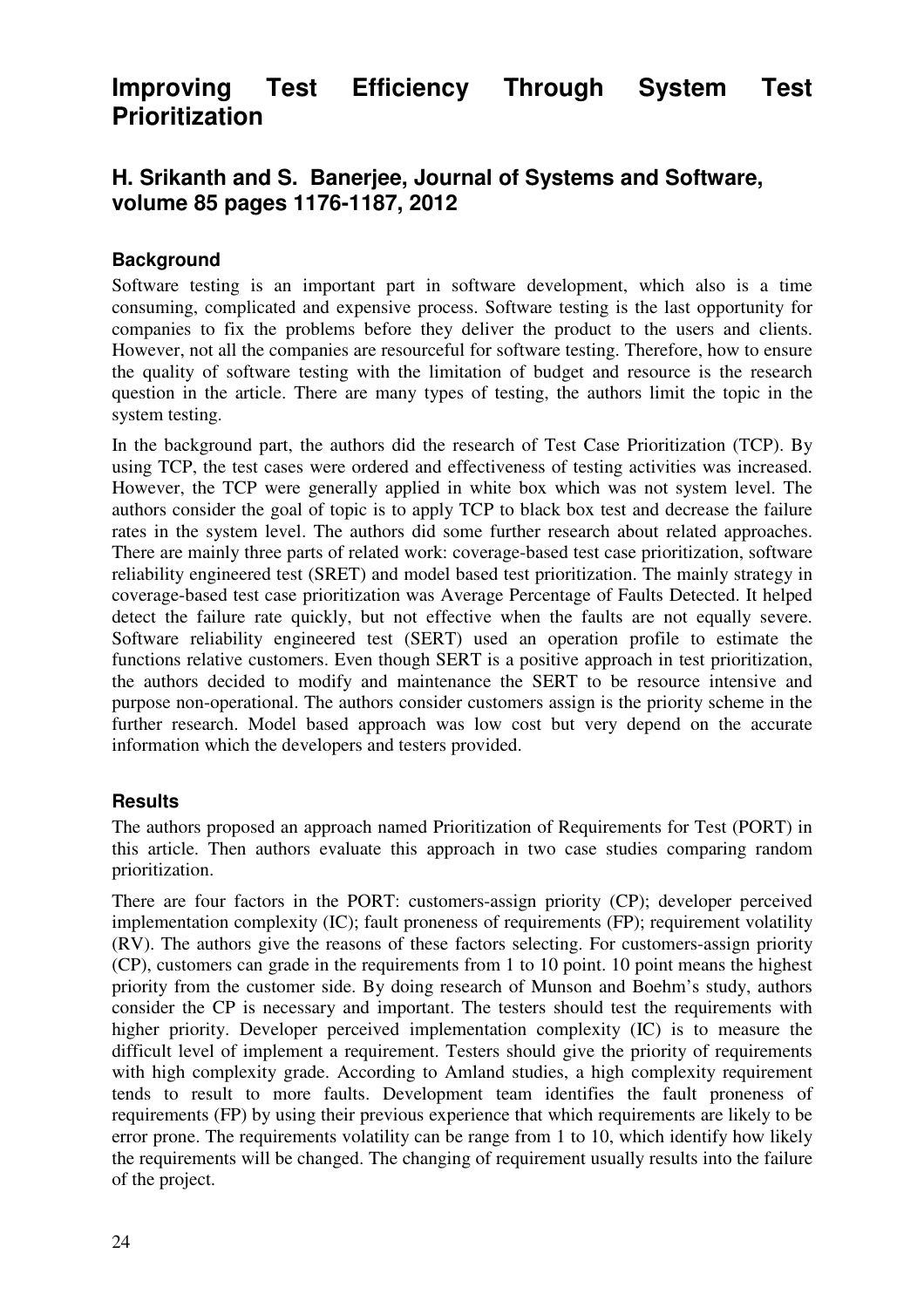# Improving Test Efficiency Through System Test Prioritization

## H. Srikanth and S. Banerjee, Journal of Systems and Software, volume 85 pages 1176-1187, 2012

### Background

Software testing is an important part in software development, which also is a time consuming, complicated and expensive process. Software testing is the last opportunity for companies to fix the problems before they deliver the product to the users and clients. However, not all the companies are resourceful for software testing. Therefore, how to ensure the quality of software testing with the limitation of budget and resource is the research question in the article. There are many types of testing, the authors limit the topic in the system testing.

In the background part, the authors did the research of Test Case Prioritization (TCP). By using TCP, the test cases were ordered and effectiveness of testing activities was increased. However, the TCP were generally applied in white box which was not system level. The authors consider the goal of topic is to apply TCP to black box test and decrease the failure rates in the system level. The authors did some further research about related approaches. There are mainly three parts of related work: coverage-based test case prioritization, software reliability engineered test (SRET) and model based test prioritization. The mainly strategy in coverage-based test case prioritization was Average Percentage of Faults Detected. It helped detect the failure rate quickly, but not effective when the faults are not equally severe. Software reliability engineered test (SERT) used an operation profile to estimate the functions relative customers. Even though SERT is a positive approach in test prioritization, the authors decided to modify and maintenance the SERT to be resource intensive and purpose non-operational. The authors consider customers assign is the priority scheme in the further research. Model based approach was low cost but very depend on the accurate information which the developers and testers provided.

### Results

The authors proposed an approach named Prioritization of Requirements for Test (PORT) in this article. Then authors evaluate this approach in two case studies comparing random prioritization.

There are four factors in the PORT: customers-assign priority (CP); developer perceived implementation complexity (IC); fault proneness of requirements (FP); requirement volatility (RV). The authors give the reasons of these factors selecting. For customers-assign priority (CP), customers can grade in the requirements from 1 to 10 point. 10 point means the highest priority from the customer side. By doing research of Munson and Boehm's study, authors consider the CP is necessary and important. The testers should test the requirements with higher priority. Developer perceived implementation complexity (IC) is to measure the difficult level of implement a requirement. Testers should give the priority of requirements with high complexity grade. According to Amland studies, a high complexity requirement tends to result to more faults. Development team identifies the fault proneness of requirements (FP) by using their previous experience that which requirements are likely to be error prone. The requirements volatility can be range from 1 to 10, which identify how likely the requirements will be changed. The changing of requirement usually results into the failure of the project.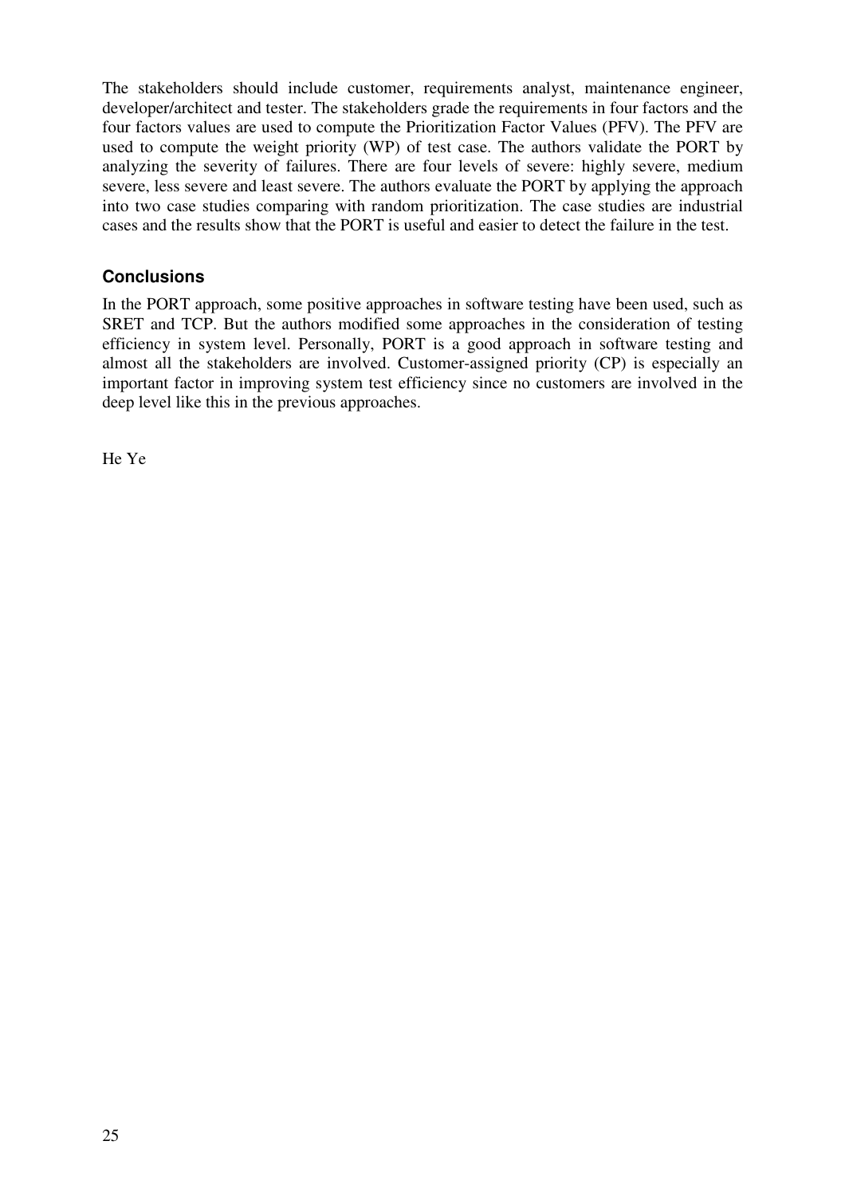The stakeholders should include customer, requirements analyst, maintenance engineer, developer/architect and tester. The stakeholders grade the requirements in four factors and the four factors values are used to compute the Prioritization Factor Values (PFV). The PFV are used to compute the weight priority (WP) of test case. The authors validate the PORT by analyzing the severity of failures. There are four levels of severe: highly severe, medium severe, less severe and least severe. The authors evaluate the PORT by applying the approach into two case studies comparing with random prioritization. The case studies are industrial cases and the results show that the PORT is useful and easier to detect the failure in the test.

### Conclusions

In the PORT approach, some positive approaches in software testing have been used, such as SRET and TCP. But the authors modified some approaches in the consideration of testing efficiency in system level. Personally, PORT is a good approach in software testing and almost all the stakeholders are involved. Customer-assigned priority (CP) is especially an important factor in improving system test efficiency since no customers are involved in the deep level like this in the previous approaches.

He Ye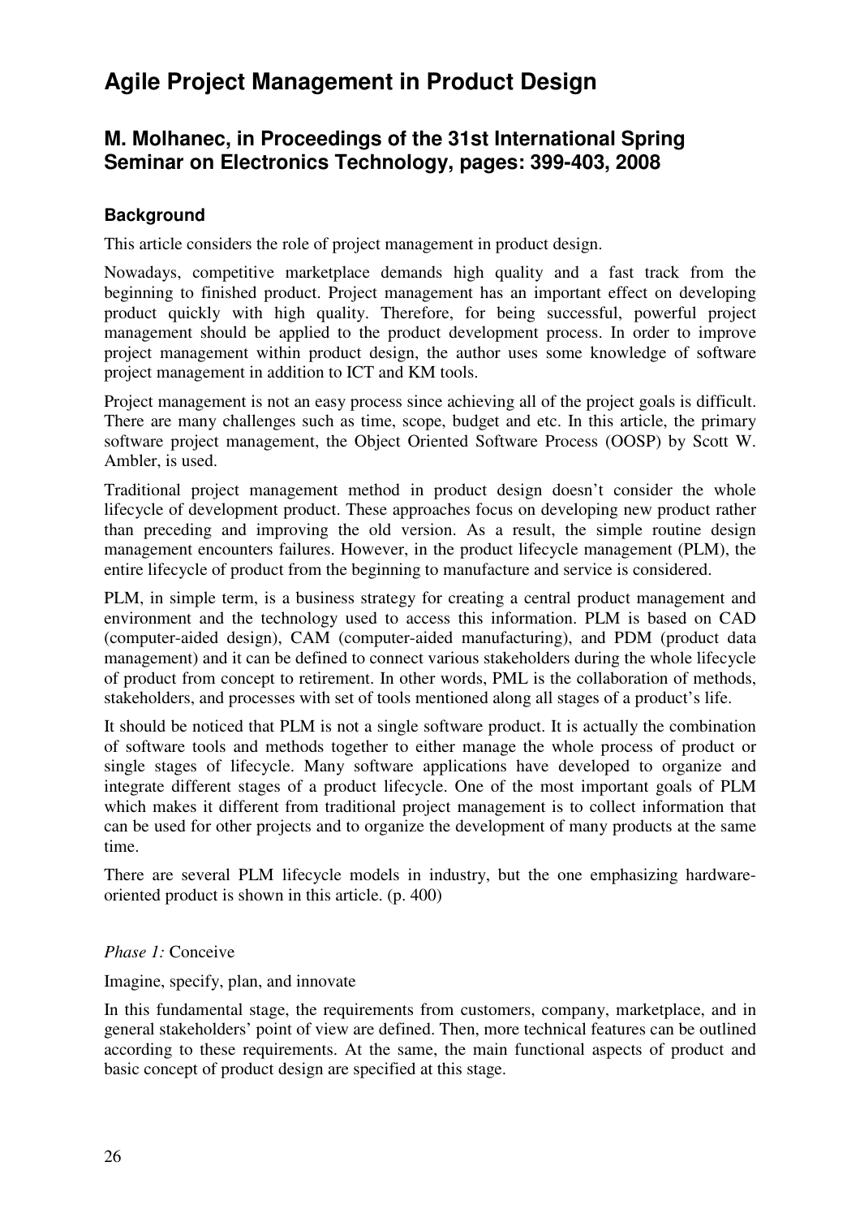# Agile Project Management in Product Design

## M. Molhanec, in Proceedings of the 31st International Spring Seminar on Electronics Technology, pages: 399-403, 2008

### Background

This article considers the role of project management in product design.

Nowadays, competitive marketplace demands high quality and a fast track from the beginning to finished product. Project management has an important effect on developing product quickly with high quality. Therefore, for being successful, powerful project management should be applied to the product development process. In order to improve project management within product design, the author uses some knowledge of software project management in addition to ICT and KM tools.

Project management is not an easy process since achieving all of the project goals is difficult. There are many challenges such as time, scope, budget and etc. In this article, the primary software project management, the Object Oriented Software Process (OOSP) by Scott W. Ambler, is used.

Traditional project management method in product design doesn't consider the whole lifecycle of development product. These approaches focus on developing new product rather than preceding and improving the old version. As a result, the simple routine design management encounters failures. However, in the product lifecycle management (PLM), the entire lifecycle of product from the beginning to manufacture and service is considered.

PLM, in simple term, is a business strategy for creating a central product management and environment and the technology used to access this information. PLM is based on CAD (computer-aided design), CAM (computer-aided manufacturing), and PDM (product data management) and it can be defined to connect various stakeholders during the whole lifecycle of product from concept to retirement. In other words, PML is the collaboration of methods, stakeholders, and processes with set of tools mentioned along all stages of a product's life.

It should be noticed that PLM is not a single software product. It is actually the combination of software tools and methods together to either manage the whole process of product or single stages of lifecycle. Many software applications have developed to organize and integrate different stages of a product lifecycle. One of the most important goals of PLM which makes it different from traditional project management is to collect information that can be used for other projects and to organize the development of many products at the same time.

There are several PLM lifecycle models in industry, but the one emphasizing hardware-oriented product is shown in this article. (p. 400)

*Phase 1:* Conceive

Imagine, specify, plan, and innovate

In this fundamental stage, the requirements from customers, company, marketplace, and in general stakeholders' point of view are defined. Then, more technical features can be outlined according to these requirements. At the same, the main functional aspects of product and basic concept of product design are specified at this stage.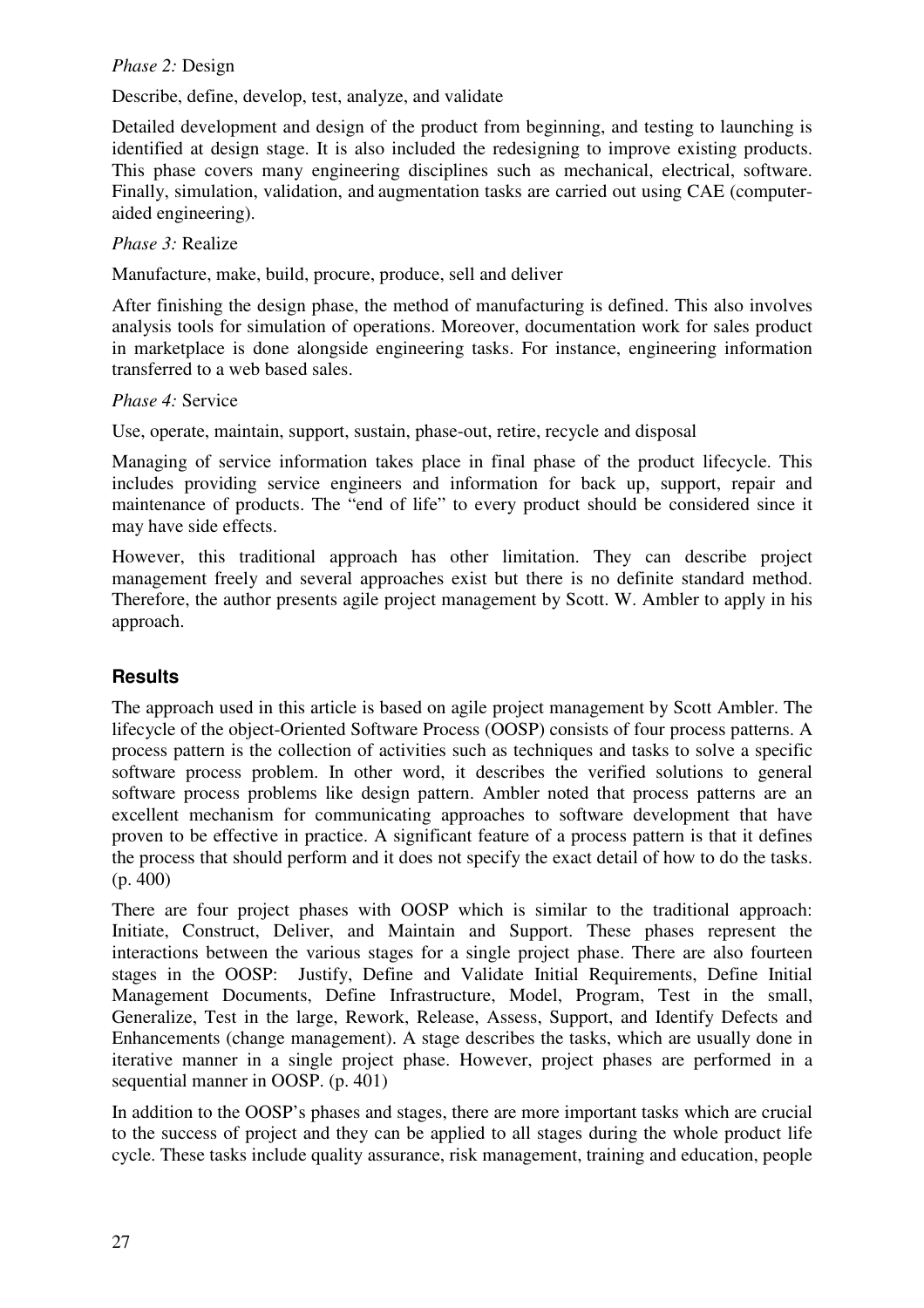*Phase 2:* Design

Describe, define, develop, test, analyze, and validate

Detailed development and design of the product from beginning, and testing to launching is identified at design stage. It is also included the redesigning to improve existing products. This phase covers many engineering disciplines such as mechanical, electrical, software. Finally, simulation, validation, and augmentation tasks are carried out using CAE (computer-aided engineering).

*Phase 3:* Realize

Manufacture, make, build, procure, produce, sell and deliver

After finishing the design phase, the method of manufacturing is defined. This also involves analysis tools for simulation of operations. Moreover, documentation work for sales product in marketplace is done alongside engineering tasks. For instance, engineering information transferred to a web based sales.

*Phase 4:* Service

Use, operate, maintain, support, sustain, phase-out, retire, recycle and disposal

Managing of service information takes place in final phase of the product lifecycle. This includes providing service engineers and information for back up, support, repair and maintenance of products. The "end of life" to every product should be considered since it may have side effects.

However, this traditional approach has other limitation. They can describe project management freely and several approaches exist but there is no definite standard method. Therefore, the author presents agile project management by Scott. W. Ambler to apply in his approach.

## Results

The approach used in this article is based on agile project management by Scott Ambler. The lifecycle of the object-Oriented Software Process (OOSP) consists of four process patterns. A process pattern is the collection of activities such as techniques and tasks to solve a specific software process problem. In other word, it describes the verified solutions to general software process problems like design pattern. Ambler noted that process patterns are an excellent mechanism for communicating approaches to software development that have proven to be effective in practice. A significant feature of a process pattern is that it defines the process that should perform and it does not specify the exact detail of how to do the tasks. (p. 400)

There are four project phases with OOSP which is similar to the traditional approach: Initiate, Construct, Deliver, and Maintain and Support. These phases represent the interactions between the various stages for a single project phase. There are also fourteen stages in the OOSP: Justify, Define and Validate Initial Requirements, Define Initial Management Documents, Define Infrastructure, Model, Program, Test in the small, Generalize, Test in the large, Rework, Release, Assess, Support, and Identify Defects and Enhancements (change management). A stage describes the tasks, which are usually done in iterative manner in a single project phase. However, project phases are performed in a sequential manner in OOSP. (p. 401)

In addition to the OOSP's phases and stages, there are more important tasks which are crucial to the success of project and they can be applied to all stages during the whole product life cycle. These tasks include quality assurance, risk management, training and education, people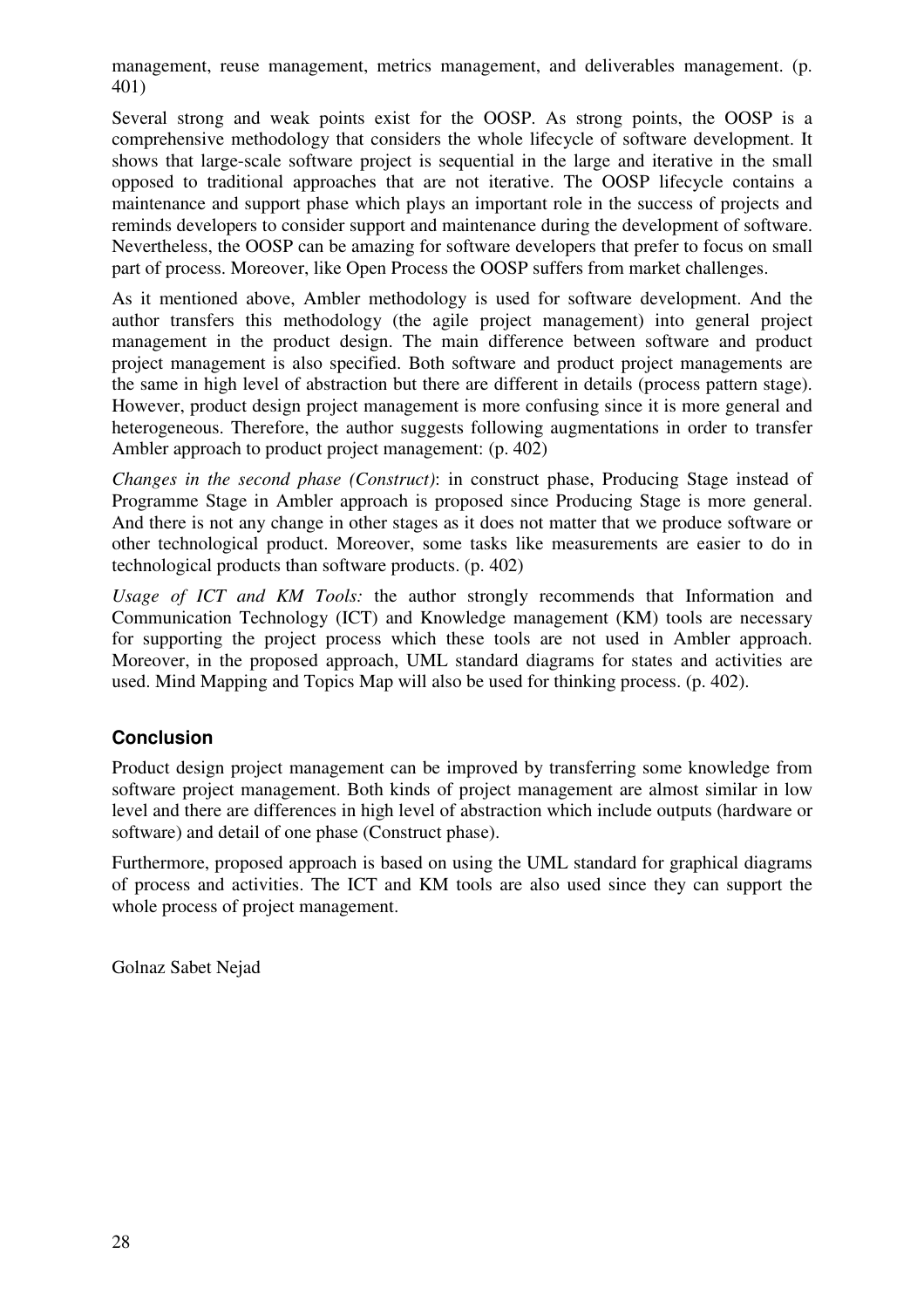management, reuse management, metrics management, and deliverables management. (p. 401)

Several strong and weak points exist for the OOSP. As strong points, the OOSP is a comprehensive methodology that considers the whole lifecycle of software development. It shows that large-scale software project is sequential in the large and iterative in the small opposed to traditional approaches that are not iterative. The OOSP lifecycle contains a maintenance and support phase which plays an important role in the success of projects and reminds developers to consider support and maintenance during the development of software. Nevertheless, the OOSP can be amazing for software developers that prefer to focus on small part of process. Moreover, like Open Process the OOSP suffers from market challenges.

As it mentioned above, Ambler methodology is used for software development. And the author transfers this methodology (the agile project management) into general project management in the product design. The main difference between software and product project management is also specified. Both software and product project managements are the same in high level of abstraction but there are different in details (process pattern stage). However, product design project management is more confusing since it is more general and heterogeneous. Therefore, the author suggests following augmentations in order to transfer Ambler approach to product project management: (p. 402)

*Changes in the second phase (Construct)*: in construct phase, Producing Stage instead of Programme Stage in Ambler approach is proposed since Producing Stage is more general. And there is not any change in other stages as it does not matter that we produce software or other technological product. Moreover, some tasks like measurements are easier to do in technological products than software products. (p. 402)

*Usage of ICT and KM Tools:* the author strongly recommends that Information and Communication Technology (ICT) and Knowledge management (KM) tools are necessary for supporting the project process which these tools are not used in Ambler approach. Moreover, in the proposed approach, UML standard diagrams for states and activities are used. Mind Mapping and Topics Map will also be used for thinking process. (p. 402).

## Conclusion

Product design project management can be improved by transferring some knowledge from software project management. Both kinds of project management are almost similar in low level and there are differences in high level of abstraction which include outputs (hardware or software) and detail of one phase (Construct phase).

Furthermore, proposed approach is based on using the UML standard for graphical diagrams of process and activities. The ICT and KM tools are also used since they can support the whole process of project management.

Golnaz Sabet Nejad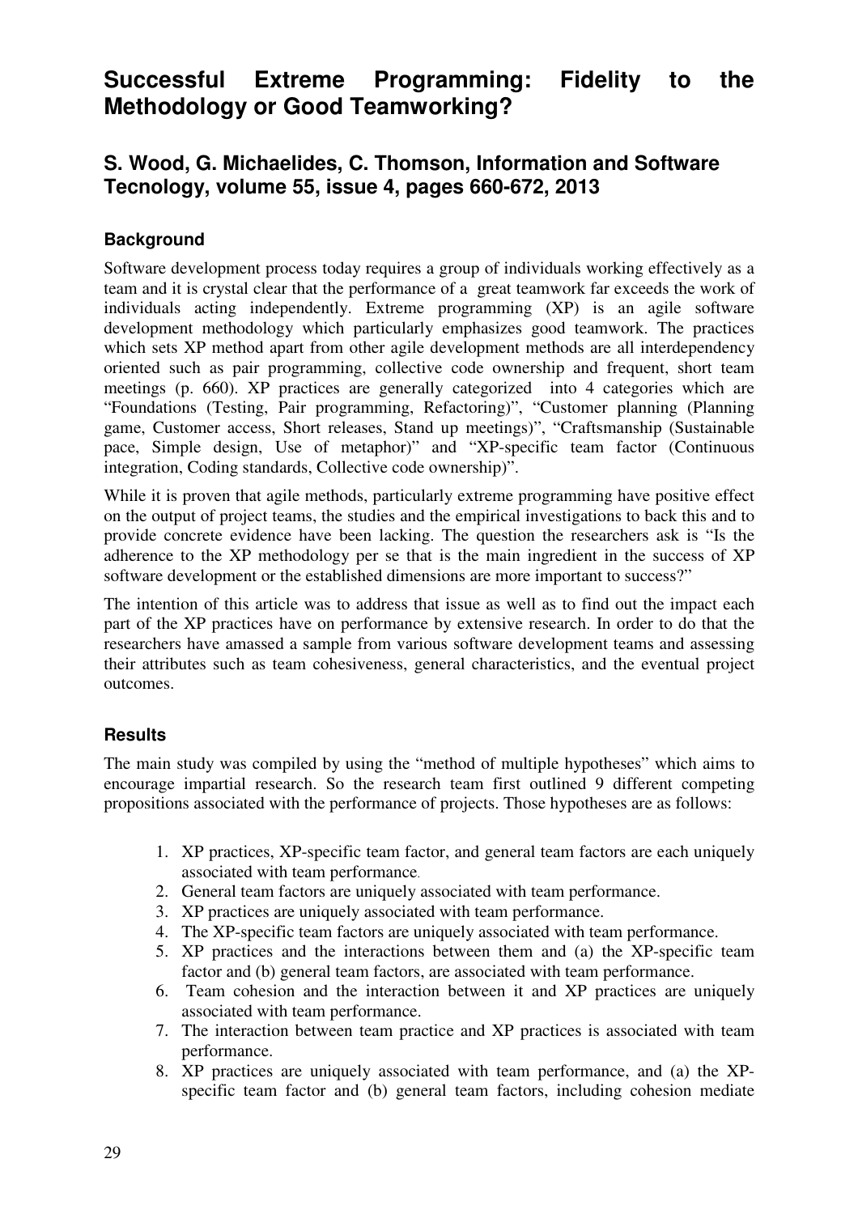# Successful Extreme Programming: Fidelity to the Methodology or Good Teamworking?

## S. Wood, G. Michaelides, C. Thomson, Information and Software Tecnology, volume 55, issue 4, pages 660-672, 2013

### Background

Software development process today requires a group of individuals working effectively as a team and it is crystal clear that the performance of a great teamwork far exceeds the work of individuals acting independently. Extreme programming (XP) is an agile software development methodology which particularly emphasizes good teamwork. The practices which sets XP method apart from other agile development methods are all interdependency oriented such as pair programming, collective code ownership and frequent, short team meetings (p. 660). XP practices are generally categorized into 4 categories which are "Foundations (Testing, Pair programming, Refactoring)", "Customer planning (Planning game, Customer access, Short releases, Stand up meetings)", "Craftsmanship (Sustainable pace, Simple design, Use of metaphor)" and "XP-specific team factor (Continuous integration, Coding standards, Collective code ownership)".

While it is proven that agile methods, particularly extreme programming have positive effect on the output of project teams, the studies and the empirical investigations to back this and to provide concrete evidence have been lacking. The question the researchers ask is "Is the adherence to the XP methodology per se that is the main ingredient in the success of XP software development or the established dimensions are more important to success?"

The intention of this article was to address that issue as well as to find out the impact each part of the XP practices have on performance by extensive research. In order to do that the researchers have amassed a sample from various software development teams and assessing their attributes such as team cohesiveness, general characteristics, and the eventual project outcomes.

### Results

The main study was compiled by using the "method of multiple hypotheses" which aims to encourage impartial research. So the research team first outlined 9 different competing propositions associated with the performance of projects. Those hypotheses are as follows:

1. XP practices, XP-specific team factor, and general team factors are each uniquely associated with team performance.
2. General team factors are uniquely associated with team performance.
3. XP practices are uniquely associated with team performance.
4. The XP-specific team factors are uniquely associated with team performance.
5. XP practices and the interactions between them and (a) the XP-specific team factor and (b) general team factors, are associated with team performance.
6. Team cohesion and the interaction between it and XP practices are uniquely associated with team performance.
7. The interaction between team practice and XP practices is associated with team performance.
8. XP practices are uniquely associated with team performance, and (a) the XP-specific team factor and (b) general team factors, including cohesion mediate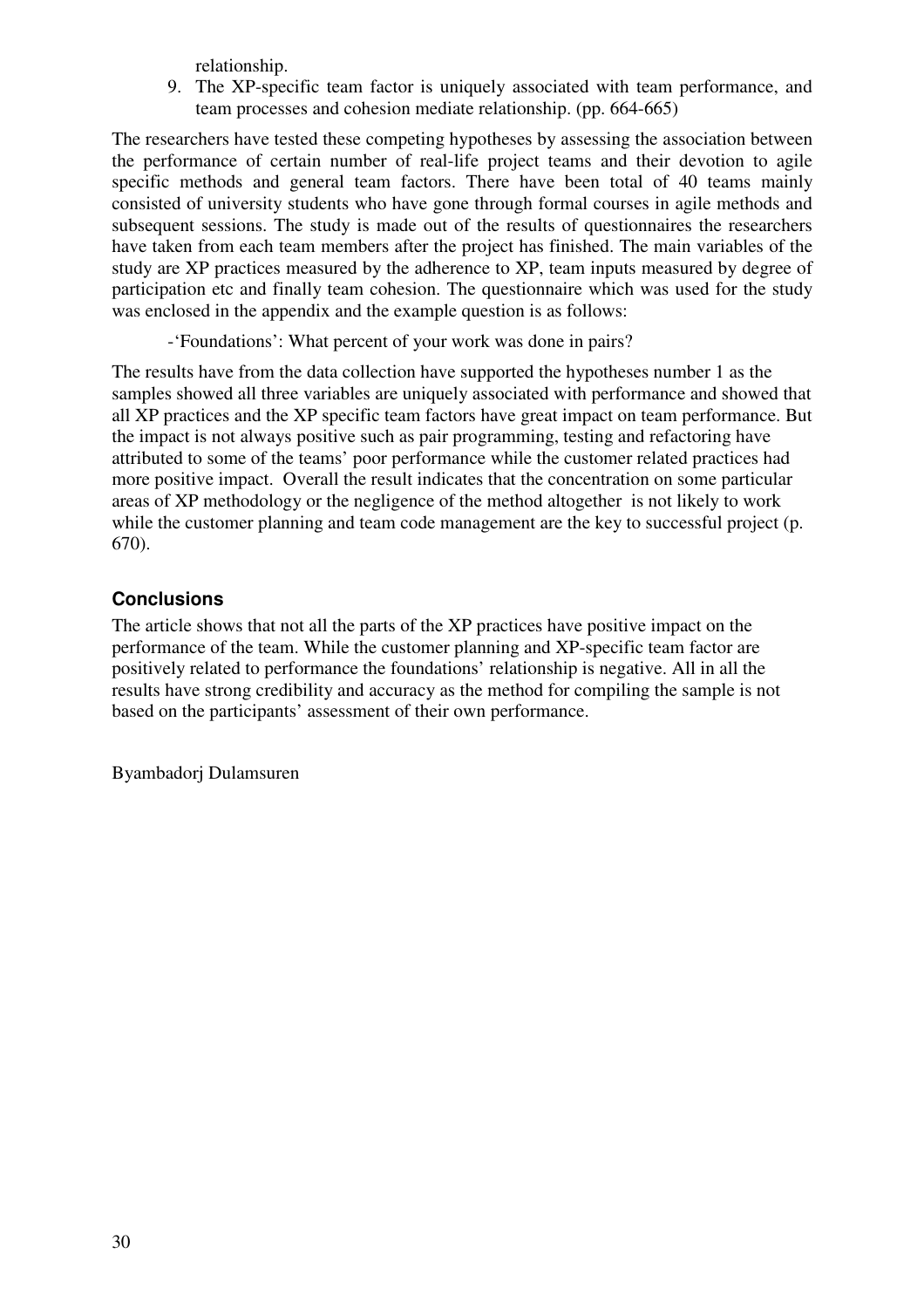relationship.

9. The XP-specific team factor is uniquely associated with team performance, and team processes and cohesion mediate relationship. (pp. 664-665)

The researchers have tested these competing hypotheses by assessing the association between the performance of certain number of real-life project teams and their devotion to agile specific methods and general team factors. There have been total of 40 teams mainly consisted of university students who have gone through formal courses in agile methods and subsequent sessions. The study is made out of the results of questionnaires the researchers have taken from each team members after the project has finished. The main variables of the study are XP practices measured by the adherence to XP, team inputs measured by degree of participation etc and finally team cohesion. The questionnaire which was used for the study was enclosed in the appendix and the example question is as follows:

-'Foundations': What percent of your work was done in pairs?

The results have from the data collection have supported the hypotheses number 1 as the samples showed all three variables are uniquely associated with performance and showed that all XP practices and the XP specific team factors have great impact on team performance. But the impact is not always positive such as pair programming, testing and refactoring have attributed to some of the teams' poor performance while the customer related practices had more positive impact. Overall the result indicates that the concentration on some particular areas of XP methodology or the negligence of the method altogether is not likely to work while the customer planning and team code management are the key to successful project (p. 670).

### Conclusions

The article shows that not all the parts of the XP practices have positive impact on the performance of the team. While the customer planning and XP-specific team factor are positively related to performance the foundations' relationship is negative. All in all the results have strong credibility and accuracy as the method for compiling the sample is not based on the participants' assessment of their own performance.

Byambadorj Dulamsuren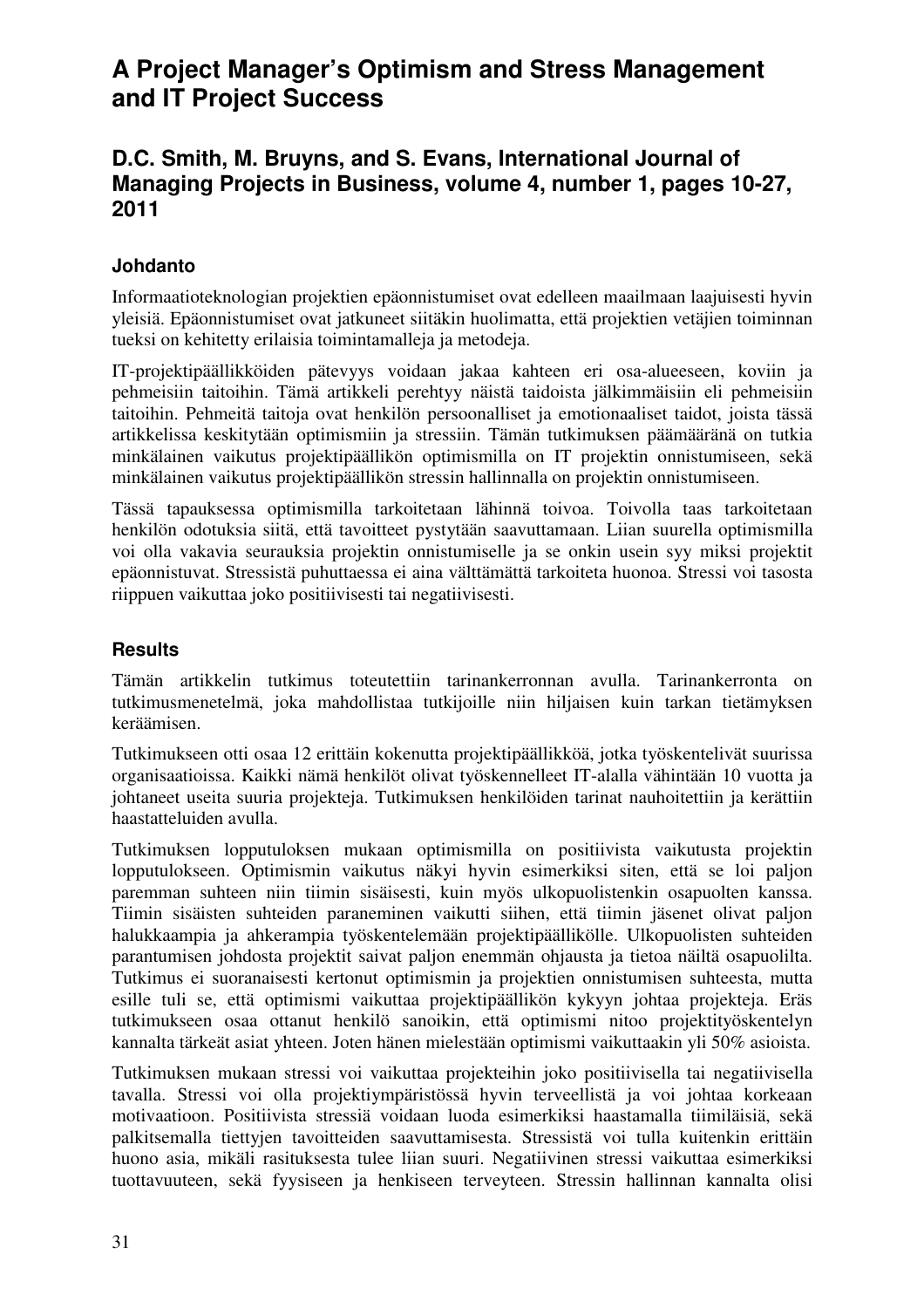# A Project Manager's Optimism and Stress Management and IT Project Success

## D.C. Smith, M. Bruyns, and S. Evans, International Journal of Managing Projects in Business, volume 4, number 1, pages 10-27, 2011

### Johdanto

Informaatioteknologian projektien epäonnistumiset ovat edelleen maailmaan laajuisesti hyvin yleisiä. Epäonnistumiset ovat jatkuneet siitäkin huolimatta, että projektien vetäjien toiminnan tueksi on kehitetty erilaisia toimintamalleja ja metodeja.

IT-projektipäällikköiden pätevyys voidaan jakaa kahteen eri osa-alueeseen, koviin ja pehmeisiin taitoihin. Tämä artikkeli perehtyy näistä taidoista jälkimmäisiin eli pehmeisiin taitoihin. Pehmeitä taitoja ovat henkilön persoonalliset ja emotionaaliset taidot, joista tässä artikkelissa keskitytään optimismiin ja stressiin. Tämän tutkimuksen päämääränä on tutkia minkälainen vaikutus projektipäällikön optimismilla on IT projektin onnistumiseen, sekä minkälainen vaikutus projektipäällikön stressin hallinnalla on projektin onnistumiseen.

Tässä tapauksessa optimismilla tarkoitetaan lähinnä toivoa. Toivolla taas tarkoitetaan henkilön odotuksia siitä, että tavoitteet pystytään saavuttamaan. Liian suurella optimismilla voi olla vakavia seurauksia projektin onnistumiselle ja se onkin usein syy miksi projektit epäonnistuvat. Stressistä puhuttaessa ei aina välttämättä tarkoiteta huonoa. Stressi voi tasosta riippuen vaikuttaa joko positiivisesti tai negatiivisesti.

### Results

Tämän artikkelin tutkimus toteutettiin tarinankerronnan avulla. Tarinankerronta on tutkimusmenetelmä, joka mahdollistaa tutkijoille niin hiljaisen kuin tarkan tietämyksen keräämisen.

Tutkimukseen otti osaa 12 erittäin kokenutta projektipäällikköä, jotka työskentelivät suurissa organisaatioissa. Kaikki nämä henkilöt olivat työskennelleet IT-alalla vähintään 10 vuotta ja johtaneet useita suuria projekteja. Tutkimuksen henkilöiden tarinat nauhoitettiin ja kerättiin haastatteluiden avulla.

Tutkimuksen lopputuloksen mukaan optimismilla on positiivista vaikutusta projektin lopputulokseen. Optimismin vaikutus näkyi hyvin esimerkiksi siten, että se loi paljon paremman suhteen niin tiimin sisäisesti, kuin myös ulkopuolistenkin osapuolten kanssa. Tiimin sisäisten suhteiden paraneminen vaikutti siihen, että tiimin jäsenet olivat paljon halukkaampia ja ahkerampia työskentelemään projektipäällikölle. Ulkopuolisten suhteiden parantumisen johdosta projektit saivat paljon enemmän ohjausta ja tietoa näiltä osapuolilta. Tutkimus ei suoranaisesti kertonut optimismin ja projektien onnistumisen suhteesta, mutta esille tuli se, että optimismi vaikuttaa projektipäällikön kykyyn johtaa projekteja. Eräs tutkimukseen osaa ottanut henkilö sanoikin, että optimismi nitoo projektityöskentelyn kannalta tärkeät asiat yhteen. Joten hänen mielestään optimismi vaikuttaakin yli 50% asioista.

Tutkimuksen mukaan stressi voi vaikuttaa projekteihin joko positiivisella tai negatiivisella tavalla. Stressi voi olla projektiympäristössä hyvin terveellistä ja voi johtaa korkeaan motivaatioon. Positiivista stressiä voidaan luoda esimerkiksi haastamalla tiimiläisiä, sekä palkitsemalla tiettyjen tavoitteiden saavuttamisesta. Stressistä voi tulla kuitenkin erittäin huono asia, mikäli rasituksesta tulee liian suuri. Negatiivinen stressi vaikuttaa esimerkiksi tuottavuuteen, sekä fyysiseen ja henkiseen terveyteen. Stressin hallinnan kannalta olisi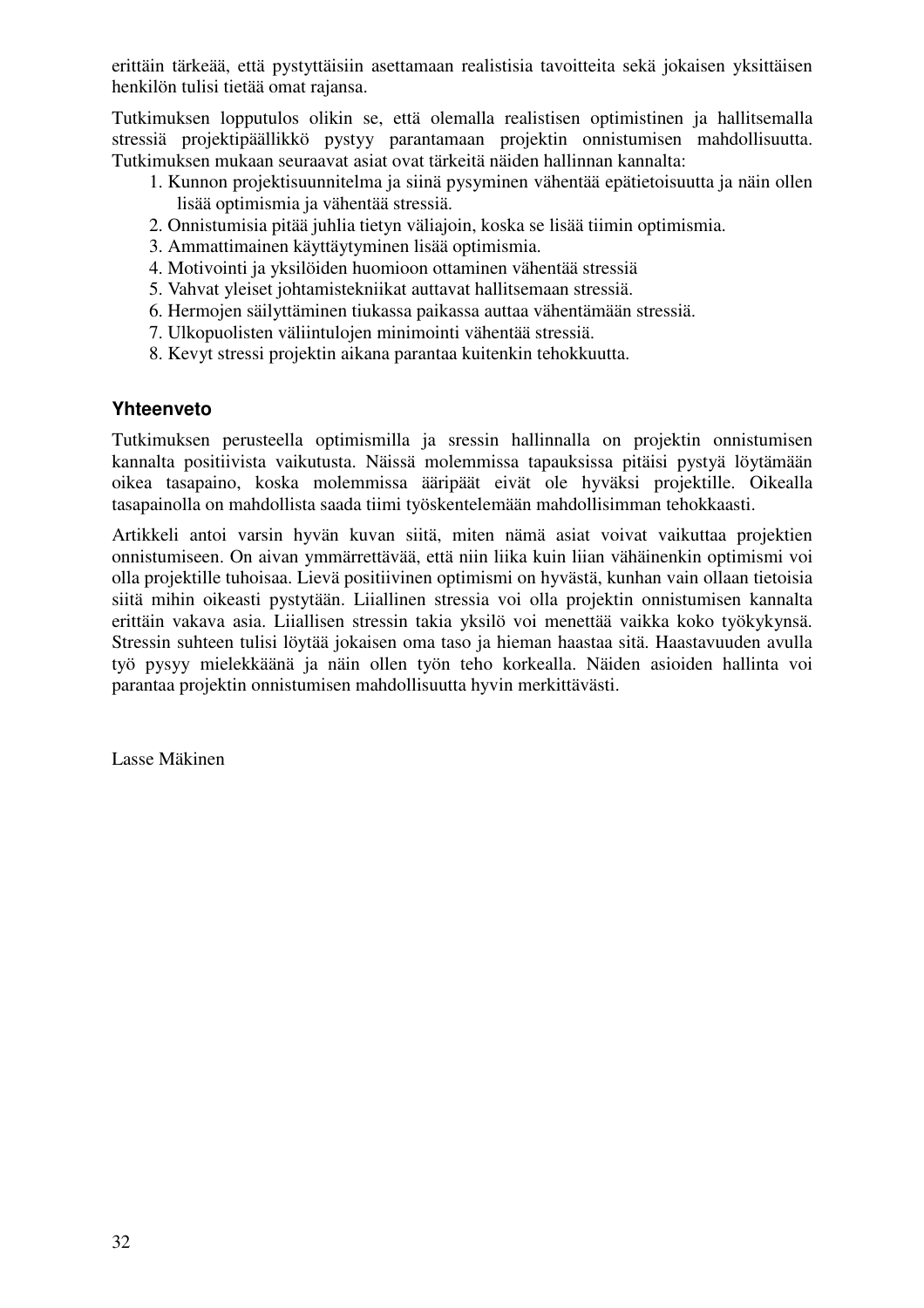erittäin tärkeää, että pystyttäisiin asettamaan realistisia tavoitteita sekä jokaisen yksittäisen henkilön tulisi tietää omat rajansa.

Tutkimuksen lopputulos olikin se, että olemalla realistisen optimistinen ja hallitsemalla stressiä projektipäällikkö pystyy parantamaan projektin onnistumisen mahdollisuutta. Tutkimuksen mukaan seuraavat asiat ovat tärkeitä näiden hallinnan kannalta:

1. Kunnon projektisuunnitelma ja siinä pysyminen vähentää epätietoisuutta ja näin ollen lisää optimismia ja vähentää stressiä.
2. Onnistumisia pitää juhlia tietyn väliajoin, koska se lisää tiimin optimismia.
3. Ammattimainen käyttäytyminen lisää optimismia.
4. Motivointi ja yksilöiden huomioon ottaminen vähentää stressiä
5. Vahvat yleiset johtamistekniikat auttavat hallitsemaan stressiä.
6. Hermojen säilyttäminen tiukassa paikassa auttaa vähentämään stressiä.
7. Ulkopuolisten väliintulojen minimointi vähentää stressiä.
8. Kevyt stressi projektin aikana parantaa kuitenkin tehokkuutta.

### Yhteenveto

Tutkimuksen perusteella optimismilla ja sressin hallinnalla on projektin onnistumisen kannalta positiivista vaikutusta. Näissä molemmissa tapauksissa pitäisi pystyä löytämään oikea tasapaino, koska molemmissa ääripäät eivät ole hyväksi projektille. Oikealla tasapainolla on mahdollista saada tiimi työskentelemään mahdollisimman tehokkaasti.

Artikkeli antoi varsin hyvän kuvan siitä, miten nämä asiat voivat vaikuttaa projektien onnistumiseen. On aivan ymmärrettävää, että niin liika kuin liian vähäinenkin optimismi voi olla projektille tuhoisaa. Lievä positiivinen optimismi on hyvästä, kunhan vain ollaan tietoisia siitä mihin oikeasti pystytään. Liiallinen stressia voi olla projektin onnistumisen kannalta erittäin vakava asia. Liiallisen stressin takia yksilö voi menettää vaikka koko työkykynsä. Stressin suhteen tulisi löytää jokaisen oma taso ja hieman haastaa sitä. Haastavuuden avulla työ pysyy mielekkäänä ja näin ollen työn teho korkealla. Näiden asioiden hallinta voi parantaa projektin onnistumisen mahdollisuutta hyvin merkittävästi.

Lasse Mäkinen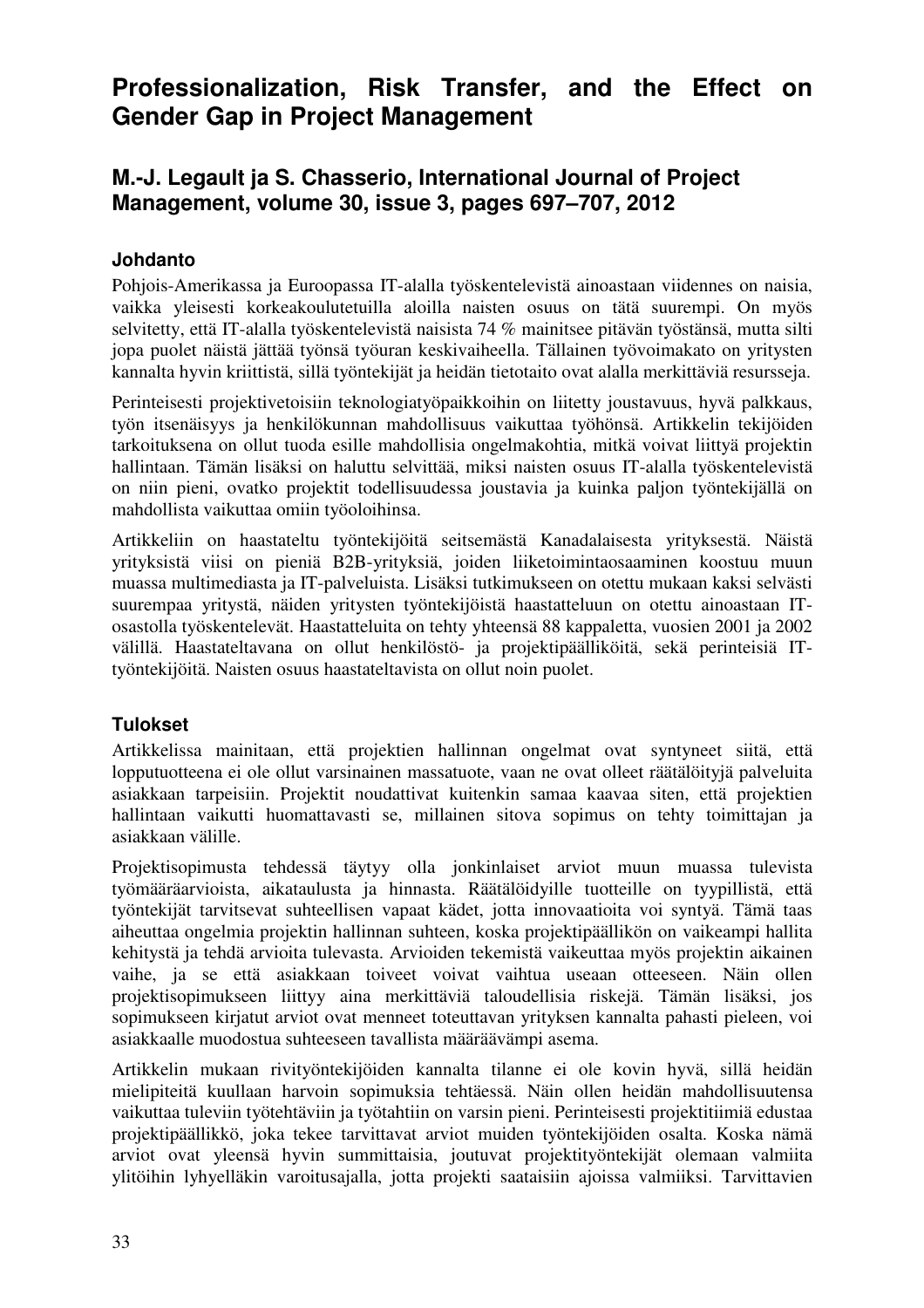## Professionalization, Risk Transfer, and the Effect on Gender Gap in Project Management

### M.-J. Legault ja S. Chasserio, International Journal of Project Management, volume 30, issue 3, pages 697–707, 2012

#### Johdanto

Pohjois-Amerikassa ja Euroopassa IT-alalla työskentelevistä ainoastaan viidennes on naisia, vaikka yleisesti korkeakoulutetuilla aloilla naisten osuus on tätä suurempi. On myös selvitetty, että IT-alalla työskentelevistä naisista 74 % mainitsee pitävän työstänsä, mutta silti jopa puolet näistä jättää työnsä työuran keskivaiheella. Tällainen työvoimakato on yritysten kannalta hyvin kriittistä, sillä työntekijät ja heidän tietotaito ovat alalla merkittäviä resursseja.

Perinteisesti projektivetoisiin teknologiatyöpaikkoihin on liitetty joustavuus, hyvä palkkaus, työn itsenäisyys ja henkilökunnan mahdollisuus vaikuttaa työhönsä. Artikkelin tekijöiden tarkoituksena on ollut tuoda esille mahdollisia ongelmakohtia, mitkä voivat liittyä projektin hallintaan. Tämän lisäksi on haluttu selvittää, miksi naisten osuus IT-alalla työskentelevistä on niin pieni, ovatko projektit todellisuudessa joustavia ja kuinka paljon työntekijällä on mahdollista vaikuttaa omiin työoloihinsa.

Artikkeliin on haastateltu työntekijöitä seitsemästä Kanadalaisesta yrityksestä. Näistä yrityksistä viisi on pieniä B2B-yrityksiä, joiden liiketoimintaosaaminen koostuu muun muassa multimediasta ja IT-palveluista. Lisäksi tutkimukseen on otettu mukaan kaksi selvästi suurempaa yritystä, näiden yritysten työntekijöistä haastatteluun on otettu ainoastaan IT-osastolla työskentelevät. Haastatteluita on tehty yhteensä 88 kappaletta, vuosien 2001 ja 2002 välillä. Haastateltavana on ollut henkilöstö- ja projektipäälliköitä, sekä perinteisiä IT-työntekijöitä. Naisten osuus haastateltavista on ollut noin puolet.

#### Tulokset

Artikkelissa mainitaan, että projektien hallinnan ongelmat ovat syntyneet siitä, että lopputuotteena ei ole ollut varsinainen massatuote, vaan ne ovat olleet räätälöityjä palveluita asiakkaan tarpeisiin. Projektit noudattivat kuitenkin samaa kaavaa siten, että projektien hallintaan vaikutti huomattavasti se, millainen sitova sopimus on tehty toimittajan ja asiakkaan välille.

Projektisopimusta tehdessä täytyy olla jonkinlaiset arviot muun muassa tulevista työmääräarvioista, aikataulusta ja hinnasta. Räätälöidyille tuotteille on tyypillistä, että työntekijät tarvitsevat suhteellisen vapaat kädet, jotta innovaatioita voi syntyä. Tämä taas aiheuttaa ongelmia projektin hallinnan suhteen, koska projektipäällikön on vaikeampi hallita kehitystä ja tehdä arvioita tulevasta. Arvioiden tekemistä vaikeuttaa myös projektin aikainen vaihe, ja se että asiakkaan toiveet voivat vaihtua useaan otteeseen. Näin ollen projektisopimukseen liittyy aina merkittäviä taloudellisia riskejä. Tämän lisäksi, jos sopimukseen kirjatut arviot ovat menneet toteuttavan yrityksen kannalta pahasti pieleen, voi asiakkaalle muodostua suhteeseen tavallista määräävämpi asema.

Artikkelin mukaan rivityöntekijöiden kannalta tilanne ei ole kovin hyvä, sillä heidän mielipiteitä kuullaan harvoin sopimuksia tehtäessä. Näin ollen heidän mahdollisuutensa vaikuttaa tuleviin työtehtäviin ja työtahtiin on varsin pieni. Perinteisesti projektitiimiä edustaa projektipäällikkö, joka tekee tarvittavat arviot muiden työntekijöiden osalta. Koska nämä arviot ovat yleensä hyvin summittaisia, joutuvat projektityöntekijät olemaan valmiita ylitöihin lyhyelläkin varoitusajalla, jotta projekti saataisiin ajoissa valmiiksi. Tarvittavien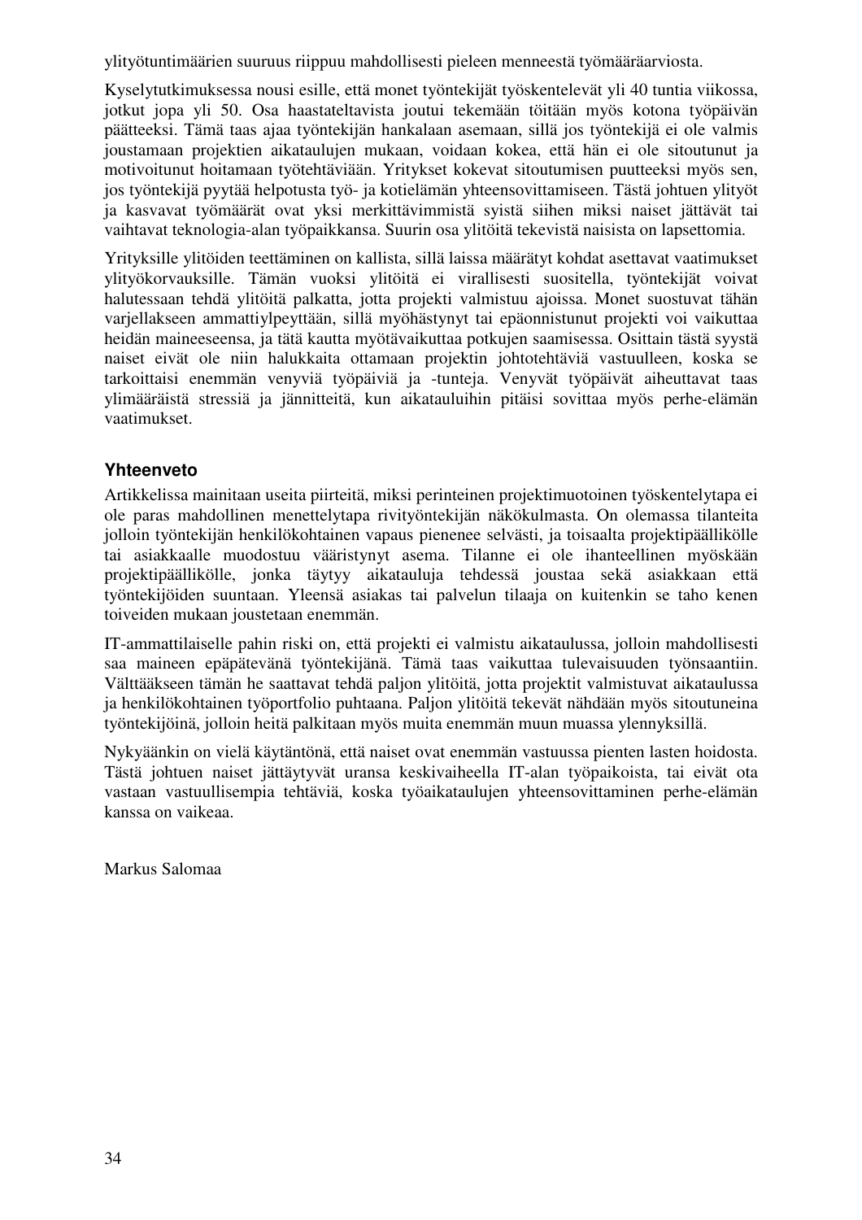ylityötuntimäärien suuruus riippuu mahdollisesti pieleen menneestä työmääräarviosta.

Kyselytutkimuksessa nousi esille, että monet työntekijät työskentelevät yli 40 tuntia viikossa, jotkut jopa yli 50. Osa haastateltavista joutui tekemään töitään myös kotona työpäivän päätteeksi. Tämä taas ajaa työntekijän hankalaan asemaan, sillä jos työntekijä ei ole valmis joustamaan projektien aikataulujen mukaan, voidaan kokea, että hän ei ole sitoutunut ja motivoitunut hoitamaan työtehtäviään. Yritykset kokevat sitoutumisen puutteeksi myös sen, jos työntekijä pyytää helpotusta työ- ja kotielämän yhteensovittamiseen. Tästä johtuen ylityöt ja kasvavat työmäärät ovat yksi merkittävimmistä syistä siihen miksi naiset jättävät tai vaihtavat teknologia-alan työpaikkansa. Suurin osa ylitöitä tekevistä naisista on lapsettomia.

Yrityksille ylitöiden teettäminen on kallista, sillä laissa määrätyt kohdat asettavat vaatimukset ylityökorvauksille. Tämän vuoksi ylitöitä ei virallisesti suositella, työntekijät voivat halutessaan tehdä ylitöitä palkatta, jotta projekti valmistuu ajoissa. Monet suostuvat tähän varjellakseen ammattiylpeyttään, sillä myöhästynyt tai epäonnistunut projekti voi vaikuttaa heidän maineeseensa, ja tätä kautta myötävaikuttaa potkujen saamisessa. Osittain tästä syystä naiset eivät ole niin halukkaita ottamaan projektin johtotehtäviä vastuulleen, koska se tarkoittaisi enemmän venyviä työpäiviä ja -tunteja. Venyvät työpäivät aiheuttavat taas ylimääräistä stressiä ja jännitteitä, kun aikatauluihin pitäisi sovittaa myös perhe-elämän vaatimukset.

### Yhteenveto

Artikkelissa mainitaan useita piirteitä, miksi perinteinen projektimuotoinen työskentelytapa ei ole paras mahdollinen menettelytapa rivityöntekijän näkökulmasta. On olemassa tilanteita jolloin työntekijän henkilökohtainen vapaus pienenee selvästi, ja toisaalta projektipäällikölle tai asiakkaalle muodostuu vääristynyt asema. Tilanne ei ole ihanteellinen myöskään projektipäällikölle, jonka täytyy aikatauluja tehdessä joustaa sekä asiakkaan että työntekijöiden suuntaan. Yleensä asiakas tai palvelun tilaaja on kuitenkin se taho kenen toiveiden mukaan joustetaan enemmän.

IT-ammattilaiselle pahin riski on, että projekti ei valmistu aikataulussa, jolloin mahdollisesti saa maineen epäpätevänä työntekijänä. Tämä taas vaikuttaa tulevaisuuden työnsaantiin. Välttääkseen tämän he saattavat tehdä paljon ylitöitä, jotta projektit valmistuvat aikataulussa ja henkilökohtainen työportfolio puhtaana. Paljon ylitöitä tekevät nähdään myös sitoutuneina työntekijöinä, jolloin heitä palkitaan myös muita enemmän muun muassa ylennyksillä.

Nykyäänkin on vielä käytäntönä, että naiset ovat enemmän vastuussa pienten lasten hoidosta. Tästä johtuen naiset jättäytyvät uransa keskivaiheella IT-alan työpaikoista, tai eivät ota vastaan vastuullisempia tehtäviä, koska työaikataulujen yhteensovittaminen perhe-elämän kanssa on vaikeaa.

Markus Salomaa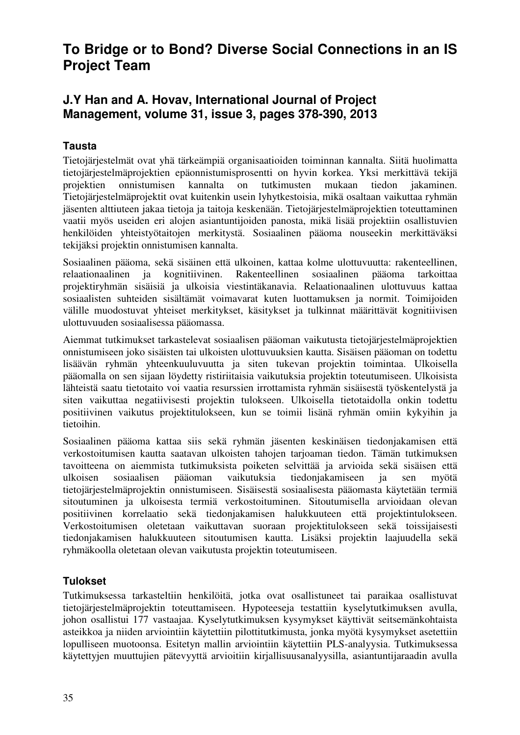## To Bridge or to Bond? Diverse Social Connections in an IS Project Team

### J.Y Han and A. Hovav, International Journal of Project Management, volume 31, issue 3, pages 378-390, 2013

#### Tausta

Tietojärjestelmät ovat yhä tärkeämpiä organisaatioiden toiminnan kannalta. Siitä huolimatta tietojärjestelmäprojektien epäonnistumisprosentti on hyvin korkea. Yksi merkittävä tekijä projektien onnistumisen kannalta on tutkimusten mukaan tiedon jakaminen. Tietojärjestelmäprojektit ovat kuitenkin usein lyhytkestoisia, mikä osaltaan vaikuttaa ryhmän jäsenten alttiuteen jakaa tietoja ja taitoja keskenään. Tietojärjestelmäprojektien toteuttaminen vaatii myös useiden eri alojen asiantuntijoiden panosta, mikä lisää projektiin osallistuvien henkilöiden yhteistyötaitojen merkitystä. Sosiaalinen pääoma nouseekin merkittäväksi tekijäksi projektin onnistumisen kannalta.

Sosiaalinen pääoma, sekä sisäinen että ulkoinen, kattaa kolme ulottuvuutta: rakenteellinen, relaationaalinen ja kognitiivinen. Rakenteellinen sosiaalinen pääoma tarkoittaa projektiryhmän sisäisiä ja ulkoisia viestintäkanavia. Relaationaalinen ulottuvuus kattaa sosiaalisten suhteiden sisältämät voimavarat kuten luottamuksen ja normit. Toimijoiden välille muodostuvat yhteiset merkitykset, käsitykset ja tulkinnat määrittävät kognitiivisen ulottuvuuden sosiaalisessa pääomassa.

Aiemmat tutkimukset tarkastelevat sosiaalisen pääoman vaikutusta tietojärjestelmäprojektien onnistumiseen joko sisäisten tai ulkoisten ulottuvuuksien kautta. Sisäisen pääoman on todettu lisäävän ryhmän yhteenkuuluvuutta ja siten tukevan projektin toimintaa. Ulkoisella pääomalla on sen sijaan löydetty ristiriitaisia vaikutuksia projektin toteutumiseen. Ulkoisista lähteistä saatu tietotaito voi vaatia resurssien irrottamista ryhmän sisäisestä työskentelystä ja siten vaikuttaa negatiivisesti projektin tulokseen. Ulkoisella tietotaidolla onkin todettu positiivinen vaikutus projektitulokseen, kun se toimii lisänä ryhmän omiin kykyihin ja tietoihin.

Sosiaalinen pääoma kattaa siis sekä ryhmän jäsenten keskinäisen tiedonjakamisen että verkostoitumisen kautta saatavan ulkoisten tahojen tarjoaman tiedon. Tämän tutkimuksen tavoitteena on aiemmista tutkimuksista poiketen selvittää ja arvioida sekä sisäisen että ulkoisen sosiaalisen pääoman vaikutuksia tiedonjakamiseen ja sen myötä tietojärjestelmäprojektin onnistumiseen. Sisäisestä sosiaalisesta pääomasta käytetään termiä sitoutuminen ja ulkoisesta termiä verkostoituminen. Sitoutumisella arvioidaan olevan positiivinen korrelaatio sekä tiedonjakamisen halukkuuteen että projektintulokseen. Verkostoitumisen oletetaan vaikuttavan suoraan projektitulokseen sekä toissijaisesti tiedonjakamisen halukkuuteen sitoutumisen kautta. Lisäksi projektin laajuudella sekä ryhmäkoolla oletetaan olevan vaikutusta projektin toteutumiseen.

#### Tulokset

Tutkimuksessa tarkasteltiin henkilöitä, jotka ovat osallistuneet tai paraikaa osallistuvat tietojärjestelmäprojektin toteuttamiseen. Hypoteeseja testattiin kyselytutkimuksen avulla, johon osallistui 177 vastaajaa. Kyselytutkimuksen kysymykset käyttivät seitsemänkohtaista asteikkoa ja niiden arviointiin käytettiin pilottitutkimusta, jonka myötä kysymykset asetettiin lopulliseen muotoonsa. Esitetyn mallin arviointiin käytettiin PLS-analyysia. Tutkimuksessa käytettyjen muuttujien pätevyyttä arvioitiin kirjallisuusanalyysilla, asiantuntijaraadin avulla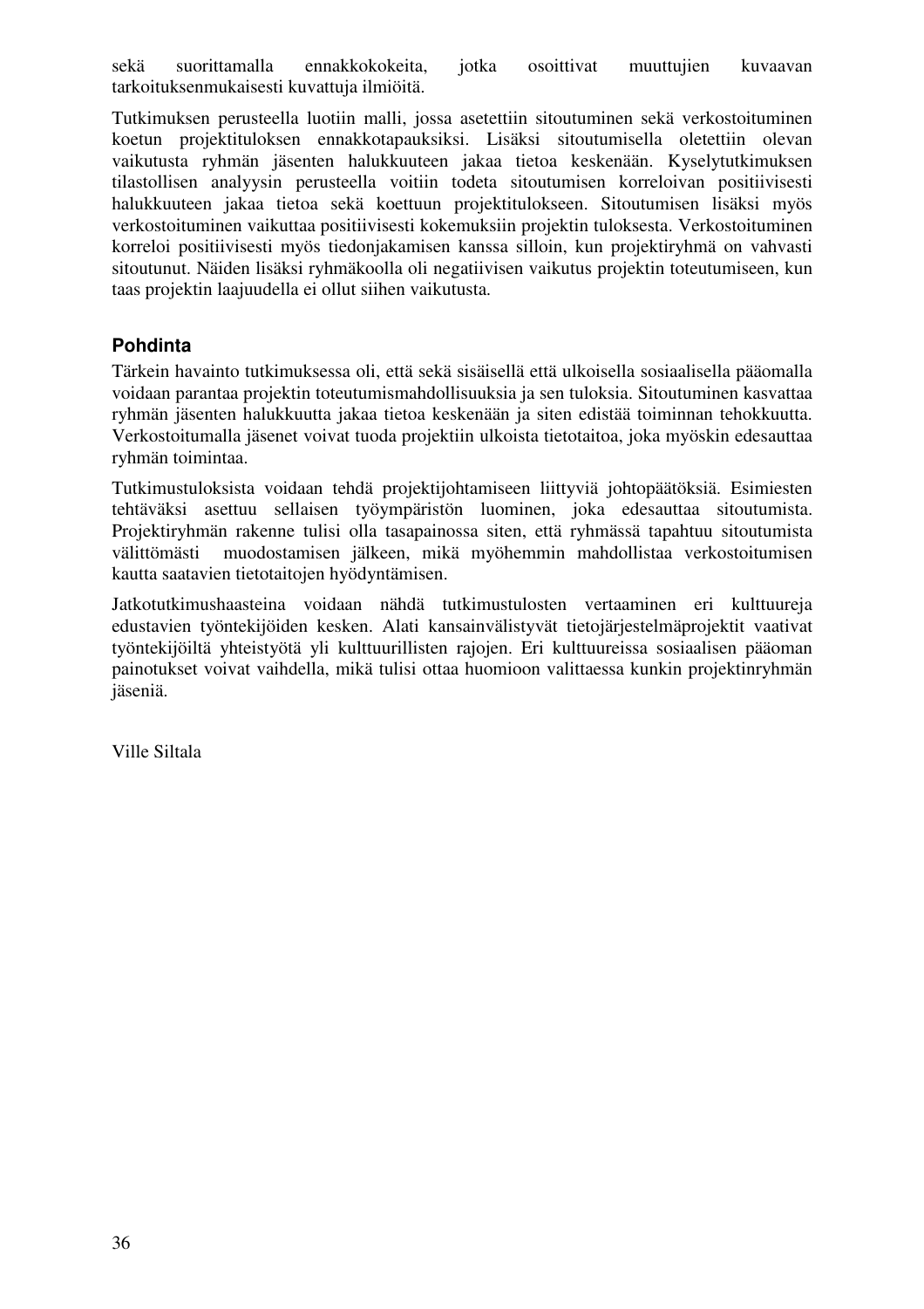sekä suorittamalla ennakkokokeita, jotka osoittivat muuttujien kuvaavan tarkoituksenmukaisesti kuvattuja ilmiöitä.

Tutkimuksen perusteella luotiin malli, jossa asetettiin sitoutuminen sekä verkostoituminen koetun projektituloksen ennakkotapauksiksi. Lisäksi sitoutumisella oletettiin olevan vaikutusta ryhmän jäsenten halukkuuteen jakaa tietoa keskenään. Kyselytutkimuksen tilastollisen analyysin perusteella voitiin todeta sitoutumisen korreloivan positiivisesti halukkuuteen jakaa tietoa sekä koettuun projektitulokseen. Sitoutumisen lisäksi myös verkostoituminen vaikuttaa positiivisesti kokemuksiin projektin tuloksesta. Verkostoituminen korreloi positiivisesti myös tiedonjakamisen kanssa silloin, kun projektiryhmä on vahvasti sitoutunut. Näiden lisäksi ryhmäkoolla oli negatiivisen vaikutus projektin toteutumiseen, kun taas projektin laajuudella ei ollut siihen vaikutusta.

### Pohdinta

Tärkein havainto tutkimuksessa oli, että sekä sisäisellä että ulkoisella sosiaalisella pääomalla voidaan parantaa projektin toteutumismahdollisuuksia ja sen tuloksia. Sitoutuminen kasvattaa ryhmän jäsenten halukkuutta jakaa tietoa keskenään ja siten edistää toiminnan tehokkuutta. Verkostoitumalla jäsenet voivat tuoda projektiin ulkoista tietotaitoa, joka myöskin edesauttaa ryhmän toimintaa.

Tutkimustuloksista voidaan tehdä projektijohtamiseen liittyviä johtopäätöksiä. Esimiesten tehtäväksi asettuu sellaisen työympäristön luominen, joka edesauttaa sitoutumista. Projektiryhmän rakenne tulisi olla tasapainossa siten, että ryhmässä tapahtuu sitoutumista välittömästi muodostamisen jälkeen, mikä myöhemmin mahdollistaa verkostoitumisen kautta saatavien tietotaitojen hyödyntämisen.

Jatkotutkimushaasteina voidaan nähdä tutkimustulosten vertaaminen eri kulttuureja edustavien työntekijöiden kesken. Alati kansainvälistyvät tietojärjestelmäprojektit vaativat työntekijöiltä yhteistyötä yli kulttuurillisten rajojen. Eri kulttuureissa sosiaalisen pääoman painotukset voivat vaihdella, mikä tulisi ottaa huomioon valittaessa kunkin projektinryhmän jäseniä.

Ville Siltala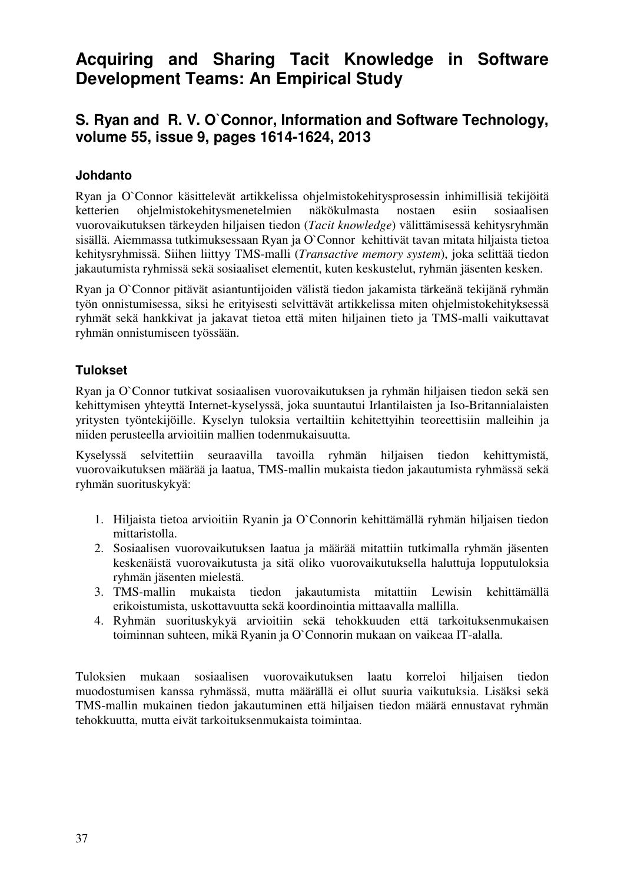# Acquiring and Sharing Tacit Knowledge in Software Development Teams: An Empirical Study

## S. Ryan and R. V. O`Connor, Information and Software Technology, volume 55, issue 9, pages 1614-1624, 2013

### Johdanto

Ryan ja O`Connor käsittelevät artikkelissa ohjelmistokehitysprosessin inhimillisiä tekijöitä ketterien ohjelmistokehitysmenetelmien näkökulmasta nostaen esiin sosiaalisen vuorovaikutuksen tärkeyden hiljaisen tiedon (*Tacit knowledge*) välittämisessä kehitysryhmän sisällä. Aiemmassa tutkimuksessaan Ryan ja O`Connor kehittivät tavan mitata hiljaista tietoa kehitysryhmissä. Siihen liittyy TMS-malli (*Transactive memory system*), joka selittää tiedon jakautumista ryhmissä sekä sosiaaliset elementit, kuten keskustelut, ryhmän jäsenten kesken.

Ryan ja O`Connor pitävät asiantuntijoiden välistä tiedon jakamista tärkeänä tekijänä ryhmän työn onnistumisessa, siksi he erityisesti selvittävät artikkelissa miten ohjelmistokehityksessä ryhmät sekä hankkivat ja jakavat tietoa että miten hiljainen tieto ja TMS-malli vaikuttavat ryhmän onnistumiseen työssään.

### Tulokset

Ryan ja O`Connor tutkivat sosiaalisen vuorovaikutuksen ja ryhmän hiljaisen tiedon sekä sen kehittymisen yhteyttä Internet-kyselyssä, joka suuntautui Irlantilaisten ja Iso-Britannialaisten yritysten työntekijöille. Kyselyn tuloksia vertailtiin kehitettyihin teoreettisiin malleihin ja niiden perusteella arvioitiin mallien todenmukaisuutta.

Kyselyssä selvitettiin seuraavilla tavoilla ryhmän hiljaisen tiedon kehittymistä, vuorovaikutuksen määrää ja laatua, TMS-mallin mukaista tiedon jakautumista ryhmässä sekä ryhmän suorituskykyä:

1. Hiljaista tietoa arvioitiin Ryanin ja O`Connorin kehittämällä ryhmän hiljaisen tiedon mittaristolla.
2. Sosiaalisen vuorovaikutuksen laatua ja määrää mitattiin tutkimalla ryhmän jäsenten keskenäistä vuorovaikutusta ja sitä oliko vuorovaikutuksella haluttuja lopputuloksia ryhmän jäsenten mielestä.
3. TMS-mallin mukaista tiedon jakautumista mitattiin Lewisin kehittämällä erikoistumista, uskottavuutta sekä koordinointia mittaavalla mallilla.
4. Ryhmän suorituskykyä arvioitiin sekä tehokkuuden että tarkoituksenmukaisen toiminnan suhteen, mikä Ryanin ja O`Connorin mukaan on vaikeaa IT-alalla.

Tuloksien mukaan sosiaalisen vuorovaikutuksen laatu korreloi hiljaisen tiedon muodostumisen kanssa ryhmässä, mutta määrällä ei ollut suuria vaikutuksia. Lisäksi sekä TMS-mallin mukainen tiedon jakautuminen että hiljaisen tiedon määrä ennustavat ryhmän tehokkuutta, mutta eivät tarkoituksenmukaista toimintaa.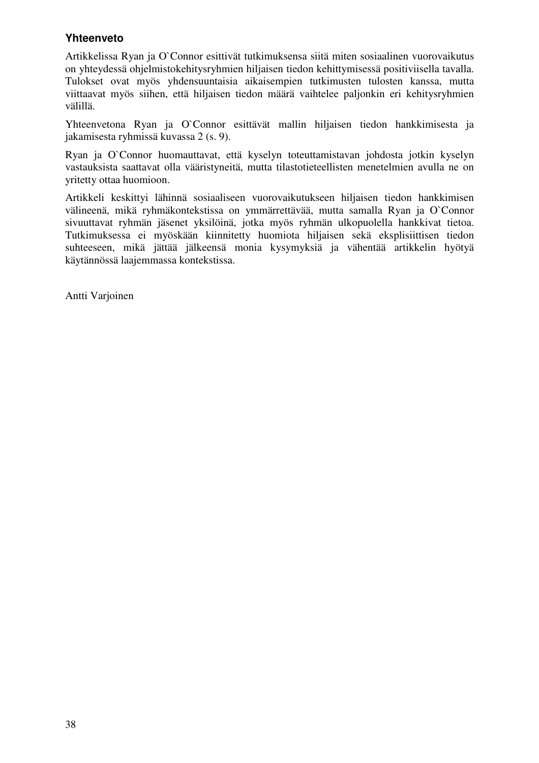**Yhteenveto**

Artikkelissa Ryan ja O`Connor esittivät tutkimuksensa siitä miten sosiaalinen vuorovaikutus on yhteydessä ohjelmistokehitysryhmien hiljaisen tiedon kehittymisessä positiviisella tavalla. Tulokset ovat myös yhdensuuntaisia aikaisempien tutkimusten tulosten kanssa, mutta viittaavat myös siihen, että hiljaisen tiedon määrä vaihtelee paljonkin eri kehitysryhmien välillä.

Yhteenvetona Ryan ja O`Connor esittävät mallin hiljaisen tiedon hankkimisesta ja jakamisesta ryhmissä kuvassa 2 (s. 9).

Ryan ja O`Connor huomauttavat, että kyselyn toteuttamistavan johdosta jotkin kyselyn vastauksista saattavat olla vääristyneitä, mutta tilastotieteellisten menetelmien avulla ne on yritetty ottaa huomioon.

Artikkeli keskittyi lähinnä sosiaaliseen vuorovaikutukseen hiljaisen tiedon hankkimisen välineenä, mikä ryhmäkontekstissa on ymmärrettävää, mutta samalla Ryan ja O`Connor sivuuttavat ryhmän jäsenet yksilöinä, jotka myös ryhmän ulkopuolella hankkivat tietoa. Tutkimuksessa ei myöskään kiinnitetty huomiota hiljaisen sekä eksplisiittisen tiedon suhteeseen, mikä jättää jälkeensä monia kysymyksiä ja vähentää artikkelin hyötyä käytännössä laajemmassa kontekstissa.

Antti Varjoinen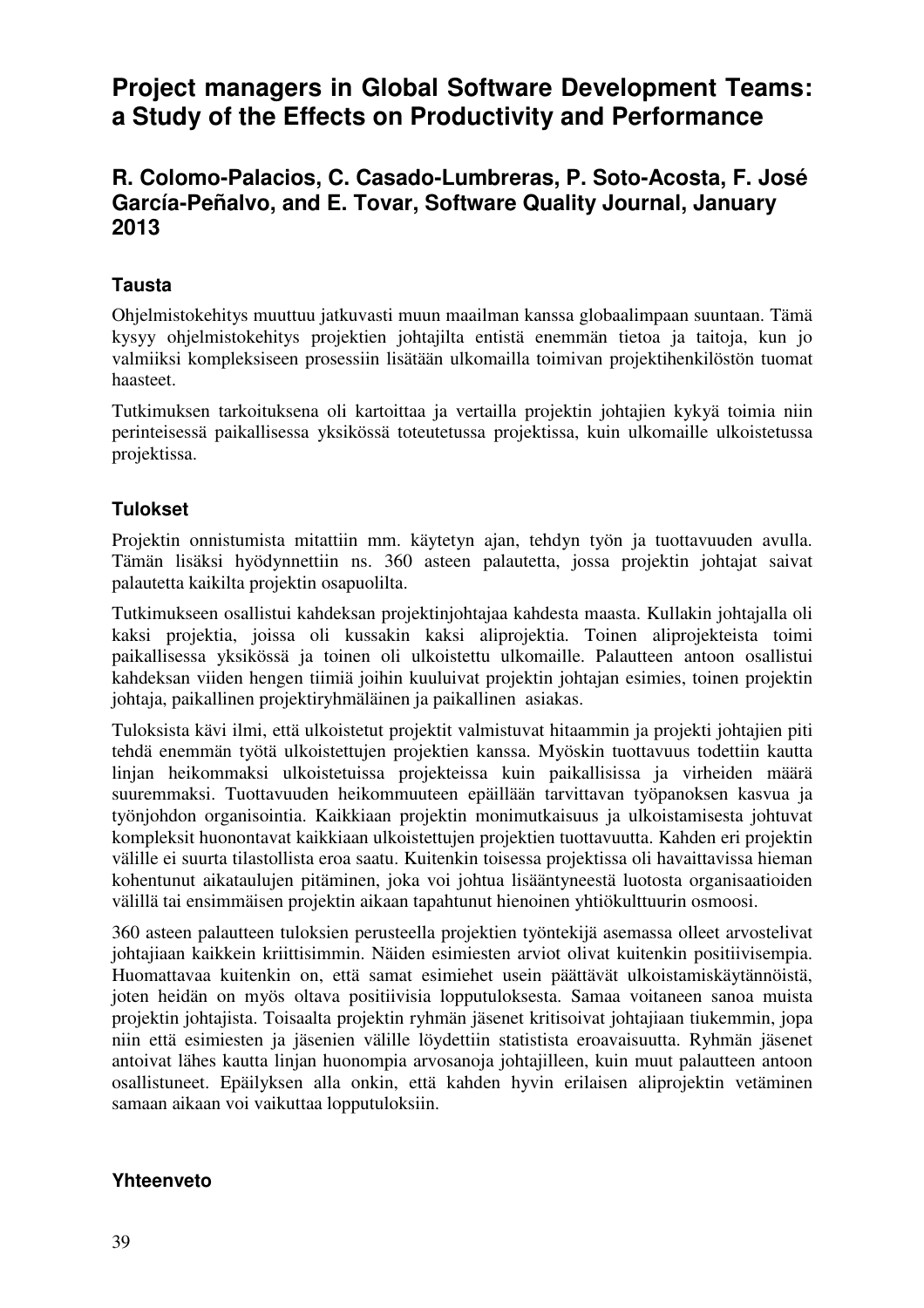# Project managers in Global Software Development Teams: a Study of the Effects on Productivity and Performance

## R. Colomo-Palacios, C. Casado-Lumbreras, P. Soto-Acosta, F. José García-Peñalvo, and E. Tovar, Software Quality Journal, January 2013

### Tausta

Ohjelmistokehitys muuttuu jatkuvasti muun maailman kanssa globaalimpaan suuntaan. Tämä kysyy ohjelmistokehitys projektien johtajilta entistä enemmän tietoa ja taitoja, kun jo valmiiksi kompleksiseen prosessiin lisätään ulkomailla toimivan projektihenkilöstön tuomat haasteet.

Tutkimuksen tarkoituksena oli kartoittaa ja vertailla projektin johtajien kykyä toimia niin perinteisessä paikallisessa yksikössä toteutetussa projektissa, kuin ulkomaille ulkoistetussa projektissa.

### Tulokset

Projektin onnistumista mitattiin mm. käytetyn ajan, tehdyn työn ja tuottavuuden avulla. Tämän lisäksi hyödynnettiin ns. 360 asteen palautetta, jossa projektin johtajat saivat palautetta kaikilta projektin osapuolilta.

Tutkimukseen osallistui kahdeksan projektinjohtajaa kahdesta maasta. Kullakin johtajalla oli kaksi projektia, joissa oli kussakin kaksi aliprojektia. Toinen aliprojekteista toimi paikallisessa yksikössä ja toinen oli ulkoistettu ulkomaille. Palautteen antoon osallistui kahdeksan viiden hengen tiimiä joihin kuuluivat projektin johtajan esimies, toinen projektin johtaja, paikallinen projektiryhmäläinen ja paikallinen asiakas.

Tuloksista kävi ilmi, että ulkoistetut projektit valmistuvat hitaammin ja projekti johtajien piti tehdä enemmän työtä ulkoistettujen projektien kanssa. Myöskin tuottavuus todettiin kautta linjan heikommaksi ulkoistetuissa projekteissa kuin paikallisissa ja virheiden määrä suuremmaksi. Tuottavuuden heikommuuteen epäillään tarvittavan työpanoksen kasvua ja työnjohdon organisointia. Kaikkiaan projektin monimutkaisuus ja ulkoistamisesta johtuvat kompleksit huonontavat kaikkiaan ulkoistettujen projektien tuottavuutta. Kahden eri projektin välille ei suurta tilastollista eroa saatu. Kuitenkin toisessa projektissa oli havaittavissa hieman kohentunut aikataulujen pitäminen, joka voi johtua lisääntyneestä luotosta organisaatioiden välillä tai ensimmäisen projektin aikaan tapahtunut hienoinen yhtiökulttuurin osmoosi.

360 asteen palautteen tuloksien perusteella projektien työntekijä asemassa olleet arvostelivat johtajiaan kaikkein kriittisimmin. Näiden esimiesten arviot olivat kuitenkin positiivisempia. Huomattavaa kuitenkin on, että samat esimiehet usein päättävät ulkoistamiskäytännöistä, joten heidän on myös oltava positiivisia lopputuloksesta. Samaa voitaneen sanoa muista projektin johtajista. Toisaalta projektin ryhmän jäsenet kritisoivat johtajiaan tiukemmin, jopa niin että esimiesten ja jäsenien välille löydettiin statistista eroavaisuutta. Ryhmän jäsenet antoivat lähes kautta linjan huonompia arvosanoja johtajilleen, kuin muut palautteen antoon osallistuneet. Epäilyksen alla onkin, että kahden hyvin erilaisen aliprojektin vetäminen samaan aikaan voi vaikuttaa lopputuloksiin.

### Yhteenveto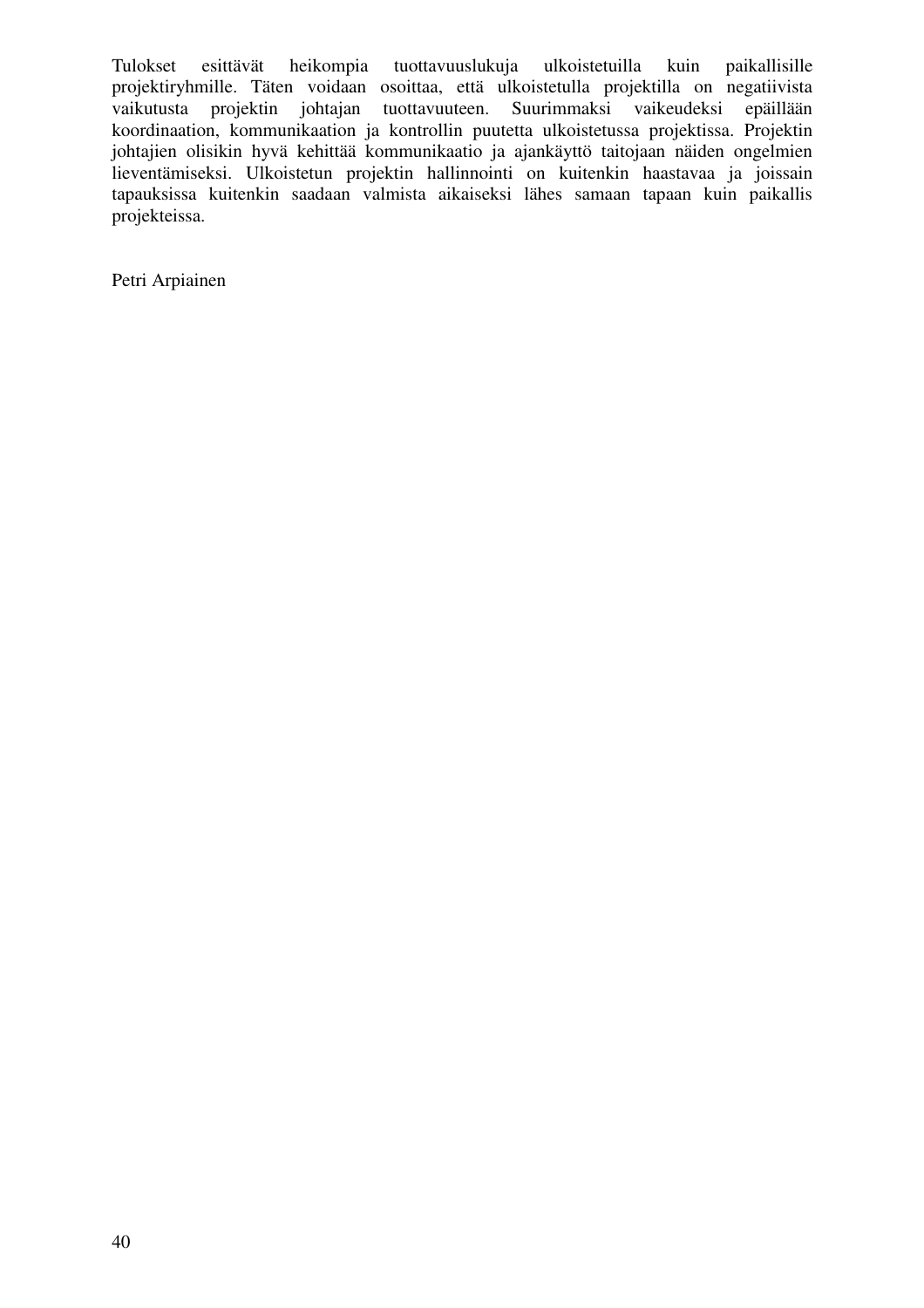Tulokset esittävät heikompia tuottavuuslukuja ulkoistetuilla kuin paikallisille projektiryhmille. Täten voidaan osoittaa, että ulkoistetulla projektilla on negatiivista vaikutusta projektin johtajan tuottavuuteen. Suurimmaksi vaikeudeksi epäillään koordinaation, kommunikaation ja kontrollin puutetta ulkoistetussa projektissa. Projektin johtajien olisikin hyvä kehittää kommunikaatio ja ajankäyttö taitojaan näiden ongelmien lieventämiseksi. Ulkoistetun projektin hallinnointi on kuitenkin haastavaa ja joissain tapauksissa kuitenkin saadaan valmista aikaiseksi lähes samaan tapaan kuin paikallis projekteissa.

Petri Arpiainen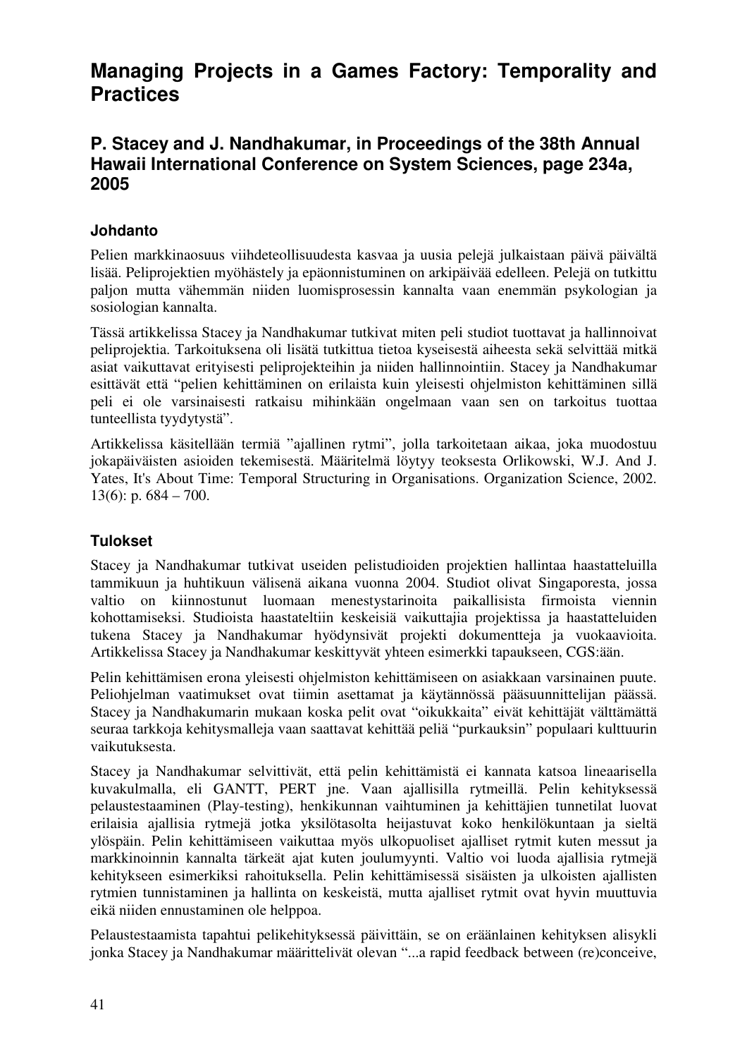# Managing Projects in a Games Factory: Temporality and Practices

## P. Stacey and J. Nandhakumar, in Proceedings of the 38th Annual Hawaii International Conference on System Sciences, page 234a, 2005

### Johdanto

Pelien markkinaosuus viihdeteollisuudesta kasvaa ja uusia pelejä julkaistaan päivä päivältä lisää. Peliprojektien myöhästely ja epäonnistuminen on arkipäivää edelleen. Pelejä on tutkittu paljon mutta vähemmän niiden luomisprosessin kannalta vaan enemmän psykologian ja sosiologian kannalta.

Tässä artikkelissa Stacey ja Nandhakumar tutkivat miten peli studiot tuottavat ja hallinnoivat peliprojektia. Tarkoituksena oli lisätä tutkittua tietoa kyseisestä aiheesta sekä selvittää mitkä asiat vaikuttavat erityisesti peliprojekteihin ja niiden hallinnointiin. Stacey ja Nandhakumar esittävät että "pelien kehittäminen on erilaista kuin yleisesti ohjelmiston kehittäminen sillä peli ei ole varsinaisesti ratkaisu mihinkään ongelmaan vaan sen on tarkoitus tuottaa tunteellista tyydytystä".

Artikkelissa käsitellään termiä "ajallinen rytmi", jolla tarkoitetaan aikaa, joka muodostuu jokapäiväisten asioiden tekemisestä. Määritelmä löytyy teoksesta Orlikowski, W.J. And J. Yates, It's About Time: Temporal Structuring in Organisations. Organization Science, 2002. 13(6): p. 684 – 700.

### Tulokset

Stacey ja Nandhakumar tutkivat useiden pelistudioiden projektien hallintaa haastatteluilla tammikuun ja huhtikuun välisenä aikana vuonna 2004. Studiot olivat Singaporesta, jossa valtio on kiinnostunut luomaan menestystarinoita paikallisista firmoista viennin kohottamiseksi. Studioista haastateltiin keskeisiä vaikuttajia projektissa ja haastatteluiden tukena Stacey ja Nandhakumar hyödynsivät projekti dokumentteja ja vuokaavioita. Artikkelissa Stacey ja Nandhakumar keskittyvät yhteen esimerkki tapaukseen, CGS:ään.

Pelin kehittämisen erona yleisesti ohjelmiston kehittämiseen on asiakkaan varsinainen puute. Peliohjelman vaatimukset ovat tiimin asettamat ja käytännössä pääsuunnittelijan päässä. Stacey ja Nandhakumarin mukaan koska pelit ovat "oikukkaita" eivät kehittäjät välttämättä seuraa tarkkoja kehitysmalleja vaan saattavat kehittää peliä "purkauksin" populaari kulttuurin vaikutuksesta.

Stacey ja Nandhakumar selvittivät, että pelin kehittämistä ei kannata katsoa lineaarisella kuvakulmalla, eli GANTT, PERT jne. Vaan ajallisilla rytmeillä. Pelin kehityksessä pelaustestaaminen (Play-testing), henkikunnan vaihtuminen ja kehittäjien tunnetilat luovat erilaisia ajallisia rytmejä jotka yksilötasolta heijastuvat koko henkilökuntaan ja sieltä ylöspäin. Pelin kehittämiseen vaikuttaa myös ulkopuoliset ajalliset rytmit kuten messut ja markkinoinnin kannalta tärkeät ajat kuten joulumyynti. Valtio voi luoda ajallisia rytmejä kehitykseen esimerkiksi rahoituksella. Pelin kehittämisessä sisäisten ja ulkoisten ajallisten rytmien tunnistaminen ja hallinta on keskeistä, mutta ajalliset rytmit ovat hyvin muuttuvia eikä niiden ennustaminen ole helppoa.

Pelaustestaamista tapahtui pelikehityksessä päivittäin, se on eräänlainen kehityksen alisykli jonka Stacey ja Nandhakumar määrittelivät olevan "...a rapid feedback between (re)conceive,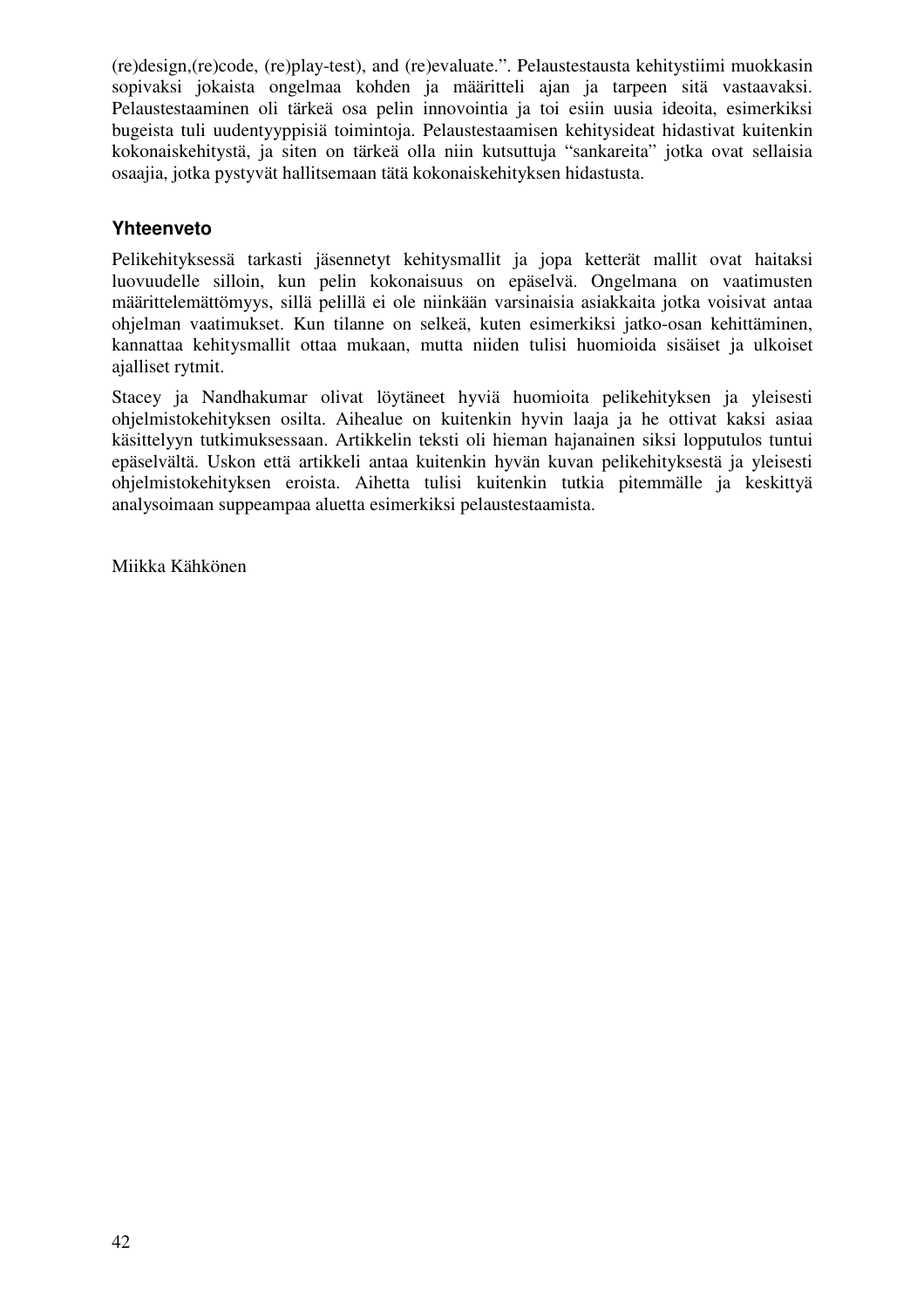(re)design,(re)code, (re)play-test), and (re)evaluate.". Pelaustestausta kehitystiimi muokkasin sopivaksi jokaista ongelmaa kohden ja määritteli ajan ja tarpeen sitä vastaavaksi. Pelaustestaaminen oli tärkeä osa pelin innovointia ja toi esiin uusia ideoita, esimerkiksi bugeista tuli uudentyyppisiä toimintoja. Pelaustestaamisen kehitysideat hidastivat kuitenkin kokonaiskehitystä, ja siten on tärkeä olla niin kutsuttuja "sankareita" jotka ovat sellaisia osaajia, jotka pystyvät hallitsemaan tätä kokonaiskehityksen hidastusta.

### Yhteenveto

Pelikehityksessä tarkasti jäsennetyt kehitysmallit ja jopa ketterät mallit ovat haitaksi luovuudelle silloin, kun pelin kokonaisuus on epäselvä. Ongelmana on vaatimusten määrittelemättömyys, sillä pelillä ei ole niinkään varsinaisia asiakkaita jotka voisivat antaa ohjelman vaatimukset. Kun tilanne on selkeä, kuten esimerkiksi jatko-osan kehittäminen, kannattaa kehitysmallit ottaa mukaan, mutta niiden tulisi huomioida sisäiset ja ulkoiset ajalliset rytmit.

Stacey ja Nandhakumar olivat löytäneet hyviä huomioita pelikehityksen ja yleisesti ohjelmistokehityksen osilta. Aihealue on kuitenkin hyvin laaja ja he ottivat kaksi asiaa käsittelyyn tutkimuksessaan. Artikkelin teksti oli hieman hajanainen siksi lopputulos tuntui epäselvältä. Uskon että artikkeli antaa kuitenkin hyvän kuvan pelikehityksestä ja yleisesti ohjelmistokehityksen eroista. Aihetta tulisi kuitenkin tutkia pitemmälle ja keskittyä analysoimaan suppeampaa aluetta esimerkiksi pelaustestaamista.

Miikka Kähkönen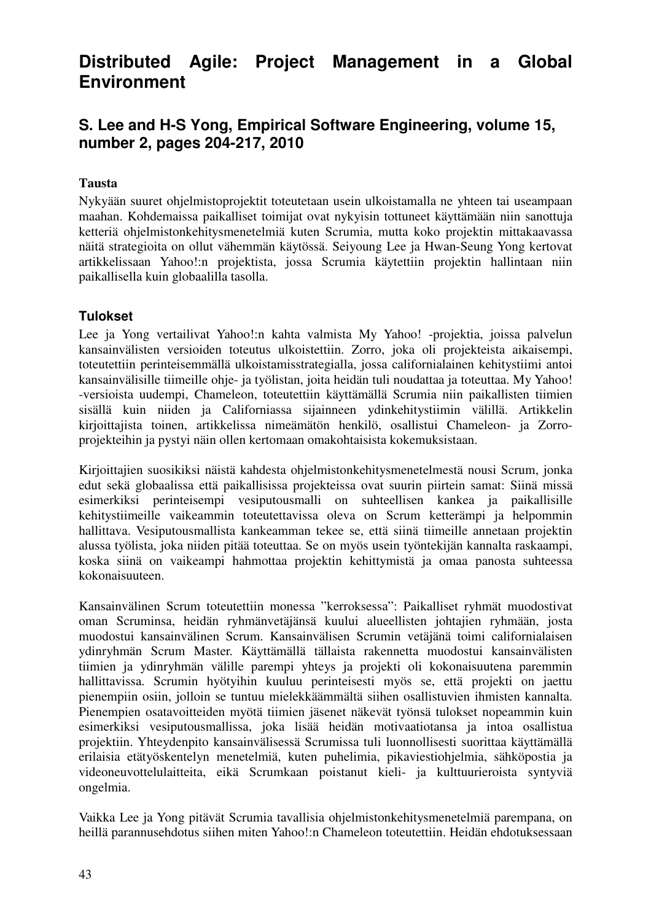# Distributed Agile: Project Management in a Global Environment

## S. Lee and H-S Yong, Empirical Software Engineering, volume 15, number 2, pages 204-217, 2010

### Tausta

Nykyään suuret ohjelmistoprojektit toteutetaan usein ulkoistamalla ne yhteen tai useampaan maahan. Kohdemaissa paikalliset toimijat ovat nykyisin tottuneet käyttämään niin sanottuja ketteriä ohjelmistonkehitysmenetelmiä kuten Scrumia, mutta koko projektin mittakaavassa näitä strategioita on ollut vähemmän käytössä. Seiyoung Lee ja Hwan-Seung Yong kertovat artikkelissaan Yahoo!:n projektista, jossa Scrumia käytettiin projektin hallintaan niin paikallisella kuin globaalilla tasolla.

### Tulokset

Lee ja Yong vertailivat Yahoo!:n kahta valmista My Yahoo! -projektia, joissa palvelun kansainvälisten versioiden toteutus ulkoistettiin. Zorro, joka oli projekteista aikaisempi, toteutettiin perinteisemmällä ulkoistamisstrategialla, jossa californialainen kehitystiimi antoi kansainvälisille tiimeille ohje- ja työlistan, joita heidän tuli noudattaa ja toteuttaa. My Yahoo! -versioista uudempi, Chameleon, toteutettiin käyttämällä Scrumia niin paikallisten tiimien sisällä kuin niiden ja Californiassa sijainneen ydinkehitystiimin välillä. Artikkelin kirjoittajista toinen, artikkelissa nimeämätön henkilö, osallistui Chameleon- ja Zorro-projekteihin ja pystyi näin ollen kertomaan omakohtaisista kokemuksistaan.

Kirjoittajien suosikiksi näistä kahdesta ohjelmistonkehitysmenetelmästä nousi Scrum, jonka edut sekä globaalissa että paikallisissa projekteissa ovat suurin piirtein samat: Siinä missä esimerkiksi perinteisempi vesiputousmalli on suhteellisen kankea ja paikallisille kehitystiimeille vaikeammin toteutettavissa oleva on Scrum ketterämpi ja helpommin hallittava. Vesiputousmallista kankeamman tekee se, että siinä tiimeille annetaan projektin alussa työlista, joka niiden pitää toteuttaa. Se on myös usein työntekijän kannalta raskaampi, koska siinä on vaikeampi hahmottaa projektin kehittymistä ja omaa panosta suhteessa kokonaisuuteen.

Kansainvälinen Scrum toteutettiin monessa ”kerroksessa”: Paikalliset ryhmät muodostivat oman Scruminsa, heidän ryhmänvetäjänsä kuului alueellisten johtajien ryhmään, josta muodostui kansainvälinen Scrum. Kansainvälisen Scrumin vetäjänä toimi californialaisen ydinryhmän Scrum Master. Käyttämällä tällaista rakennetta muodostui kansainvälisten tiimien ja ydinryhmän välille parempi yhteys ja projekti oli kokonaisuutena paremmin hallittavissa. Scrumin hyötyihin kuuluu perinteisesti myös se, että projekti on jaettu pienempiin osiin, jolloin se tuntuu mielekkäämmältä siihen osallistuvien ihmisten kannalta. Pienempien osatavoitteiden myötä tiimien jäsenet näkevät työnsä tulokset nopeammin kuin esimerkiksi vesiputousmallissa, joka lisää heidän motivaatiotansa ja intoa osallistua projektiin. Yhteydenpito kansainvälisessä Scrumissa tuli luonnollisesti suorittaa käyttämällä erilaisia etätyöskentelyn menetelmiä, kuten puhelimia, pikaviestiohjelmia, sähköpostia ja videoneuvottelulaitteita, eikä Scrumkaan poistanut kieli- ja kulttuurieroista syntyviä ongelmia.

Vaikka Lee ja Yong pitävät Scrumia tavallisia ohjelmistonkehitysmenetelmiä parempana, on heillä parannusehdotus siihen miten Yahoo!:n Chameleon toteutettiin. Heidän ehdotuksessaan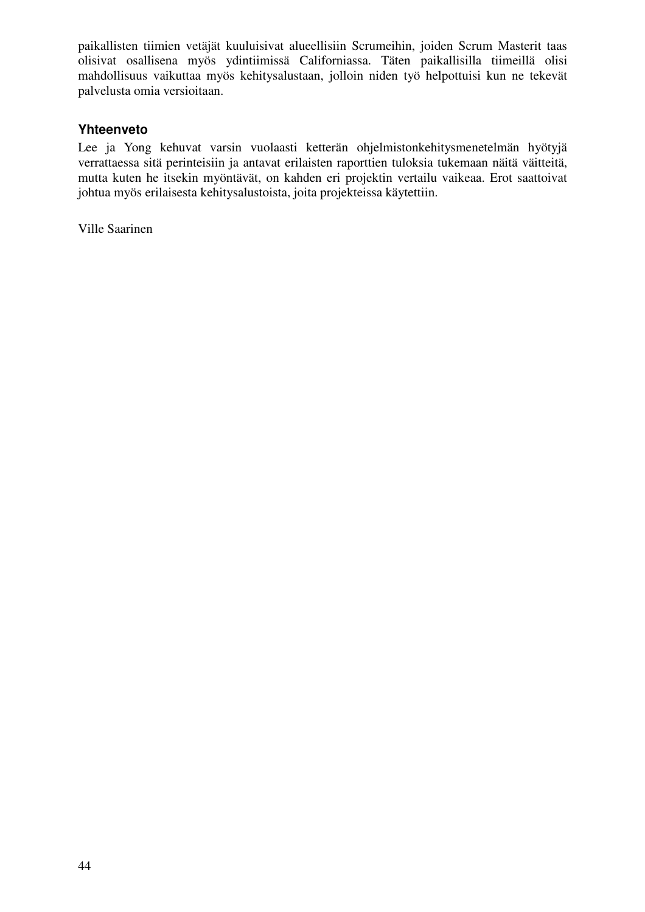paikallisten tiimien vetäjät kuuluisivat alueellisiin Scrumeihin, joiden Scrum Masterit taas olisivat osallisena myös ydintiimissä Californiassa. Täten paikallisilla tiimeillä olisi mahdollisuus vaikuttaa myös kehitysalustaan, jolloin niden työ helpottuisi kun ne tekevät palvelusta omia versioitaan.

### Yhteenveto

Lee ja Yong kehuvat varsin vuolaasti ketterän ohjelmistonkehitysmenetelmän hyötyjä verrattaessa sitä perinteisiin ja antavat erilaisten raporttien tuloksia tukemaan näitä väitteitä, mutta kuten he itsekin myöntävät, on kahden eri projektin vertailu vaikeaa. Erot saattoivat johtua myös erilaisesta kehitysalustoista, joita projekteissa käytettiin.

Ville Saarinen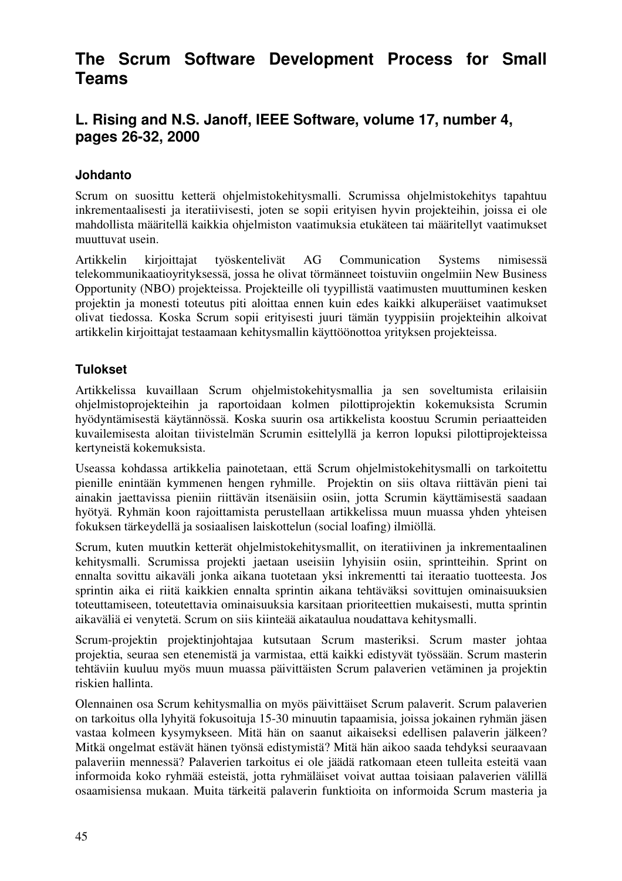# The Scrum Software Development Process for Small Teams

## L. Rising and N.S. Janoff, IEEE Software, volume 17, number 4, pages 26-32, 2000

### Johdanto

Scrum on suosittu ketterä ohjelmistokehitysmalli. Scrumissa ohjelmistokehitys tapahtuu inkrementaalisesti ja iteratiivisesti, joten se sopii erityisen hyvin projekteihin, joissa ei ole mahdollista määritellä kaikkia ohjelmiston vaatimuksia etukäteen tai määritellyt vaatimukset muuttuvat usein.

Artikkelin kirjoittajat työskentelivät AG Communication Systems nimisessä telekommunikaatioyrityksessä, jossa he olivat törmänneet toistuviin ongelmiin New Business Opportunity (NBO) projekteissa. Projekteille oli tyypillistä vaatimusten muuttuminen kesken projektin ja monesti toteutus piti aloittaa ennen kuin edes kaikki alkuperäiset vaatimukset olivat tiedossa. Koska Scrum sopii erityisesti juuri tämän tyyppisiin projekteihin alkoivat artikkelin kirjoittajat testaamaan kehitysmallin käyttöönottoa yrityksen projekteissa.

### Tulokset

Artikkelissa kuvaillaan Scrum ohjelmistokehitysmallia ja sen soveltumista erilaisiin ohjelmistoprojekteihin ja raportoidaan kolmen pilottiprojektin kokemuksista Scrumin hyödyntämisestä käytännössä. Koska suurin osa artikkelista koostuu Scrumin periaatteiden kuvailemisesta aloitan tiivistelmän Scrumin esittelyllä ja kerron lopuksi pilottiprojekteissa kertyneistä kokemuksista.

Useassa kohdassa artikkelia painotetaan, että Scrum ohjelmistokehitysmalli on tarkoitettu pienille enintään kymmenen hengen ryhmille. Projektin on siis oltava riittävän pieni tai ainakin jaettavissa pieniin riittävän itsenäisiin osiin, jotta Scrumin käyttämisestä saadaan hyötyä. Ryhmän koon rajoittamista perustellaan artikkelissa muun muassa yhden yhteisen fokuksen tärkeydellä ja sosiaalisen laiskottelun (social loafing) ilmiöllä.

Scrum, kuten muutkin ketterät ohjelmistokehitysmallit, on iteratiivinen ja inkrementaalinen kehitysmalli. Scrumissa projekti jaetaan useisiin lyhyisiin osiin, sprintteihin. Sprint on ennalta sovittu aikaväli jonka aikana tuotetaan yksi inkrementti tai iteraatio tuotteesta. Jos sprintin aika ei riitä kaikkien ennalta sprintin aikana tehtäväksi sovittujen ominaisuuksien toteuttamiseen, toteutettavia ominaisuuksia karsitaan prioriteettien mukaisesti, mutta sprintin aikaväliä ei venytetä. Scrum on siis kiinteää aikataulua noudattava kehitysmalli.

Scrum-projektin projektinjohtajaa kutsutaan Scrum masteriksi. Scrum master johtaa projektia, seuraa sen etenemistä ja varmistaa, että kaikki edistyvät työssään. Scrum masterin tehtäviin kuuluu myös muun muassa päivittäisten Scrum palaverien vetäminen ja projektin riskien hallinta.

Olennainen osa Scrum kehitysmallia on myös päivittäiset Scrum palaverit. Scrum palaverien on tarkoitus olla lyhyitä fokusoituja 15-30 minuutin tapaamisia, joissa jokainen ryhmän jäsen vastaa kolmeen kysymykseen. Mitä hän on saanut aikaiseksi edellisen palaverin jälkeen? Mitkä ongelmat estävät hänen työnsä edistymistä? Mitä hän aikoo saada tehdyksi seuraavaan palaveriin mennessä? Palaverien tarkoitus ei ole jäädä ratkomaan eteen tulleita esteitä vaan informoida koko ryhmää esteistä, jotta ryhmäläiset voivat auttaa toisiaan palaverien välillä osaamisiensa mukaan. Muita tärkeitä palaverin funktioita on informoida Scrum masteria ja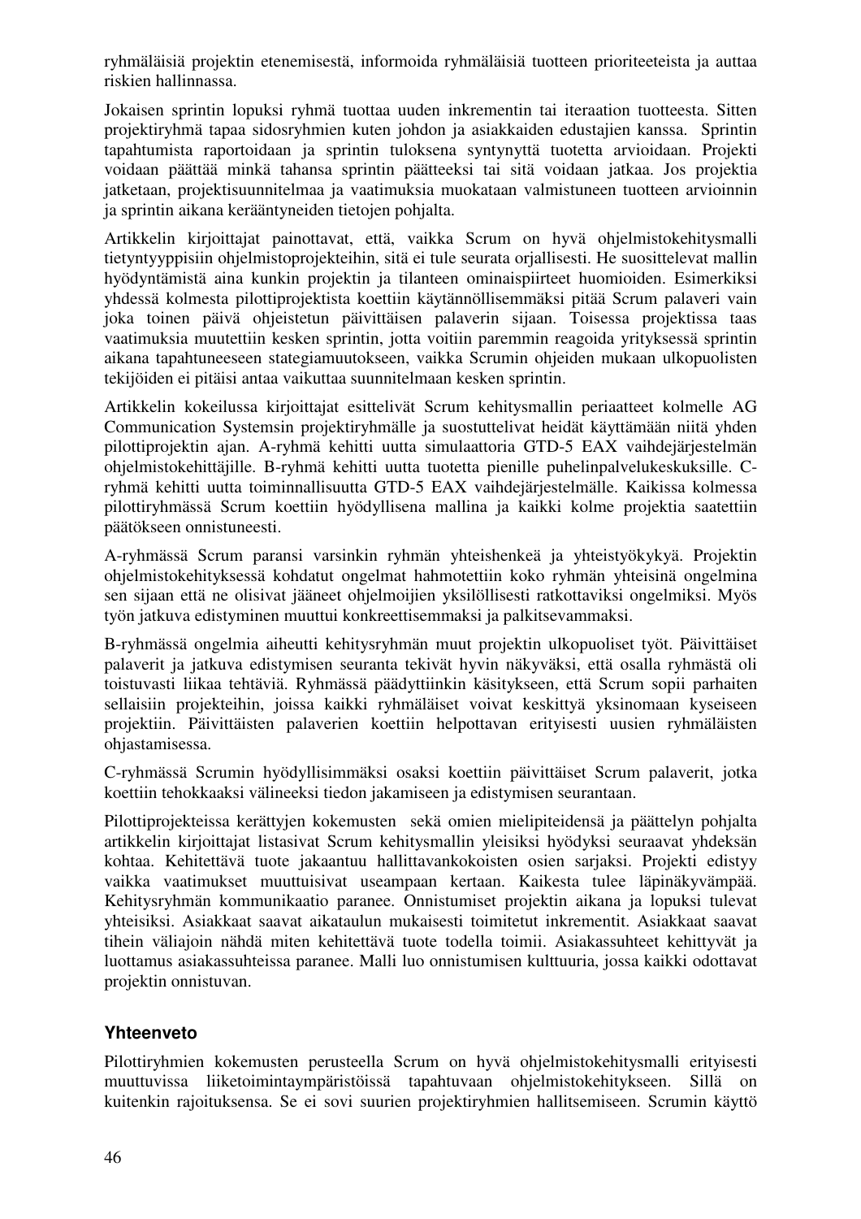ryhmäläisiä projektin etenemisestä, informoida ryhmäläisiä tuotteen prioriteeteista ja auttaa riskien hallinnassa.

Jokaisen sprintin lopuksi ryhmä tuottaa uuden inkrementin tai iteraation tuotteesta. Sitten projektiryhmä tapaa sidosryhmien kuten johdon ja asiakkaiden edustajien kanssa. Sprintin tapahtumista raportoidaan ja sprintin tuloksena syntynyttä tuotetta arvioidaan. Projekti voidaan päättää minkä tahansa sprintin päätteeksi tai sitä voidaan jatkaa. Jos projektia jatketaan, projektisuunnitelmaa ja vaatimuksia muokataan valmistuneen tuotteen arvioinnin ja sprintin aikana kerääntyneiden tietojen pohjalta.

Artikkelin kirjoittajat painottavat, että, vaikka Scrum on hyvä ohjelmistokehitysmalli tietyntyyppisiin ohjelmistoprojekteihin, sitä ei tule seurata orjallisesti. He suosittelevat mallin hyödyntämistä aina kunkin projektin ja tilanteen ominaispiirteet huomioiden. Esimerkiksi yhdessä kolmesta pilottiprojektista koettiin käytännöllisemmäksi pitää Scrum palaveri vain joka toinen päivä ohjeistetun päivittäisen palaverin sijaan. Toisessa projektissa taas vaatimuksia muutettiin kesken sprintin, jotta voitiin paremmin reagoida yrityksessä sprintin aikana tapahtuneeseen stategiamuutokseen, vaikka Scrumin ohjeiden mukaan ulkopuolisten tekijöiden ei pitäisi antaa vaikuttaa suunnitelmaan kesken sprintin.

Artikkelin kokeilussa kirjoittajat esittelivät Scrum kehitysmallin periaatteet kolmelle AG Communication Systemsin projektiryhmälle ja suostuttelivat heidät käyttämään niitä yhden pilottiprojektin ajan. A-ryhmä kehitti uutta simulaattoria GTD-5 EAX vaihdejärjestelmän ohjelmistokehittäjille. B-ryhmä kehitti uutta tuotetta pienille puhelinpalvelukeskuksille. C-ryhmä kehitti uutta toiminnallisuutta GTD-5 EAX vaihdejärjestelmälle. Kaikissa kolmessa pilottiryhmässä Scrum koettiin hyödyllisena mallina ja kaikki kolme projektia saatettiin päätökseen onnistuneesti.

A-ryhmässä Scrum paransi varsinkin ryhmän yhteishenkeä ja yhteistyökykyä. Projektin ohjelmistokehityksessä kohdatut ongelmat hahmotettiin koko ryhmän yhteisinä ongelmina sen sijaan että ne olisivat jääneet ohjelmoijien yksilöllisesti ratkottaviksi ongelmiksi. Myös työn jatkuva edistyminen muuttui konkreettisemmaksi ja palkitsevammaksi.

B-ryhmässä ongelmia aiheutti kehitysryhmän muut projektin ulkopuoliset työt. Päivittäiset palaverit ja jatkuva edistymisen seuranta tekivät hyvin näkyväksi, että osalla ryhmästä oli toistuvasti liikaa tehtäviä. Ryhmässä päädyttiinkin käsitykseen, että Scrum sopii parhaiten sellaisiin projekteihin, joissa kaikki ryhmäläiset voivat keskittyä yksinomaan kyseiseen projektiin. Päivittäisten palaverien koettiin helpottavan erityisesti uusien ryhmäläisten ohjastamisessa.

C-ryhmässä Scrumin hyödyllisimmäksi osaksi koettiin päivittäiset Scrum palaverit, jotka koettiin tehokkaaksi välineeksi tiedon jakamiseen ja edistymisen seurantaan.

Pilottiprojekteissa kerättyjen kokemusten sekä omien mielipiteidensä ja päättelyn pohjalta artikkelin kirjoittajat listasivat Scrum kehitysmallin yleisiksi hyödyksi seuraavat yhdeksän kohtaa. Kehitettävä tuote jakaantuu hallittavankokoisten osien sarjaksi. Projekti edistyy vaikka vaatimukset muuttuisivat useampaan kertaan. Kaikesta tulee läpinäkyvämpää. Kehitysryhmän kommunikaatio paranee. Onnistumiset projektin aikana ja lopuksi tulevat yhteisiksi. Asiakkaat saavat aikataulun mukaisesti toimitetut inkrementit. Asiakkaat saavat tihein väliajoin nähdä miten kehitettävä tuote todella toimii. Asiakassuhteet kehittyvät ja luottamus asiakassuhteissa paranee. Malli luo onnistumisen kulttuuria, jossa kaikki odottavat projektin onnistuvan.

### Yhteenveto

Pilottiryhmien kokemusten perusteella Scrum on hyvä ohjelmistokehitysmalli erityisesti muuttuvissa liiketoimintaympäristöissä tapahtuvaan ohjelmistokehitykseen. Sillä on kuitenkin rajoituksensa. Se ei sovi suurien projektiryhmien hallitsemiseen. Scrumin käyttö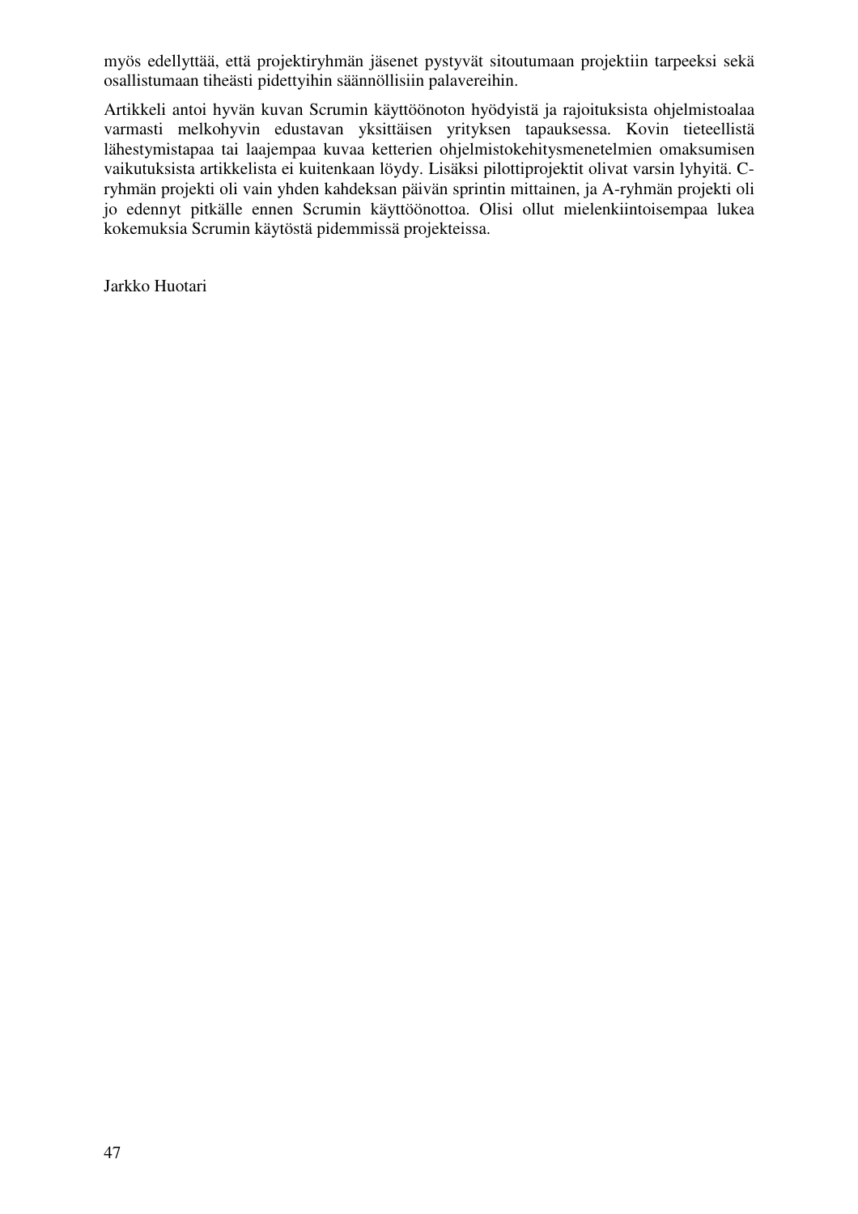myös edellyttää, että projektiryhmän jäsenet pystyvät sitoutumaan projektiin tarpeeksi sekä osallistumaan tiheästi pidettyihin säännöllisiin palavereihin.

Artikkeli antoi hyvän kuvan Scrumin käyttöönoton hyödyistä ja rajoituksista ohjelmistoalaa varmasti melkohyvin edustavan yksittäisen yrityksen tapauksessa. Kovin tieteellistä lähestymistapaa tai laajempaa kuvaa ketterien ohjelmistokehitysmenetelmien omaksumisen vaikutuksista artikkelista ei kuitenkaan löydy. Lisäksi pilottiprojektit olivat varsin lyhyitä. C-ryhmän projekti oli vain yhden kahdeksan päivän sprintin mittainen, ja A-ryhmän projekti oli jo edennyt pitkälle ennen Scrumin käyttöönottoa. Olisi ollut mielenkiintoisempaa lukea kokemuksia Scrumin käytöstä pidemmissä projekteissa.

Jarkko Huotari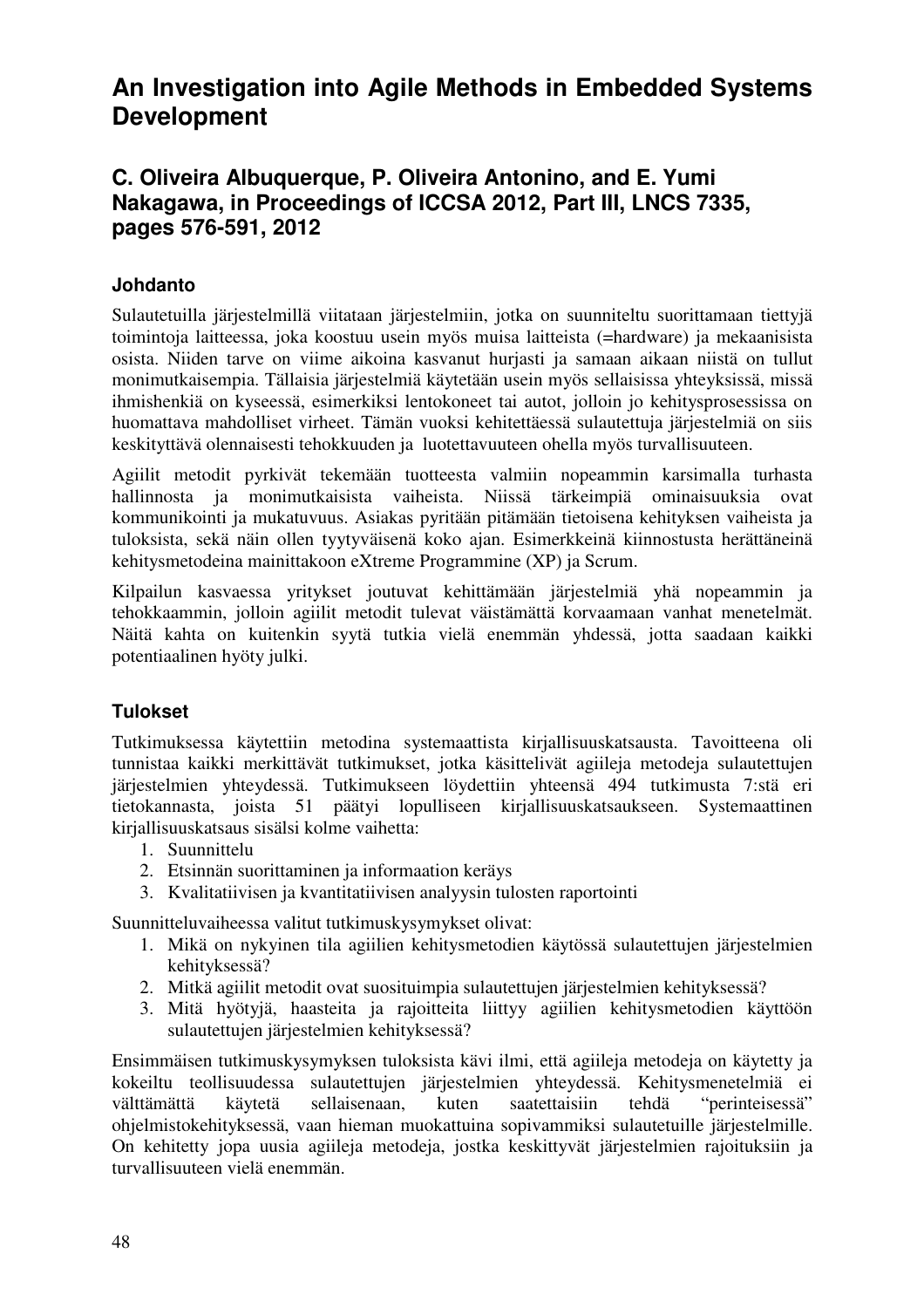# An Investigation into Agile Methods in Embedded Systems Development

## C. Oliveira Albuquerque, P. Oliveira Antonino, and E. Yumi Nakagawa, in Proceedings of ICCSA 2012, Part III, LNCS 7335, pages 576-591, 2012

### Johdanto

Sulautetuilla järjestelmillä viitataan järjestelmiin, jotka on suunniteltu suorittamaan tiettyjä toimintoja laitteessa, joka koostuu usein myös muista laitteista (=hardware) ja mekaanisista osista. Niiden tarve on viime aikoina kasvanut hurjasti ja samaan aikaan niistä on tullut monimutkaisempia. Tällaisia järjestelmiä käytetään usein myös sellaisissa yhteyksissä, missä ihmishenkiä on kyseessä, esimerkiksi lentokoneet tai autot, jolloin jo kehitysprosessissa on huomattava mahdolliset virheet. Tämän vuoksi kehitettäessä sulautettuja järjestelmiä on siis keskityttävä olennaisesti tehokkuuden ja luotettavuuteen ohella myös turvallisuuteen.

Agiilit metodit pyrkivät tekemään tuotteesta valmiin nopeammin karsimalla turhasta hallinnosta ja monimutkaisista vaiheista. Niissä tärkeimpiä ominaisuuksia ovat kommunikointi ja mukatuvuus. Asiakas pyritään pitämään tietoisena kehityksen vaiheista ja tuloksista, sekä näin ollen tyytyväisenä koko ajan. Esimerkkeinä kiinnostusta herättäneinä kehitysmetodeina mainittakoon eXtreme Programmine (XP) ja Scrum.

Kilpailun kasvaessa yritykset joutuvat kehittämään järjestelmiä yhä nopeammin ja tehokkaammin, jolloin agiilit metodit tulevat väistämättä korvaamaan vanhat menetelmät. Näitä kahta on kuitenkin syytä tutkia vielä enemmän yhdessä, jotta saadaan kaikki potentiaalinen hyöty julki.

### Tulokset

Tutkimuksessa käytettiin metodina systemaattista kirjallisuuskatsausta. Tavoitteena oli tunnistaa kaikki merkittävät tutkimukset, jotka käsittelivät agiileja metodeja sulautettujen järjestelmien yhteydessä. Tutkimukseen löydettiin yhteensä 494 tutkimusta 7:stä eri tietokannasta, joista 51 päätyi lopulliseen kirjallisuuskatsaukseen. Systemaattinen kirjallisuuskatsaus sisälsi kolme vaihetta:

1. Suunnittelu
2. Etsinnän suorittaminen ja informaation keräys
3. Kvalitatiivisen ja kvantitatiivisen analyysin tulosten raportointi

Suunnitteluvaiheessa valitut tutkimuskysymykset olivat:

1. Mikä on nykyinen tila agiilien kehitysmetodien käytössä sulautettujen järjestelmien kehityksessä?
2. Mitkä agiilit metodit ovat suosituimpia sulautettujen järjestelmien kehityksessä?
3. Mitä hyötyjä, haasteita ja rajoitteita liittyy agiilien kehitysmetodien käyttöön sulautettujen järjestelmien kehityksessä?

Ensimmäisen tutkimuskysymyksen tuloksista kävi ilmi, että agiileja metodeja on käytetty ja kokeiltu teollisuudessa sulautettujen järjestelmien yhteydessä. Kehitysmenetelmiä ei välttämättä käytetä sellaisenaan, kuten saatettaisiin tehdä "perinteisessä" ohjelmistokehityksessä, vaan hieman muokattuina sopivammiksi sulautetuille järjestelmille. On kehitetty jopa uusia agiileja metodeja, jostka keskittyvät järjestelmien rajoituksiin ja turvallisuuteen vielä enemmän.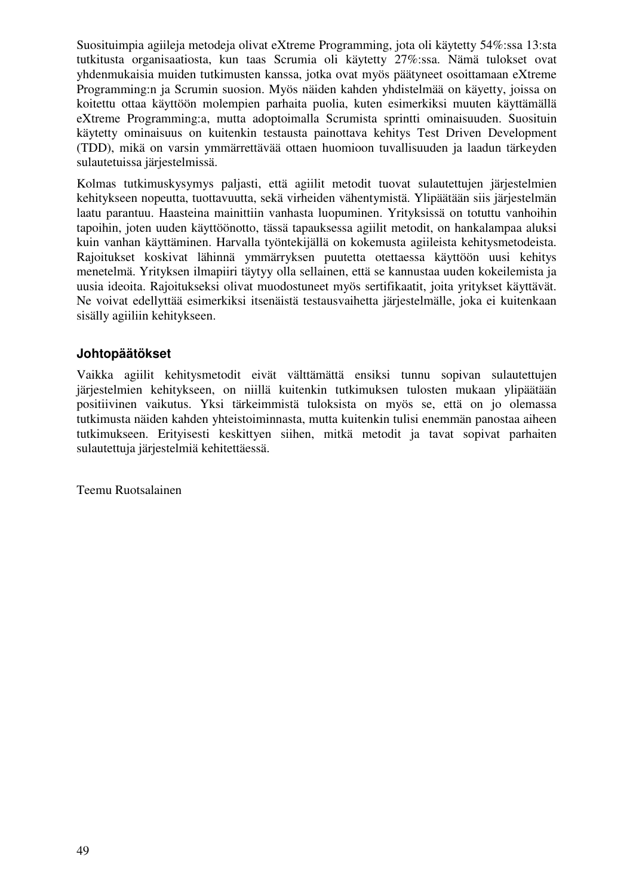Suosituimpia agiileja metodeja olivat eXtreme Programming, jota oli käytetty 54%:ssa 13:sta tutkitusta organisaatiosta, kun taas Scrumia oli käytetty 27%:ssa. Nämä tulokset ovat yhdenmukaisia muiden tutkimusten kanssa, jotka ovat myös päätyneet osoittamaan eXtreme Programming:n ja Scrumin suosion. Myös näiden kahden yhdistelmää on käyetty, joissa on koitettu ottaa käyttöön molempien parhaita puolia, kuten esimerkiksi muuten käyttämällä eXtreme Programming:a, mutta adoptoimalla Scrumista sprintti ominaisuuden. Suosituin käytetty ominaisuus on kuitenkin testausta painottava kehitys Test Driven Development (TDD), mikä on varsin ymmärrettävää ottaen huomioon tuvallisuuden ja laadun tärkeyden sulautetuissa järjestelmissä.

Kolmas tutkimuskysymys paljasti, että agiilit metodit tuovat sulautettujen järjestelmien kehitykseen nopeutta, tuottavuutta, sekä virheiden vähentymistä. Ylipäätään siis järjestelmän laatu parantuu. Haasteina mainittiin vanhasta luopuminen. Yrityksissä on totuttu vanhoihin tapoihin, joten uuden käyttöönotto, tässä tapauksessa agiilit metodit, on hankalampaa aluksi kuin vanhan käyttäminen. Harvalla työntekijällä on kokemusta agiileista kehitysmetodeista. Rajoitukset koskivat lähinnä ymmärryksen puutetta otettaessa käyttöön uusi kehitys menetelmä. Yrityksen ilmapiiri täytyy olla sellainen, että se kannustaa uuden kokeilemista ja uusia ideoita. Rajoitukseksi olivat muodostuneet myös sertifikaatit, joita yritykset käyttävät. Ne voivat edellyttää esimerkiksi itsenäistä testausvaihetta järjestelmälle, joka ei kuitenkaan sisälly agiiliin kehitykseen.

### Johtopäätökset

Vaikka agiilit kehitysmetodit eivät välttämättä ensiksi tunnu sopivan sulautettujen järjestelmien kehitykseen, on niillä kuitenkin tutkimuksen tulosten mukaan ylipäätään positiivinen vaikutus. Yksi tärkeimmistä tuloksista on myös se, että on jo olemassa tutkimusta näiden kahden yhteistoiminnasta, mutta kuitenkin tulisi enemmän panostaa aiheen tutkimukseen. Erityisesti keskittyen siihen, mitkä metodit ja tavat sopivat parhaiten sulautettuja järjestelmiä kehitettäessä.

Teemu Ruotsalainen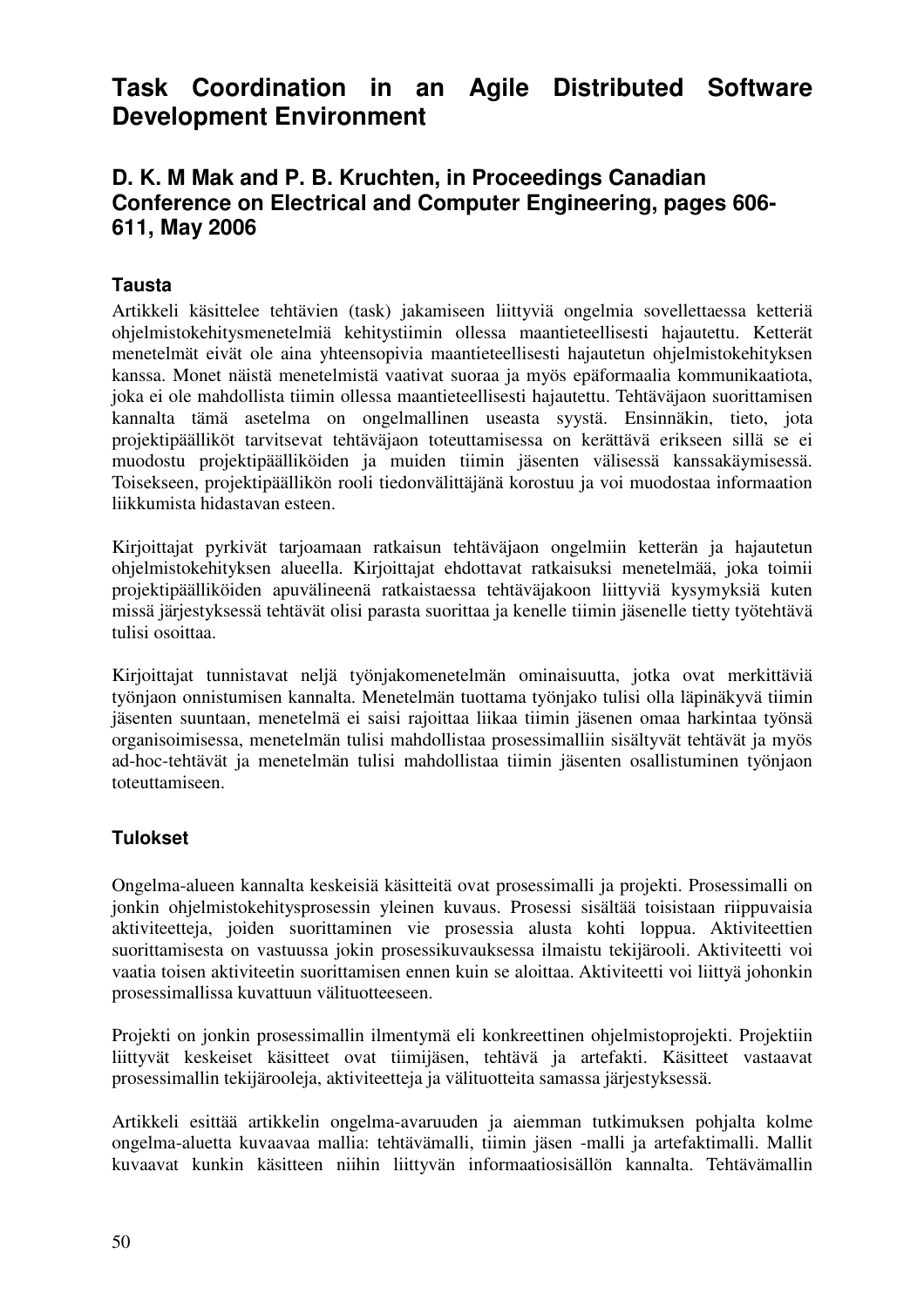# Task Coordination in an Agile Distributed Software Development Environment

## D. K. M Mak and P. B. Kruchten, in Proceedings Canadian Conference on Electrical and Computer Engineering, pages 606-611, May 2006

### Tausta

Artikkeli käsittelee tehtävien (task) jakamiseen liittyviä ongelmia sovellettaessa ketteriä ohjelmistokehitysmenetelmiä kehitystiimin ollessa maantieteellisesti hajautettu. Ketterät menetelmät eivät ole aina yhteensopivia maantieteellisesti hajautetun ohjelmistokehityksen kanssa. Monet näistä menetelmistä vaativat suoraa ja myös epäformaalia kommunikaatiota, joka ei ole mahdollista tiimin ollessa maantieteellisesti hajautettu. Tehtäväjaon suorittamisen kannalta tämä asetelma on ongelmallinen useasta syystä. Ensinnäkin, tieto, jota projektipäälliköt tarvitsevat tehtäväjaon toteuttamisessa on kerättävä erikseen sillä se ei muodostu projektipäälliköiden ja muiden tiimin jäsenten välisessä kanssakäymisessä. Toisekseen, projektipäällikön rooli tiedonvälittäjänä korostuu ja voi muodostaa informaation liikkumista hidastavan esteen.

Kirjoittajat pyrkivät tarjoamaan ratkaisun tehtäväjaon ongelmiin ketterän ja hajautetun ohjelmistokehityksen alueella. Kirjoittajat ehdottavat ratkaisuksi menetelmää, joka toimii projektipäälliköiden apuvälineenä ratkaistaessa tehtäväjakoon liittyviä kysymyksiä kuten missä järjestyksessä tehtävät olisi parasta suorittaa ja kenelle tiimin jäsenelle tietty työtehtävä tulisi osoittaa.

Kirjoittajat tunnistavat neljä työnjakomenetelmän ominaisuutta, jotka ovat merkittäviä työnjaon onnistumisen kannalta. Menetelmän tuottama työnjako tulisi olla läpinäkyvä tiimin jäsenten suuntaan, menetelmä ei saisi rajoittaa liikaa tiimin jäsenen omaa harkintaa työnsä organisoimisessa, menetelmän tulisi mahdollistaa prosessimalliin sisältyvät tehtävät ja myös ad-hoc-tehtävät ja menetelmän tulisi mahdollistaa tiimin jäsenten osallistuminen työnjaon toteuttamiseen.

### Tulokset

Ongelma-alueen kannalta keskeisiä käsitteitä ovat prosessimalli ja projekti. Prosessimalli on jonkin ohjelmistokehitysprosessin yleinen kuvaus. Prosessi sisältää toisistaan riippuvaisia aktiviteetteja, joiden suorittaminen vie prosessia alusta kohti loppua. Aktiviteettien suorittamisesta on vastuussa jokin prosessikuvauksessa ilmaistu tekijärooli. Aktiviteetti voi vaatia toisen aktiviteetin suorittamisen ennen kuin se aloittaa. Aktiviteetti voi liittyä johonkin prosessimallissa kuvattuun välituotteeseen.

Projekti on jonkin prosessimallin ilmentymä eli konkreettinen ohjelmistoprojekti. Projektiin liittyvät keskeiset käsitteet ovat tiimijäsen, tehtävä ja artefakti. Käsitteet vastaavat prosessimallin tekijärooleja, aktiviteetteja ja välituotteita samassa järjestyksessä.

Artikkeli esittää artikkelin ongelma-avaruuden ja aiemman tutkimuksen pohjalta kolme ongelma-aluetta kuvaavaa mallia: tehtävämalli, tiimin jäsen -malli ja artefaktimalli. Mallit kuvaavat kunkin käsitteen niihin liittyvän informaatiosisällön kannalta. Tehtävämallin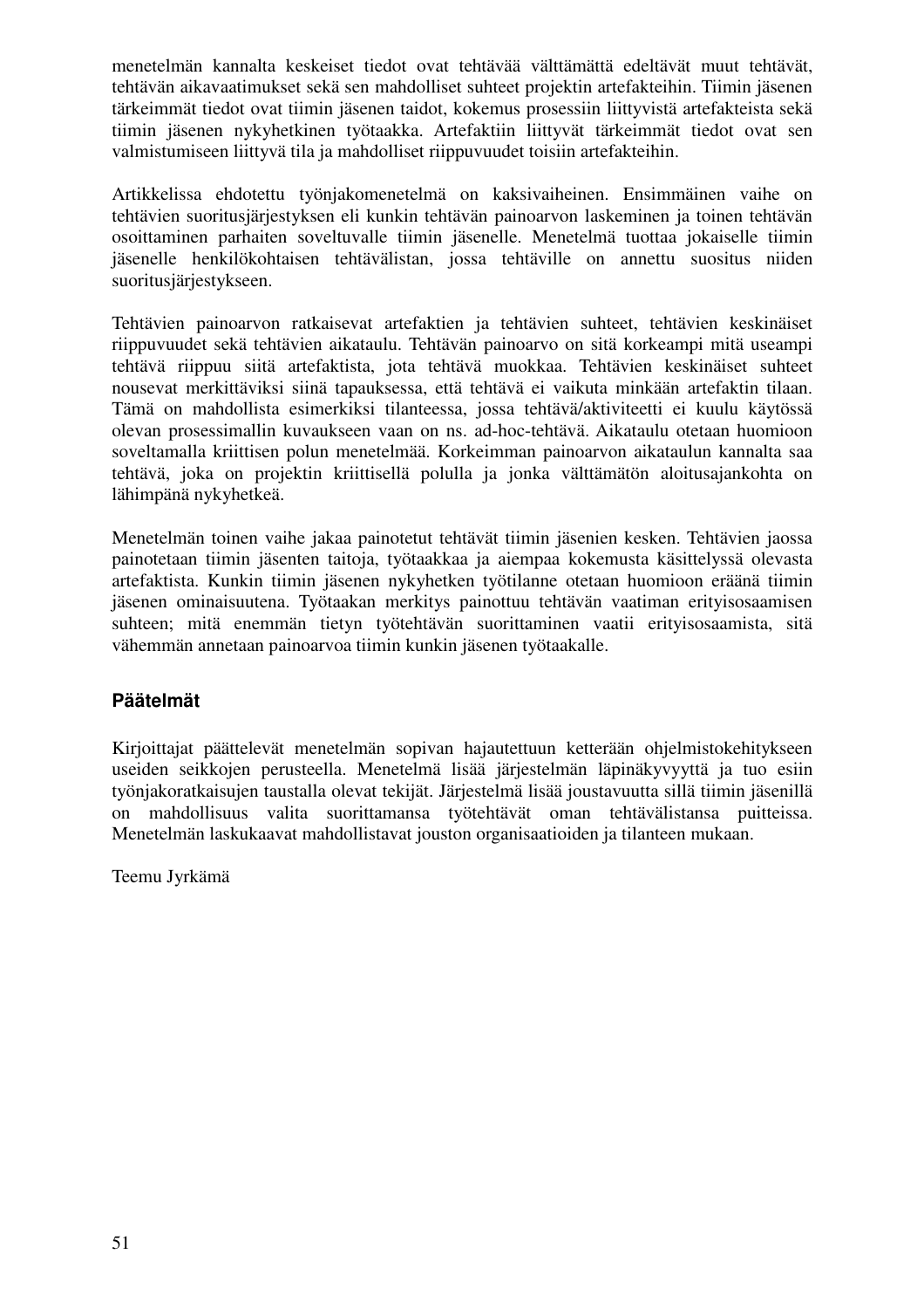menetelmän kannalta keskeiset tiedot ovat tehtävää välttämättä edeltävät muut tehtävät, tehtävän aikavaatimukset sekä sen mahdolliset suhteet projektin artefakteihin. Tiimin jäsenen tärkeimmät tiedot ovat tiimin jäsenen taidot, kokemus prosessiin liittyvistä artefakteista sekä tiimin jäsenen nykyhetkinen työtaakka. Artefaktiin liittyvät tärkeimmät tiedot ovat sen valmistumiseen liittyvä tila ja mahdolliset riippuvuudet toisiin artefakteihin.

Artikkelissa ehdotettu työnjakomenetelmä on kaksivaiheinen. Ensimmäinen vaihe on tehtävien suoritusjärjestyksen eli kunkin tehtävän painoarvon laskeminen ja toinen tehtävän osoittaminen parhaiten soveltuvalle tiimin jäsenelle. Menetelmä tuottaa jokaiselle tiimin jäsenelle henkilökohtaisen tehtävälistan, jossa tehtäville on annettu suositus niiden suoritusjärjestykseen.

Tehtävien painoarvon ratkaisevat artefaktien ja tehtävien suhteet, tehtävien keskinäiset riippuvuudet sekä tehtävien aikataulu. Tehtävän painoarvo on sitä korkeampi mitä useampi tehtävä riippuu siitä artefaktista, jota tehtävä muokkaa. Tehtävien keskinäiset suhteet nousevat merkittäviksi siinä tapauksessa, että tehtävä ei vaikuta minkään artefaktin tilaan. Tämä on mahdollista esimerkiksi tilanteessa, jossa tehtävä/aktiviteetti ei kuulu käytössä olevan prosessimallin kuvaukseen vaan on ns. ad-hoc-tehtävä. Aikataulu otetaan huomioon soveltamalla kriittisen polun menetelmää. Korkeimman painoarvon aikataulun kannalta saa tehtävä, joka on projektin kriittisellä polulla ja jonka välttämätön aloitusajankohta on lähimpänä nykyhetkeä.

Menetelmän toinen vaihe jakaa painotetut tehtävät tiimin jäsenien kesken. Tehtävien jaossa painotetaan tiimin jäsenten taitoja, työtaakkaa ja aiempaa kokemusta käsittelyssä olevasta artefaktista. Kunkin tiimin jäsenen nykyhetken työtilanne otetaan huomioon eräänä tiimin jäsenen ominaisuutena. Työtaakan merkitys painottuu tehtävän vaatiman erityisosaamisen suhteen; mitä enemmän tietyn työtehtävän suorittaminen vaatii erityisosaamista, sitä vähemmän annetaan painoarvoa tiimin kunkin jäsenen työtaakalle.

### Päätelmät

Kirjoittajat päättelevät menetelmän sopivan hajautettuun ketterään ohjelmistokehitykseen useiden seikkojen perusteella. Menetelmä lisää järjestelmän läpinäkyvyyttä ja tuo esiin työnjakoratkaisujen taustalla olevat tekijät. Järjestelmä lisää joustavuutta sillä tiimin jäsenillä on mahdollisuus valita suorittamansa työtehtävät oman tehtävälistansa puitteissa. Menetelmän laskukaavat mahdollistavat jouston organisaatioiden ja tilanteen mukaan.

Teemu Jyrkämä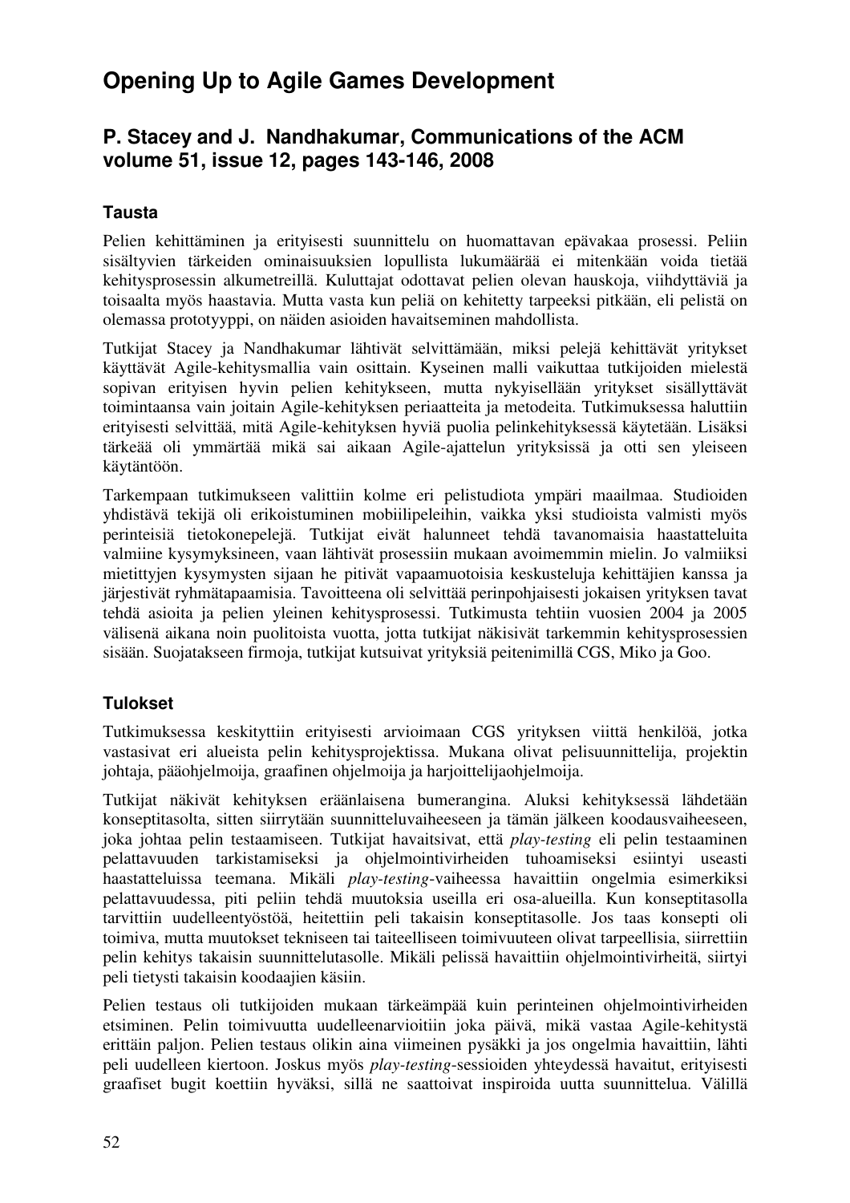# Opening Up to Agile Games Development

## P. Stacey and J. Nandhakumar, Communications of the ACM volume 51, issue 12, pages 143-146, 2008

### Tausta

Pelien kehittäminen ja erityisesti suunnittelu on huomattavan epävakaa prosessi. Peliin sisältyvien tärkeiden ominaisuuksien lopullista lukumäärää ei mitenkään voida tietää kehitysprosessin alkumetreillä. Kuluttajat odottavat pelien olevan hauskoja, viihdyttäviä ja toisaalta myös haastavia. Mutta vasta kun peliä on kehitetty tarpeeksi pitkään, eli pelistä on olemassa prototyyppi, on näiden asioiden havaitseminen mahdollista.

Tutkijat Stacey ja Nandhakumar lähtivät selvittämään, miksi pelejä kehittävät yritykset käyttävät Agile-kehitysmallia vain osittain. Kyseinen malli vaikuttaa tutkijoiden mielestä sopivan erityisen hyvin pelien kehitykseen, mutta nykyisellään yritykset sisällyttävät toimintaansa vain joitain Agile-kehityksen periaatteita ja metodeita. Tutkimuksessa haluttiin erityisesti selvittää, mitä Agile-kehityksen hyviä puolia pelinkehityksessä käytetään. Lisäksi tärkeää oli ymmärtää mikä sai aikaan Agile-ajattelun yrityksissä ja otti sen yleiseen käytäntöön.

Tarkempaan tutkimukseen valittiin kolme eri pelistudiota ympäri maailmaa. Studioiden yhdistävä tekijä oli erikoistuminen mobiilipeleihin, vaikka yksi studioista valmisti myös perinteisiä tietokonepelejä. Tutkijat eivät halunneet tehdä tavanomaisia haastatteluita valmiine kysymyksineen, vaan lähtivät prosessiin mukaan avoimemmin mielin. Jo valmiiksi mietittyjen kysymysten sijaan he pitivät vapaamuotoisia keskusteluja kehittäjien kanssa ja järjestivät ryhmätapaamisia. Tavoitteena oli selvittää perinpohjaisesti jokaisen yrityksen tavat tehdä asioita ja pelien yleinen kehitysprosessi. Tutkimusta tehtiin vuosien 2004 ja 2005 välisenä aikana noin puolitoista vuotta, jotta tutkijat näkisivät tarkemmin kehitysprosessien sisään. Suojatakseen firmoja, tutkijat kutsuivat yrityksiä peitenimillä CGS, Miko ja Goo.

### Tulokset

Tutkimuksessa keskityttiin erityisesti arvioimaan CGS yrityksen viittä henkilöä, jotka vastasivat eri alueista pelin kehitysprojektissa. Mukana olivat pelisuunnittelija, projektin johtaja, pääohjelmoija, graafinen ohjelmoija ja harjoittelijaohjelmoija.

Tutkijat näkivät kehityksen eräänlaisena bumerangina. Aluksi kehityksessä lähdetään konseptitasolta, sitten siirrytään suunnitteluvaiheeseen ja tämän jälkeen koodausvaiheeseen, joka johtaa pelin testaamiseen. Tutkijat havaitsivat, että *play-testing* eli pelin testaaminen pelattavuuden tarkistamiseksi ja ohjelmointivirheiden tuhoamiseksi esiintyi useasti haastatteluissa teemana. Mikäli *play-testing*-vaiheessa havaittiin ongelmia esimerkiksi pelattavuudessa, piti peliin tehdä muutoksia useilla eri osa-alueilla. Kun konseptitasolla tarvittiin uudelleentyöstöä, heitettiin peli takaisin konseptitasolle. Jos taas konsepti oli toimiva, mutta muutokset tekniseen tai taiteelliseen toimivuuteen olivat tarpeellisia, siirrettiin pelin kehitys takaisin suunnittelutasolle. Mikäli pelissä havaittiin ohjelmointivirheitä, siirtyi peli tietysti takaisin koodaajien käsiin.

Pelien testaus oli tutkijoiden mukaan tärkeämpää kuin perinteinen ohjelmointivirheiden etsiminen. Pelin toimivuutta uudelleenarvioitiin joka päivä, mikä vastaa Agile-kehitystä erittäin paljon. Pelien testaus olikin aina viimeinen pysäkki ja jos ongelmia havaittiin, lähti peli uudelleen kiertoon. Joskus myös *play-testing*-sessioiden yhteydessä havaitut, erityisesti graafiset bugit koettiin hyväksi, sillä ne saattoivat inspiroida uutta suunnittelua. Välillä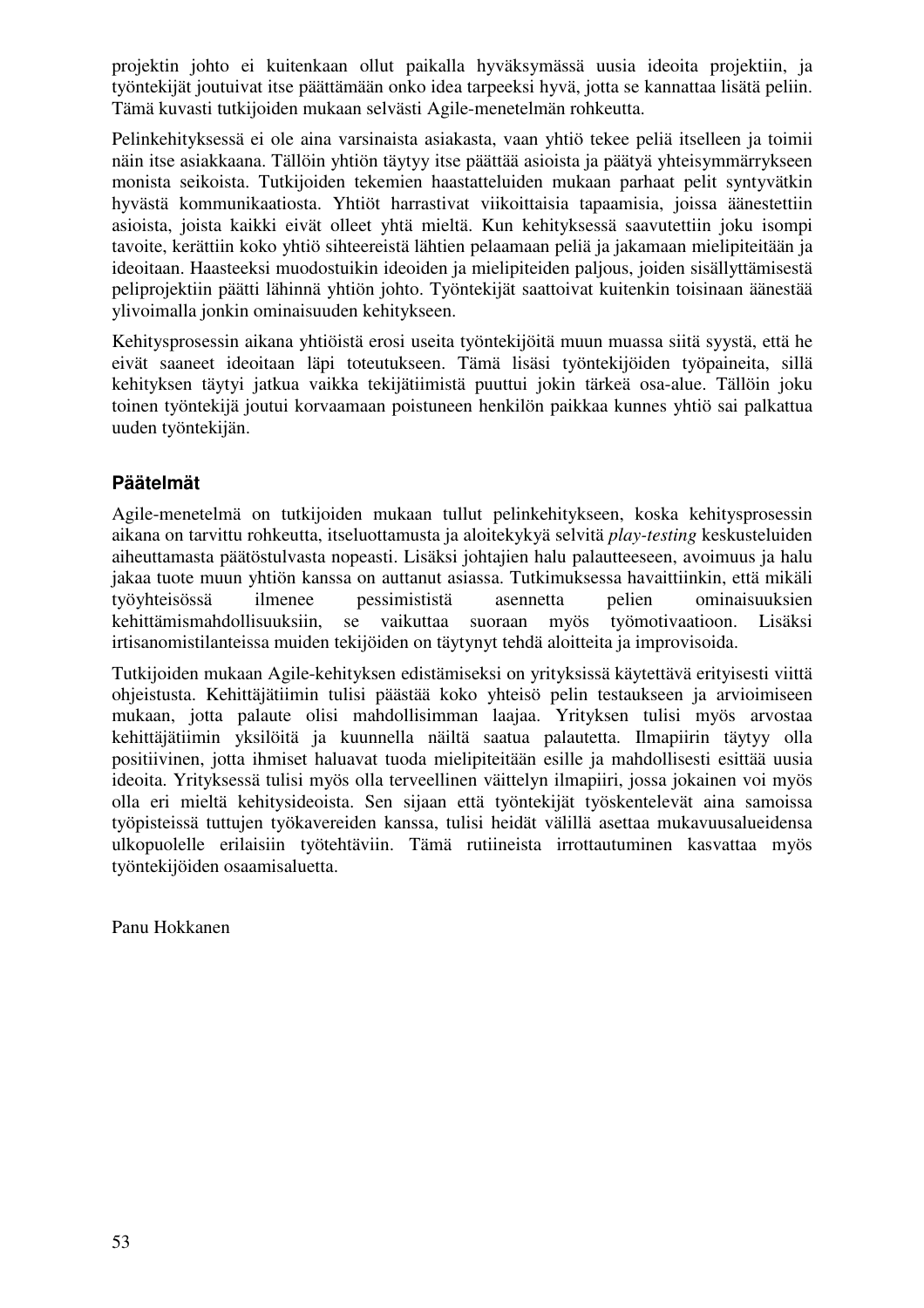projektin johto ei kuitenkaan ollut paikalla hyväksymässä uusia ideoita projektiin, ja työntekijät joutuivat itse päättämään onko idea tarpeeksi hyvä, jotta se kannattaa lisätä peliin. Tämä kuvasti tutkijoiden mukaan selvästi Agile-menetelmän rohkeutta.

Pelinkehityksessä ei ole aina varsinaista asiakasta, vaan yhtiö tekee peliä itselleen ja toimii näin itse asiakkaana. Tällöin yhtiön täytyy itse päättää asioista ja päätyä yhteisymmärrykseen monista seikoista. Tutkijoiden tekemien haastatteluiden mukaan parhaat pelit syntyvätkin hyvästä kommunikaatiosta. Yhtiöt harrastivat viikoittaisia tapaamisia, joissa äänestettiin asioista, joista kaikki eivät olleet yhtä mieltä. Kun kehityksessä saavutettiin joku isompi tavoite, kerättiin koko yhtiö sihteereistä lähtien pelaamaan peliä ja jakamaan mielipiteitään ja ideoitaan. Haasteeksi muodostuikin ideoiden ja mielipiteiden paljous, joiden sisällyttämisestä peliprojektiin päätti lähinnä yhtiön johto. Työntekijät saattoivat kuitenkin toisinaan äänestää ylivoimalla jonkin ominaisuuden kehitykseen.

Kehitysprosessin aikana yhtiöistä erosi useita työntekijöitä muun muassa siitä syystä, että he eivät saaneet ideoitaan läpi toteutukseen. Tämä lisäsi työntekijöiden työpaineita, sillä kehityksen täytyi jatkua vaikka tekijätiimistä puuttui jokin tärkeä osa-alue. Tällöin joku toinen työntekijä joutui korvaamaan poistuneen henkilön paikkaa kunnes yhtiö sai palkattua uuden työntekijän.

### Päätelmät

Agile-menetelmä on tutkijoiden mukaan tullut pelinkehitykseen, koska kehitysprosessin aikana on tarvittu rohkeutta, itseluottamusta ja aloitekykyä selvitä *play-testing* keskusteluiden aiheuttamasta päätöstulvasta nopeasti. Lisäksi johtajien halu palautteeseen, avoimuus ja halu jakaa tuote muun yhtiön kanssa on auttanut asiassa. Tutkimuksessa havaittiinkin, että mikäli työyhteisössä ilmenee pessimististä asennetta pelien ominaisuuksien kehittämismahdollisuuksiin, se vaikuttaa suoraan myös työmotivaatioon. Lisäksi irtisanomistilanteissa muiden tekijöiden on täytynyt tehdä aloitteita ja improvisoida.

Tutkijoiden mukaan Agile-kehityksen edistämiseksi on yrityksissä käytettävä erityisesti viittä ohjeistusta. Kehittäjätiimin tulisi päästää koko yhteisö pelin testaukseen ja arvioimiseen mukaan, jotta palaute olisi mahdollisimman laajaa. Yrityksen tulisi myös arvostaa kehittäjätiimin yksilöitä ja kuunnella näiltä saatua palautetta. Ilmapiirin täytyy olla positiivinen, jotta ihmiset haluavat tuoda mielipiteitään esille ja mahdollisesti esittää uusia ideoita. Yrityksessä tulisi myös olla terveellinen väittelyn ilmapiiri, jossa jokainen voi myös olla eri mieltä kehitysideoista. Sen sijaan että työntekijät työskentelevät aina samoissa työpisteissä tuttujen työkavereiden kanssa, tulisi heidät välillä asettaa mukavuusalueidensa ulkopuolelle erilaisiin työtehtäviin. Tämä rutiineista irrottautuminen kasvattaa myös työntekijöiden osaamisaluetta.

Panu Hokkanen